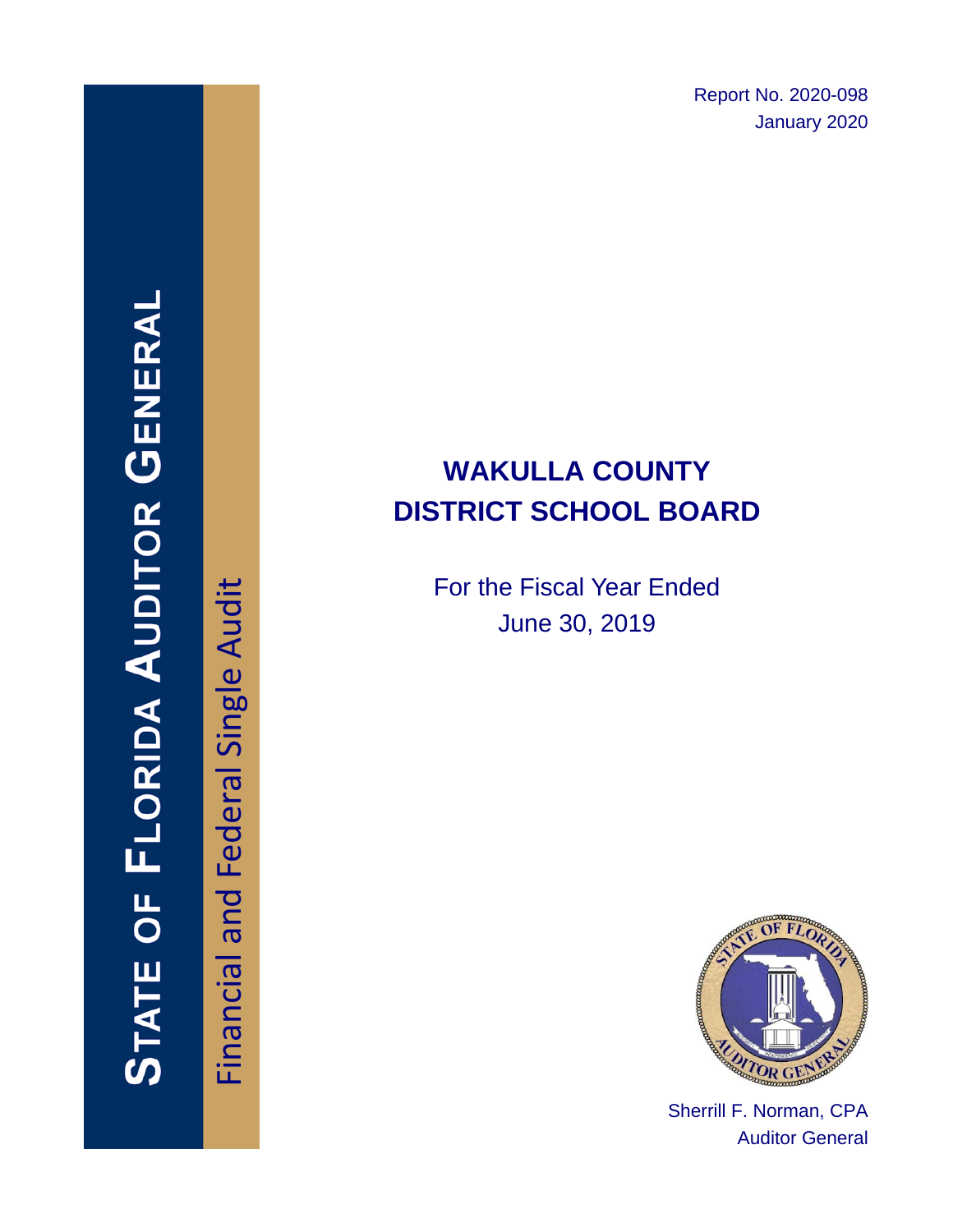Report No. 2020-098
January 2020

STATE OF FLORIDA AUDITOR GENERAL

Financial and Federal Single Audit

# WAKULLA COUNTY DISTRICT SCHOOL BOARD

For the Fiscal Year Ended
June 30, 2019

Sherrill F. Norman, CPA
Auditor General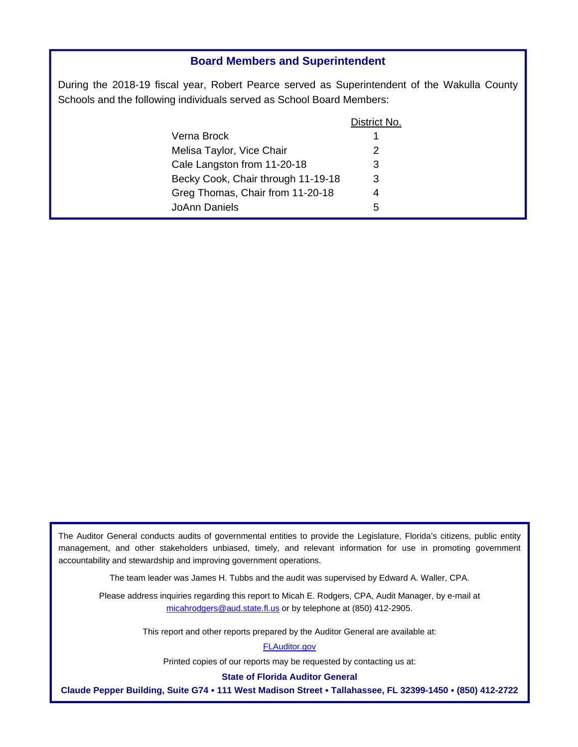## Board Members and Superintendent

During the 2018-19 fiscal year, Robert Pearce served as Superintendent of the Wakulla County Schools and the following individuals served as School Board Members:

| | District No. |
|---|---|
| Verna Brock | 1 |
| Melisa Taylor, Vice Chair | 2 |
| Cale Langston from 11-20-18 | 3 |
| Becky Cook, Chair through 11-19-18 | 3 |
| Greg Thomas, Chair from 11-20-18 | 4 |
| JoAnn Daniels | 5 |

The Auditor General conducts audits of governmental entities to provide the Legislature, Florida's citizens, public entity management, and other stakeholders unbiased, timely, and relevant information for use in promoting government accountability and stewardship and improving government operations.

The team leader was James H. Tubbs and the audit was supervised by Edward A. Waller, CPA.

Please address inquiries regarding this report to Micah E. Rodgers, CPA, Audit Manager, by e-mail at micahrodgers@aud.state.fl.us or by telephone at (850) 412-2905.

This report and other reports prepared by the Auditor General are available at:

FLAuditor.gov

Printed copies of our reports may be requested by contacting us at:

**State of Florida Auditor General**

**Claude Pepper Building, Suite G74 • 111 West Madison Street • Tallahassee, FL 32399-1450 • (850) 412-2722**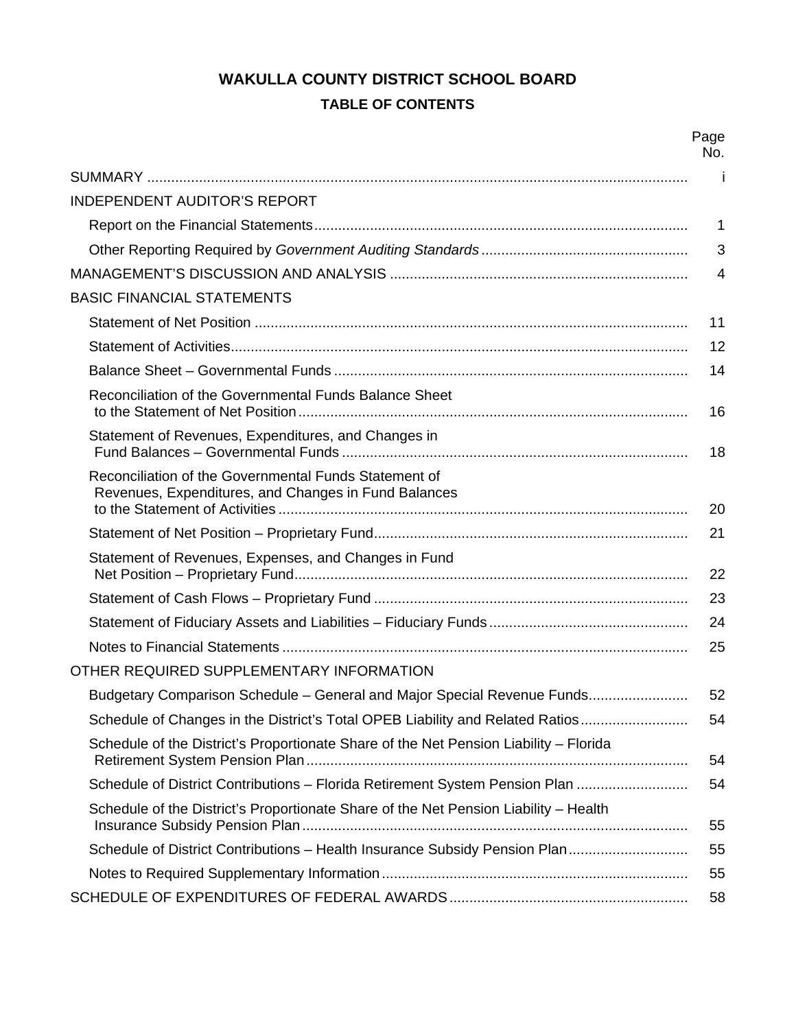# WAKULLA COUNTY DISTRICT SCHOOL BOARD

## TABLE OF CONTENTS

| | Page No. |
|---|---|
| SUMMARY | i |
| INDEPENDENT AUDITOR'S REPORT | |
| Report on the Financial Statements | 1 |
| Other Reporting Required by *Government Auditing Standards* | 3 |
| MANAGEMENT'S DISCUSSION AND ANALYSIS | 4 |
| BASIC FINANCIAL STATEMENTS | |
| Statement of Net Position | 11 |
| Statement of Activities | 12 |
| Balance Sheet – Governmental Funds | 14 |
| Reconciliation of the Governmental Funds Balance Sheet to the Statement of Net Position | 16 |
| Statement of Revenues, Expenditures, and Changes in Fund Balances – Governmental Funds | 18 |
| Reconciliation of the Governmental Funds Statement of Revenues, Expenditures, and Changes in Fund Balances to the Statement of Activities | 20 |
| Statement of Net Position – Proprietary Fund | 21 |
| Statement of Revenues, Expenses, and Changes in Fund Net Position – Proprietary Fund | 22 |
| Statement of Cash Flows – Proprietary Fund | 23 |
| Statement of Fiduciary Assets and Liabilities – Fiduciary Funds | 24 |
| Notes to Financial Statements | 25 |
| OTHER REQUIRED SUPPLEMENTARY INFORMATION | |
| Budgetary Comparison Schedule – General and Major Special Revenue Funds | 52 |
| Schedule of Changes in the District's Total OPEB Liability and Related Ratios | 54 |
| Schedule of the District's Proportionate Share of the Net Pension Liability – Florida Retirement System Pension Plan | 54 |
| Schedule of District Contributions – Florida Retirement System Pension Plan | 54 |
| Schedule of the District's Proportionate Share of the Net Pension Liability – Health Insurance Subsidy Pension Plan | 55 |
| Schedule of District Contributions – Health Insurance Subsidy Pension Plan | 55 |
| Notes to Required Supplementary Information | 55 |
| SCHEDULE OF EXPENDITURES OF FEDERAL AWARDS | 58 |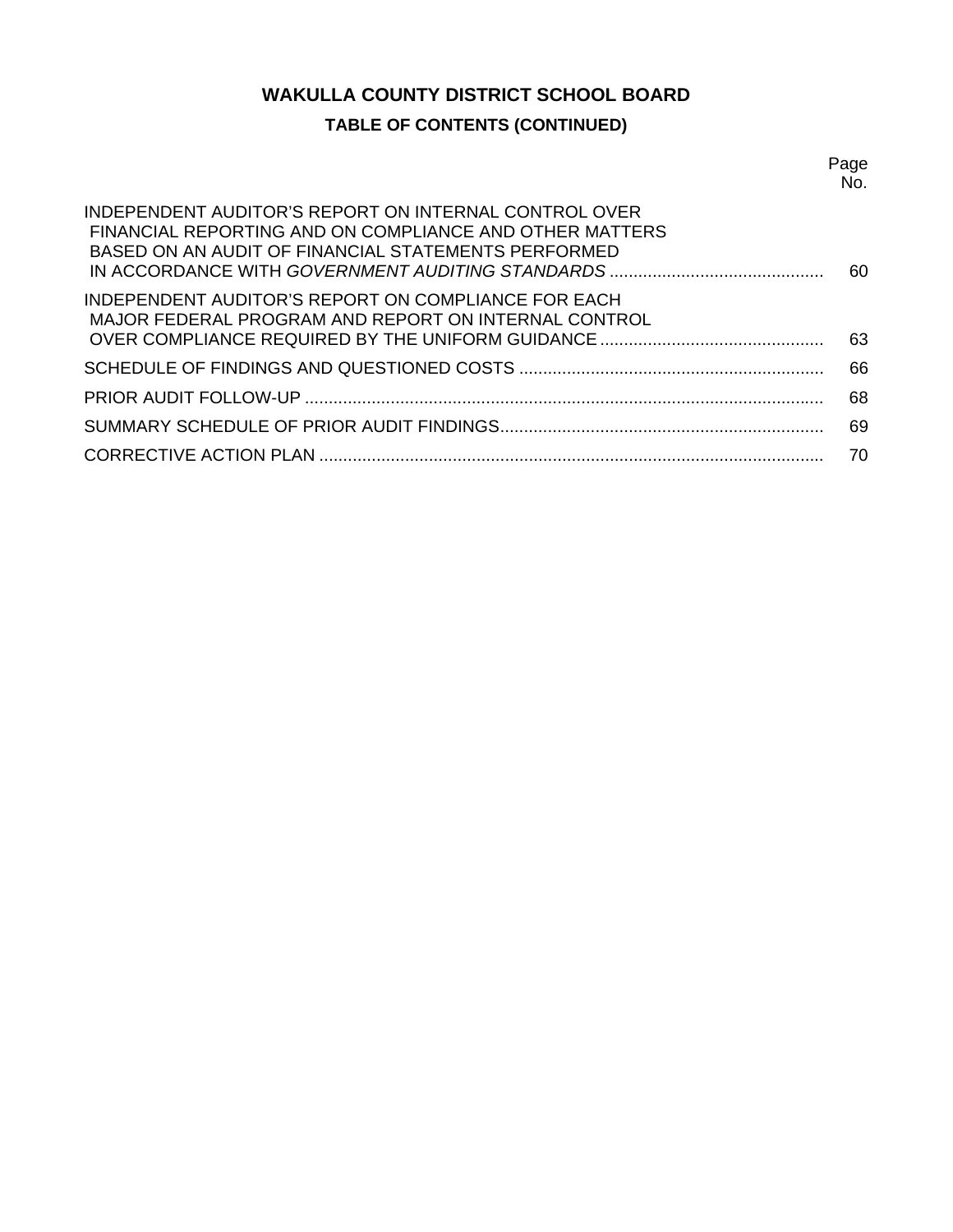# WAKULLA COUNTY DISTRICT SCHOOL BOARD

## TABLE OF CONTENTS (CONTINUED)

| | Page No. |
|---|---|
| INDEPENDENT AUDITOR'S REPORT ON INTERNAL CONTROL OVER FINANCIAL REPORTING AND ON COMPLIANCE AND OTHER MATTERS BASED ON AN AUDIT OF FINANCIAL STATEMENTS PERFORMED IN ACCORDANCE WITH *GOVERNMENT AUDITING STANDARDS* | 60 |
| INDEPENDENT AUDITOR'S REPORT ON COMPLIANCE FOR EACH MAJOR FEDERAL PROGRAM AND REPORT ON INTERNAL CONTROL OVER COMPLIANCE REQUIRED BY THE UNIFORM GUIDANCE | 63 |
| SCHEDULE OF FINDINGS AND QUESTIONED COSTS | 66 |
| PRIOR AUDIT FOLLOW-UP | 68 |
| SUMMARY SCHEDULE OF PRIOR AUDIT FINDINGS | 69 |
| CORRECTIVE ACTION PLAN | 70 |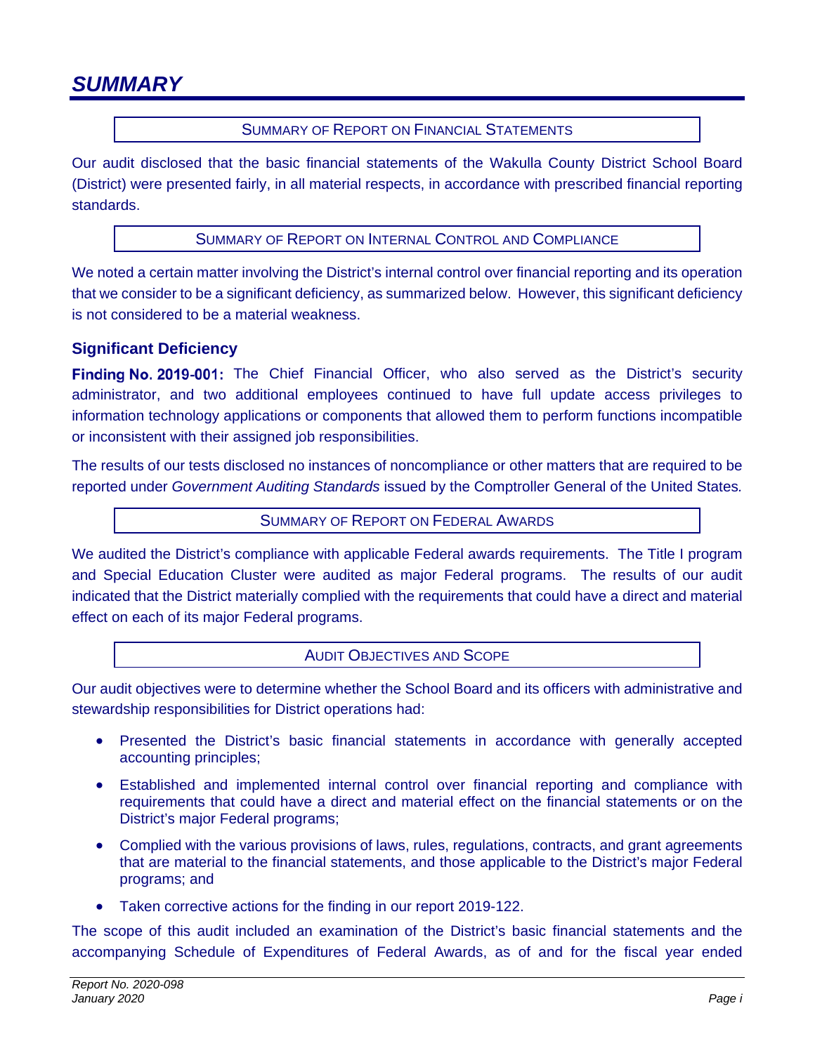# SUMMARY

### SUMMARY OF REPORT ON FINANCIAL STATEMENTS

Our audit disclosed that the basic financial statements of the Wakulla County District School Board (District) were presented fairly, in all material respects, in accordance with prescribed financial reporting standards.

### SUMMARY OF REPORT ON INTERNAL CONTROL AND COMPLIANCE

We noted a certain matter involving the District's internal control over financial reporting and its operation that we consider to be a significant deficiency, as summarized below. However, this significant deficiency is not considered to be a material weakness.

## Significant Deficiency

**Finding No. 2019-001:** The Chief Financial Officer, who also served as the District's security administrator, and two additional employees continued to have full update access privileges to information technology applications or components that allowed them to perform functions incompatible or inconsistent with their assigned job responsibilities.

The results of our tests disclosed no instances of noncompliance or other matters that are required to be reported under *Government Auditing Standards* issued by the Comptroller General of the United States.

### SUMMARY OF REPORT ON FEDERAL AWARDS

We audited the District's compliance with applicable Federal awards requirements. The Title I program and Special Education Cluster were audited as major Federal programs. The results of our audit indicated that the District materially complied with the requirements that could have a direct and material effect on each of its major Federal programs.

### AUDIT OBJECTIVES AND SCOPE

Our audit objectives were to determine whether the School Board and its officers with administrative and stewardship responsibilities for District operations had:

- Presented the District's basic financial statements in accordance with generally accepted accounting principles;
- Established and implemented internal control over financial reporting and compliance with requirements that could have a direct and material effect on the financial statements or on the District's major Federal programs;
- Complied with the various provisions of laws, rules, regulations, contracts, and grant agreements that are material to the financial statements, and those applicable to the District's major Federal programs; and
- Taken corrective actions for the finding in our report 2019-122.

The scope of this audit included an examination of the District's basic financial statements and the accompanying Schedule of Expenditures of Federal Awards, as of and for the fiscal year ended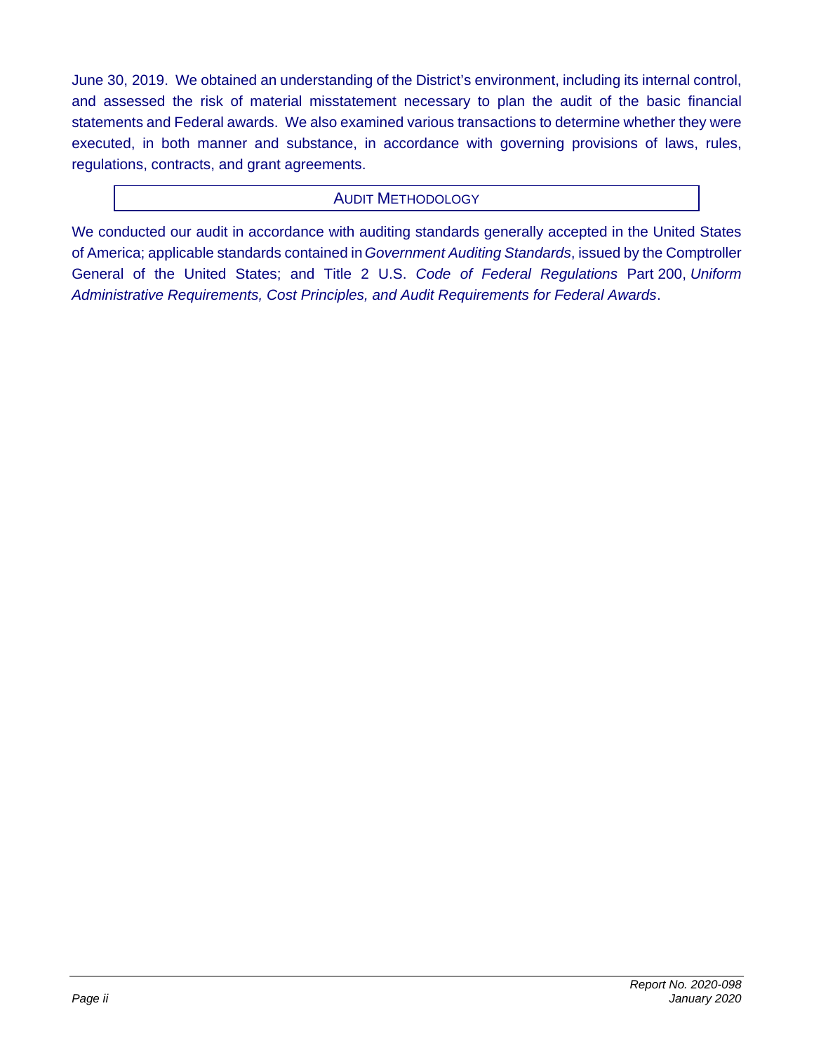June 30, 2019. We obtained an understanding of the District's environment, including its internal control, and assessed the risk of material misstatement necessary to plan the audit of the basic financial statements and Federal awards. We also examined various transactions to determine whether they were executed, in both manner and substance, in accordance with governing provisions of laws, rules, regulations, contracts, and grant agreements.

## AUDIT METHODOLOGY

We conducted our audit in accordance with auditing standards generally accepted in the United States of America; applicable standards contained in *Government Auditing Standards*, issued by the Comptroller General of the United States; and Title 2 U.S. *Code of Federal Regulations* Part 200, *Uniform Administrative Requirements, Cost Principles, and Audit Requirements for Federal Awards*.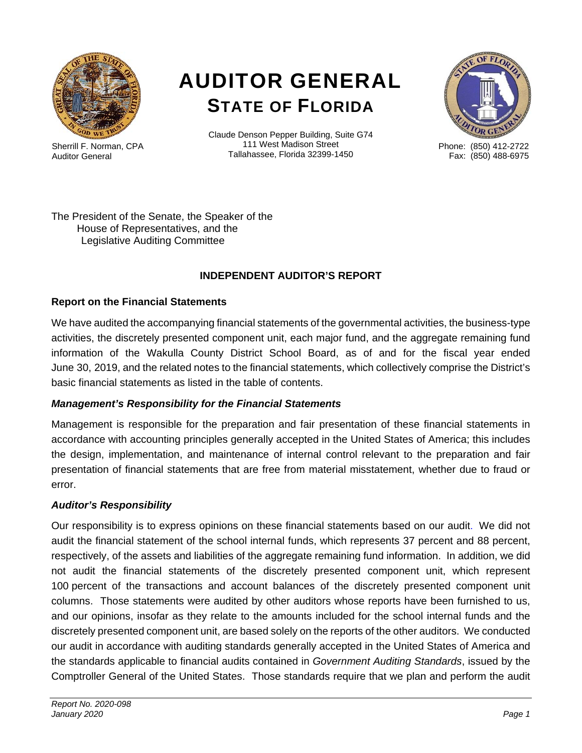# AUDITOR GENERAL
## STATE OF FLORIDA

Sherrill F. Norman, CPA
Auditor General

Claude Denson Pepper Building, Suite G74
111 West Madison Street
Tallahassee, Florida 32399-1450

Phone: (850) 412-2722
Fax: (850) 488-6975

The President of the Senate, the Speaker of the
House of Representatives, and the
Legislative Auditing Committee

### INDEPENDENT AUDITOR'S REPORT

#### Report on the Financial Statements

We have audited the accompanying financial statements of the governmental activities, the business-type activities, the discretely presented component unit, each major fund, and the aggregate remaining fund information of the Wakulla County District School Board, as of and for the fiscal year ended June 30, 2019, and the related notes to the financial statements, which collectively comprise the District's basic financial statements as listed in the table of contents.

#### *Management's Responsibility for the Financial Statements*

Management is responsible for the preparation and fair presentation of these financial statements in accordance with accounting principles generally accepted in the United States of America; this includes the design, implementation, and maintenance of internal control relevant to the preparation and fair presentation of financial statements that are free from material misstatement, whether due to fraud or error.

#### *Auditor's Responsibility*

Our responsibility is to express opinions on these financial statements based on our audit. We did not audit the financial statement of the school internal funds, which represents 37 percent and 88 percent, respectively, of the assets and liabilities of the aggregate remaining fund information. In addition, we did not audit the financial statements of the discretely presented component unit, which represent 100 percent of the transactions and account balances of the discretely presented component unit columns. Those statements were audited by other auditors whose reports have been furnished to us, and our opinions, insofar as they relate to the amounts included for the school internal funds and the discretely presented component unit, are based solely on the reports of the other auditors. We conducted our audit in accordance with auditing standards generally accepted in the United States of America and the standards applicable to financial audits contained in *Government Auditing Standards*, issued by the Comptroller General of the United States. Those standards require that we plan and perform the audit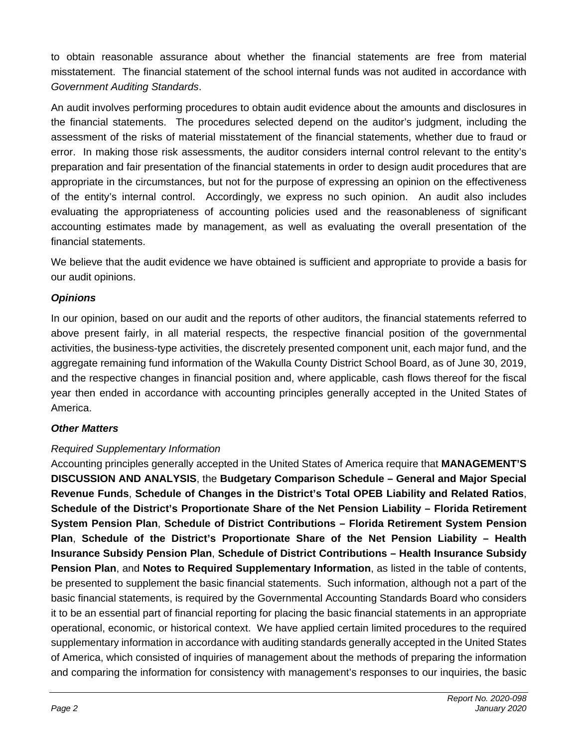to obtain reasonable assurance about whether the financial statements are free from material misstatement. The financial statement of the school internal funds was not audited in accordance with *Government Auditing Standards*.

An audit involves performing procedures to obtain audit evidence about the amounts and disclosures in the financial statements. The procedures selected depend on the auditor's judgment, including the assessment of the risks of material misstatement of the financial statements, whether due to fraud or error. In making those risk assessments, the auditor considers internal control relevant to the entity's preparation and fair presentation of the financial statements in order to design audit procedures that are appropriate in the circumstances, but not for the purpose of expressing an opinion on the effectiveness of the entity's internal control. Accordingly, we express no such opinion. An audit also includes evaluating the appropriateness of accounting policies used and the reasonableness of significant accounting estimates made by management, as well as evaluating the overall presentation of the financial statements.

We believe that the audit evidence we have obtained is sufficient and appropriate to provide a basis for our audit opinions.

### *Opinions*

In our opinion, based on our audit and the reports of other auditors, the financial statements referred to above present fairly, in all material respects, the respective financial position of the governmental activities, the business-type activities, the discretely presented component unit, each major fund, and the aggregate remaining fund information of the Wakulla County District School Board, as of June 30, 2019, and the respective changes in financial position and, where applicable, cash flows thereof for the fiscal year then ended in accordance with accounting principles generally accepted in the United States of America.

### *Other Matters*

*Required Supplementary Information*

Accounting principles generally accepted in the United States of America require that **MANAGEMENT'S DISCUSSION AND ANALYSIS**, the **Budgetary Comparison Schedule – General and Major Special Revenue Funds**, **Schedule of Changes in the District's Total OPEB Liability and Related Ratios**, **Schedule of the District's Proportionate Share of the Net Pension Liability – Florida Retirement System Pension Plan**, **Schedule of District Contributions – Florida Retirement System Pension Plan**, **Schedule of the District's Proportionate Share of the Net Pension Liability – Health Insurance Subsidy Pension Plan**, **Schedule of District Contributions – Health Insurance Subsidy Pension Plan**, and **Notes to Required Supplementary Information**, as listed in the table of contents, be presented to supplement the basic financial statements. Such information, although not a part of the basic financial statements, is required by the Governmental Accounting Standards Board who considers it to be an essential part of financial reporting for placing the basic financial statements in an appropriate operational, economic, or historical context. We have applied certain limited procedures to the required supplementary information in accordance with auditing standards generally accepted in the United States of America, which consisted of inquiries of management about the methods of preparing the information and comparing the information for consistency with management's responses to our inquiries, the basic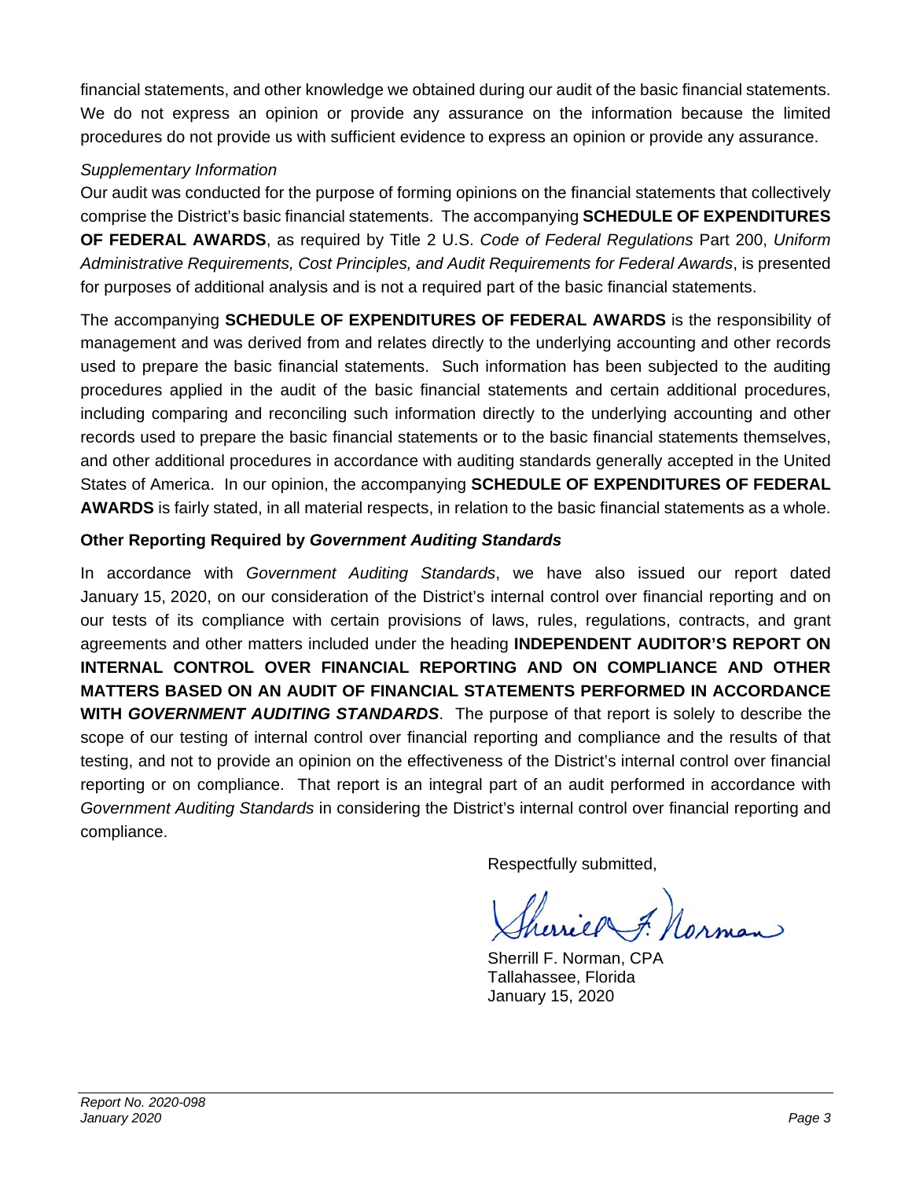financial statements, and other knowledge we obtained during our audit of the basic financial statements. We do not express an opinion or provide any assurance on the information because the limited procedures do not provide us with sufficient evidence to express an opinion or provide any assurance.

*Supplementary Information*

Our audit was conducted for the purpose of forming opinions on the financial statements that collectively comprise the District's basic financial statements. The accompanying **SCHEDULE OF EXPENDITURES OF FEDERAL AWARDS**, as required by Title 2 U.S. *Code of Federal Regulations* Part 200, *Uniform Administrative Requirements, Cost Principles, and Audit Requirements for Federal Awards*, is presented for purposes of additional analysis and is not a required part of the basic financial statements.

The accompanying **SCHEDULE OF EXPENDITURES OF FEDERAL AWARDS** is the responsibility of management and was derived from and relates directly to the underlying accounting and other records used to prepare the basic financial statements. Such information has been subjected to the auditing procedures applied in the audit of the basic financial statements and certain additional procedures, including comparing and reconciling such information directly to the underlying accounting and other records used to prepare the basic financial statements or to the basic financial statements themselves, and other additional procedures in accordance with auditing standards generally accepted in the United States of America. In our opinion, the accompanying **SCHEDULE OF EXPENDITURES OF FEDERAL AWARDS** is fairly stated, in all material respects, in relation to the basic financial statements as a whole.

**Other Reporting Required by *Government Auditing Standards***

In accordance with *Government Auditing Standards*, we have also issued our report dated January 15, 2020, on our consideration of the District's internal control over financial reporting and on our tests of its compliance with certain provisions of laws, rules, regulations, contracts, and grant agreements and other matters included under the heading **INDEPENDENT AUDITOR'S REPORT ON INTERNAL CONTROL OVER FINANCIAL REPORTING AND ON COMPLIANCE AND OTHER MATTERS BASED ON AN AUDIT OF FINANCIAL STATEMENTS PERFORMED IN ACCORDANCE WITH *GOVERNMENT AUDITING STANDARDS***. The purpose of that report is solely to describe the scope of our testing of internal control over financial reporting and compliance and the results of that testing, and not to provide an opinion on the effectiveness of the District's internal control over financial reporting or on compliance. That report is an integral part of an audit performed in accordance with *Government Auditing Standards* in considering the District's internal control over financial reporting and compliance.

Respectfully submitted,

Sherrill F. Norman

Sherrill F. Norman, CPA
Tallahassee, Florida
January 15, 2020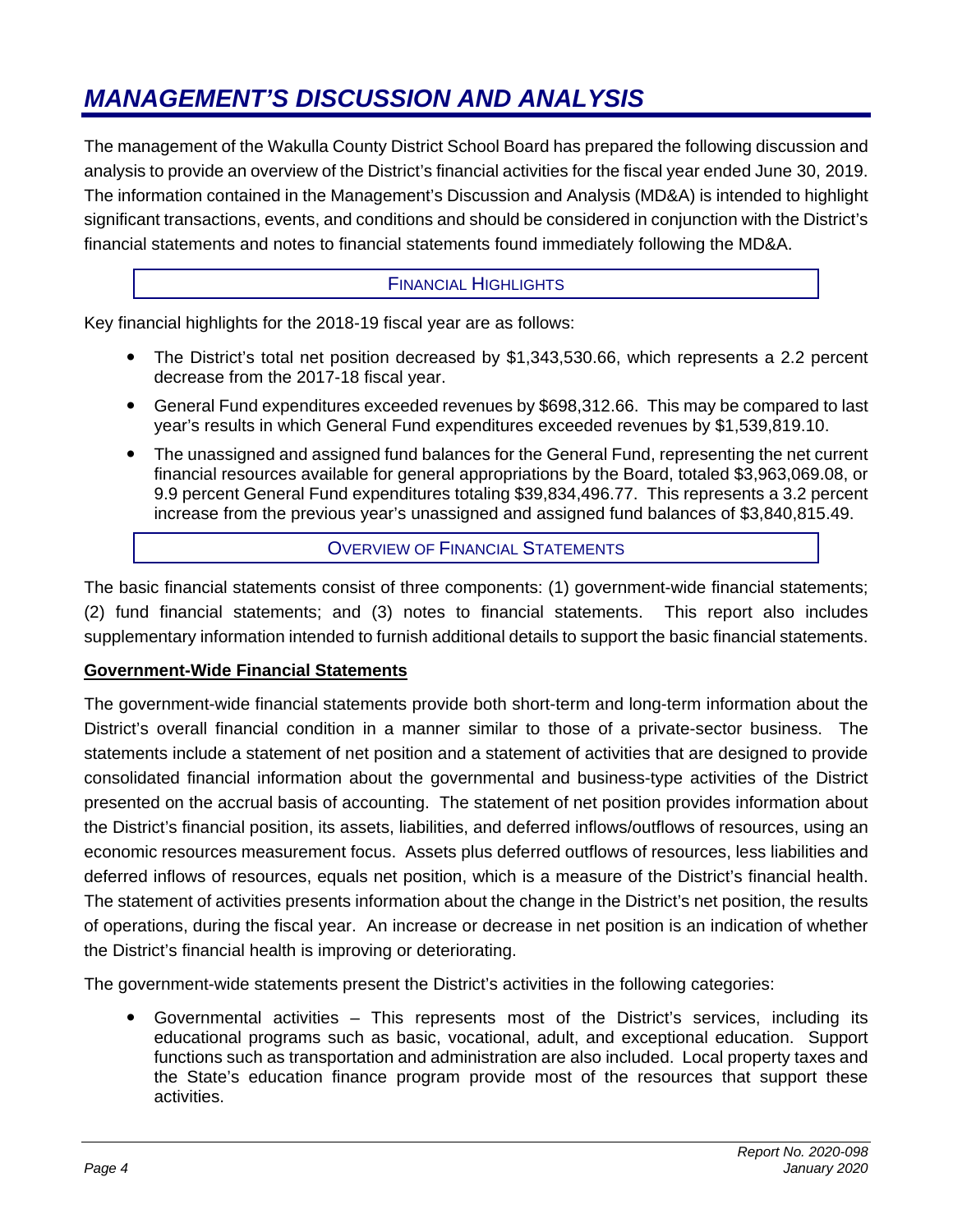# MANAGEMENT'S DISCUSSION AND ANALYSIS

The management of the Wakulla County District School Board has prepared the following discussion and analysis to provide an overview of the District's financial activities for the fiscal year ended June 30, 2019. The information contained in the Management's Discussion and Analysis (MD&A) is intended to highlight significant transactions, events, and conditions and should be considered in conjunction with the District's financial statements and notes to financial statements found immediately following the MD&A.

## FINANCIAL HIGHLIGHTS

Key financial highlights for the 2018-19 fiscal year are as follows:

- The District's total net position decreased by $1,343,530.66, which represents a 2.2 percent decrease from the 2017-18 fiscal year.
- General Fund expenditures exceeded revenues by $698,312.66. This may be compared to last year's results in which General Fund expenditures exceeded revenues by $1,539,819.10.
- The unassigned and assigned fund balances for the General Fund, representing the net current financial resources available for general appropriations by the Board, totaled $3,963,069.08, or 9.9 percent General Fund expenditures totaling $39,834,496.77. This represents a 3.2 percent increase from the previous year's unassigned and assigned fund balances of $3,840,815.49.

## OVERVIEW OF FINANCIAL STATEMENTS

The basic financial statements consist of three components: (1) government-wide financial statements; (2) fund financial statements; and (3) notes to financial statements. This report also includes supplementary information intended to furnish additional details to support the basic financial statements.

### Government-Wide Financial Statements

The government-wide financial statements provide both short-term and long-term information about the District's overall financial condition in a manner similar to those of a private-sector business. The statements include a statement of net position and a statement of activities that are designed to provide consolidated financial information about the governmental and business-type activities of the District presented on the accrual basis of accounting. The statement of net position provides information about the District's financial position, its assets, liabilities, and deferred inflows/outflows of resources, using an economic resources measurement focus. Assets plus deferred outflows of resources, less liabilities and deferred inflows of resources, equals net position, which is a measure of the District's financial health. The statement of activities presents information about the change in the District's net position, the results of operations, during the fiscal year. An increase or decrease in net position is an indication of whether the District's financial health is improving or deteriorating.

The government-wide statements present the District's activities in the following categories:

- Governmental activities – This represents most of the District's services, including its educational programs such as basic, vocational, adult, and exceptional education. Support functions such as transportation and administration are also included. Local property taxes and the State's education finance program provide most of the resources that support these activities.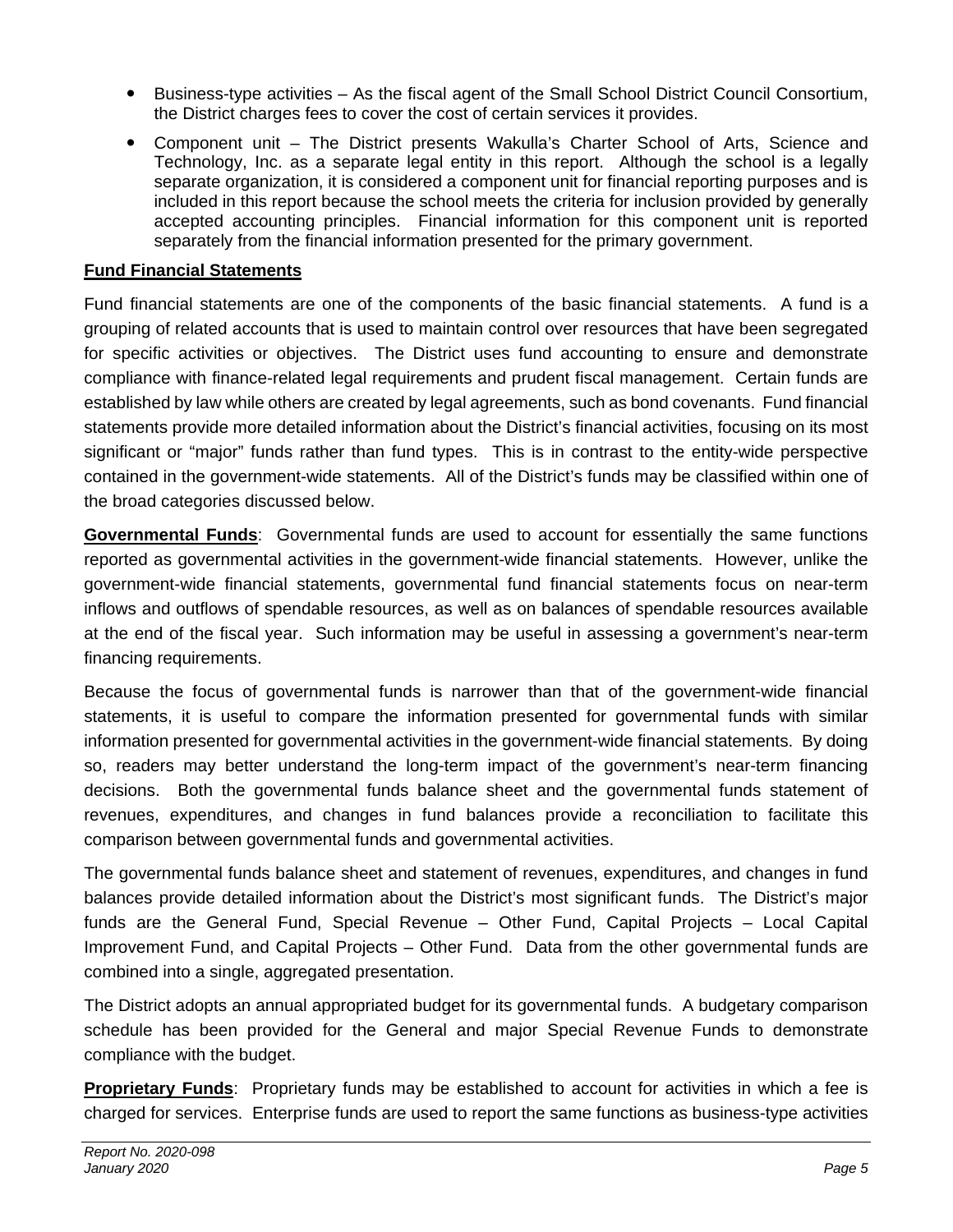- Business-type activities – As the fiscal agent of the Small School District Council Consortium, the District charges fees to cover the cost of certain services it provides.
- Component unit – The District presents Wakulla's Charter School of Arts, Science and Technology, Inc. as a separate legal entity in this report. Although the school is a legally separate organization, it is considered a component unit for financial reporting purposes and is included in this report because the school meets the criteria for inclusion provided by generally accepted accounting principles. Financial information for this component unit is reported separately from the financial information presented for the primary government.

**Fund Financial Statements**

Fund financial statements are one of the components of the basic financial statements. A fund is a grouping of related accounts that is used to maintain control over resources that have been segregated for specific activities or objectives. The District uses fund accounting to ensure and demonstrate compliance with finance-related legal requirements and prudent fiscal management. Certain funds are established by law while others are created by legal agreements, such as bond covenants. Fund financial statements provide more detailed information about the District's financial activities, focusing on its most significant or "major" funds rather than fund types. This is in contrast to the entity-wide perspective contained in the government-wide statements. All of the District's funds may be classified within one of the broad categories discussed below.

**Governmental Funds**: Governmental funds are used to account for essentially the same functions reported as governmental activities in the government-wide financial statements. However, unlike the government-wide financial statements, governmental fund financial statements focus on near-term inflows and outflows of spendable resources, as well as on balances of spendable resources available at the end of the fiscal year. Such information may be useful in assessing a government's near-term financing requirements.

Because the focus of governmental funds is narrower than that of the government-wide financial statements, it is useful to compare the information presented for governmental funds with similar information presented for governmental activities in the government-wide financial statements. By doing so, readers may better understand the long-term impact of the government's near-term financing decisions. Both the governmental funds balance sheet and the governmental funds statement of revenues, expenditures, and changes in fund balances provide a reconciliation to facilitate this comparison between governmental funds and governmental activities.

The governmental funds balance sheet and statement of revenues, expenditures, and changes in fund balances provide detailed information about the District's most significant funds. The District's major funds are the General Fund, Special Revenue – Other Fund, Capital Projects – Local Capital Improvement Fund, and Capital Projects – Other Fund. Data from the other governmental funds are combined into a single, aggregated presentation.

The District adopts an annual appropriated budget for its governmental funds. A budgetary comparison schedule has been provided for the General and major Special Revenue Funds to demonstrate compliance with the budget.

**Proprietary Funds**: Proprietary funds may be established to account for activities in which a fee is charged for services. Enterprise funds are used to report the same functions as business-type activities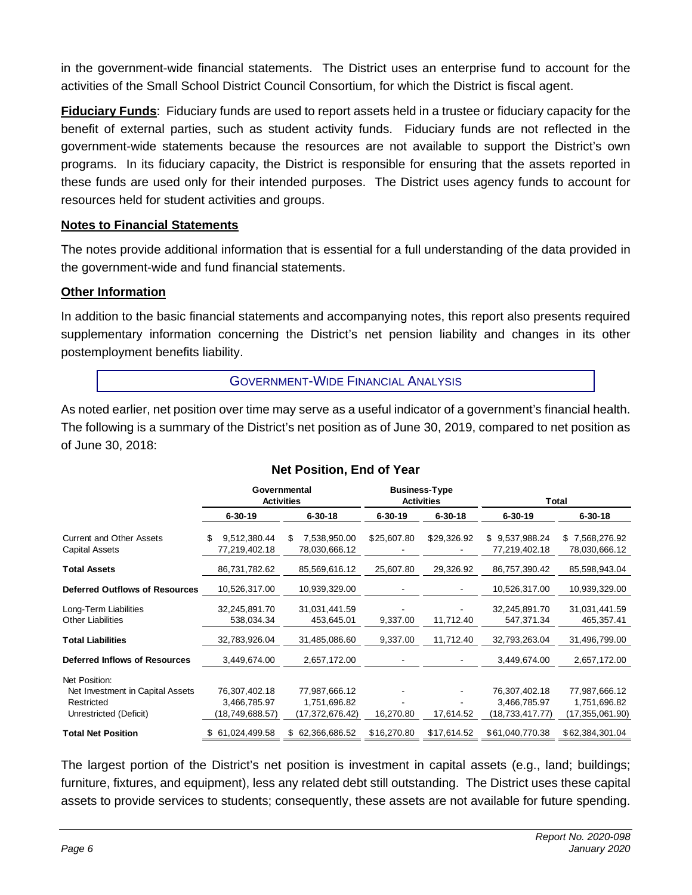in the government-wide financial statements. The District uses an enterprise fund to account for the activities of the Small School District Council Consortium, for which the District is fiscal agent.

**Fiduciary Funds**: Fiduciary funds are used to report assets held in a trustee or fiduciary capacity for the benefit of external parties, such as student activity funds. Fiduciary funds are not reflected in the government-wide statements because the resources are not available to support the District's own programs. In its fiduciary capacity, the District is responsible for ensuring that the assets reported in these funds are used only for their intended purposes. The District uses agency funds to account for resources held for student activities and groups.

**Notes to Financial Statements**

The notes provide additional information that is essential for a full understanding of the data provided in the government-wide and fund financial statements.

**Other Information**

In addition to the basic financial statements and accompanying notes, this report also presents required supplementary information concerning the District's net pension liability and changes in its other postemployment benefits liability.

## GOVERNMENT-WIDE FINANCIAL ANALYSIS

As noted earlier, net position over time may serve as a useful indicator of a government's financial health. The following is a summary of the District's net position as of June 30, 2019, compared to net position as of June 30, 2018:

**Net Position, End of Year**

| | Governmental Activities | | Business-Type Activities | | Total | |
|---|---|---|---|---|---|---|
| | 6-30-19 | 6-30-18 | 6-30-19 | 6-30-18 | 6-30-19 | 6-30-18 |
| Current and Other Assets | $ 9,512,380.44 | $ 7,538,950.00 | $25,607.80 | $29,326.92 | $ 9,537,988.24 | $ 7,568,276.92 |
| Capital Assets | 77,219,402.18 | 78,030,666.12 | - | - | 77,219,402.18 | 78,030,666.12 |
| **Total Assets** | 86,731,782.62 | 85,569,616.12 | 25,607.80 | 29,326.92 | 86,757,390.42 | 85,598,943.04 |
| **Deferred Outflows of Resources** | 10,526,317.00 | 10,939,329.00 | - | - | 10,526,317.00 | 10,939,329.00 |
| Long-Term Liabilities | 32,245,891.70 | 31,031,441.59 | - | - | 32,245,891.70 | 31,031,441.59 |
| Other Liabilities | 538,034.34 | 453,645.01 | 9,337.00 | 11,712.40 | 547,371.34 | 465,357.41 |
| **Total Liabilities** | 32,783,926.04 | 31,485,086.60 | 9,337.00 | 11,712.40 | 32,793,263.04 | 31,496,799.00 |
| **Deferred Inflows of Resources** | 3,449,674.00 | 2,657,172.00 | - | - | 3,449,674.00 | 2,657,172.00 |
| Net Position: | | | | | | |
| Net Investment in Capital Assets | 76,307,402.18 | 77,987,666.12 | - | - | 76,307,402.18 | 77,987,666.12 |
| Restricted | 3,466,785.97 | 1,751,696.82 | - | - | 3,466,785.97 | 1,751,696.82 |
| Unrestricted (Deficit) | (18,749,688.57) | (17,372,676.42) | 16,270.80 | 17,614.52 | (18,733,417.77) | (17,355,061.90) |
| **Total Net Position** | $ 61,024,499.58 | $ 62,366,686.52 | $16,270.80 | $17,614.52 | $61,040,770.38 | $62,384,301.04 |

The largest portion of the District's net position is investment in capital assets (e.g., land; buildings; furniture, fixtures, and equipment), less any related debt still outstanding. The District uses these capital assets to provide services to students; consequently, these assets are not available for future spending.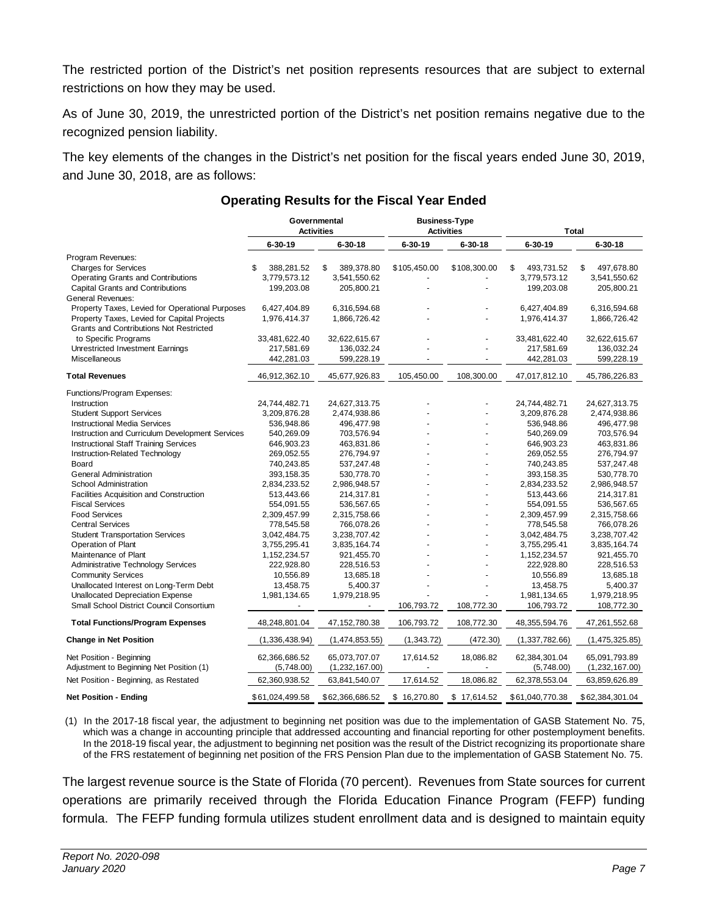The restricted portion of the District's net position represents resources that are subject to external restrictions on how they may be used.

As of June 30, 2019, the unrestricted portion of the District's net position remains negative due to the recognized pension liability.

The key elements of the changes in the District's net position for the fiscal years ended June 30, 2019, and June 30, 2018, are as follows:

**Operating Results for the Fiscal Year Ended**

| | Governmental Activities | | Business-Type Activities | | Total | |
|---|---|---|---|---|---|---|
| | 6-30-19 | 6-30-18 | 6-30-19 | 6-30-18 | 6-30-19 | 6-30-18 |
| Program Revenues: | | | | | | |
| Charges for Services | $ 388,281.52 | $ 389,378.80 | $105,450.00 | $108,300.00 | $ 493,731.52 | $ 497,678.80 |
| Operating Grants and Contributions | 3,779,573.12 | 3,541,550.62 | - | - | 3,779,573.12 | 3,541,550.62 |
| Capital Grants and Contributions | 199,203.08 | 205,800.21 | - | - | 199,203.08 | 205,800.21 |
| General Revenues: | | | | | | |
| Property Taxes, Levied for Operational Purposes | 6,427,404.89 | 6,316,594.68 | - | - | 6,427,404.89 | 6,316,594.68 |
| Property Taxes, Levied for Capital Projects | 1,976,414.37 | 1,866,726.42 | - | - | 1,976,414.37 | 1,866,726.42 |
| Grants and Contributions Not Restricted to Specific Programs | 33,481,622.40 | 32,622,615.67 | - | - | 33,481,622.40 | 32,622,615.67 |
| Unrestricted Investment Earnings | 217,581.69 | 136,032.24 | - | - | 217,581.69 | 136,032.24 |
| Miscellaneous | 442,281.03 | 599,228.19 | - | - | 442,281.03 | 599,228.19 |
| **Total Revenues** | 46,912,362.10 | 45,677,926.83 | 105,450.00 | 108,300.00 | 47,017,812.10 | 45,786,226.83 |
| Functions/Program Expenses: | | | | | | |
| Instruction | 24,744,482.71 | 24,627,313.75 | - | - | 24,744,482.71 | 24,627,313.75 |
| Student Support Services | 3,209,876.28 | 2,474,938.86 | - | - | 3,209,876.28 | 2,474,938.86 |
| Instructional Media Services | 536,948.86 | 496,477.98 | - | - | 536,948.86 | 496,477.98 |
| Instruction and Curriculum Development Services | 540,269.09 | 703,576.94 | - | - | 540,269.09 | 703,576.94 |
| Instructional Staff Training Services | 646,903.23 | 463,831.86 | - | - | 646,903.23 | 463,831.86 |
| Instruction-Related Technology | 269,052.55 | 276,794.97 | - | - | 269,052.55 | 276,794.97 |
| Board | 740,243.85 | 537,247.48 | - | - | 740,243.85 | 537,247.48 |
| General Administration | 393,158.35 | 530,778.70 | - | - | 393,158.35 | 530,778.70 |
| School Administration | 2,834,233.52 | 2,986,948.57 | - | - | 2,834,233.52 | 2,986,948.57 |
| Facilities Acquisition and Construction | 513,443.66 | 214,317.81 | - | - | 513,443.66 | 214,317.81 |
| Fiscal Services | 554,091.55 | 536,567.65 | - | - | 554,091.55 | 536,567.65 |
| Food Services | 2,309,457.99 | 2,315,758.66 | - | - | 2,309,457.99 | 2,315,758.66 |
| Central Services | 778,545.58 | 766,078.26 | - | - | 778,545.58 | 766,078.26 |
| Student Transportation Services | 3,042,484.75 | 3,238,707.42 | - | - | 3,042,484.75 | 3,238,707.42 |
| Operation of Plant | 3,755,295.41 | 3,835,164.74 | - | - | 3,755,295.41 | 3,835,164.74 |
| Maintenance of Plant | 1,152,234.57 | 921,455.70 | - | - | 1,152,234.57 | 921,455.70 |
| Administrative Technology Services | 222,928.80 | 228,516.53 | - | - | 222,928.80 | 228,516.53 |
| Community Services | 10,556.89 | 13,685.18 | - | - | 10,556.89 | 13,685.18 |
| Unallocated Interest on Long-Term Debt | 13,458.75 | 5,400.37 | - | - | 13,458.75 | 5,400.37 |
| Unallocated Depreciation Expense | 1,981,134.65 | 1,979,218.95 | - | - | 1,981,134.65 | 1,979,218.95 |
| Small School District Council Consortium | - | - | 106,793.72 | 108,772.30 | 106,793.72 | 108,772.30 |
| **Total Functions/Program Expenses** | 48,248,801.04 | 47,152,780.38 | 106,793.72 | 108,772.30 | 48,355,594.76 | 47,261,552.68 |
| **Change in Net Position** | (1,336,438.94) | (1,474,853.55) | (1,343.72) | (472.30) | (1,337,782.66) | (1,475,325.85) |
| Net Position - Beginning | 62,366,686.52 | 65,073,707.07 | 17,614.52 | 18,086.82 | 62,384,301.04 | 65,091,793.89 |
| Adjustment to Beginning Net Position (1) | (5,748.00) | (1,232,167.00) | - | - | (5,748.00) | (1,232,167.00) |
| Net Position - Beginning, as Restated | 62,360,938.52 | 63,841,540.07 | 17,614.52 | 18,086.82 | 62,378,553.04 | 63,859,626.89 |
| **Net Position - Ending** | $61,024,499.58 | $62,366,686.52 | $ 16,270.80 | $ 17,614.52 | $61,040,770.38 | $62,384,301.04 |

(1) In the 2017-18 fiscal year, the adjustment to beginning net position was due to the implementation of GASB Statement No. 75, which was a change in accounting principle that addressed accounting and financial reporting for other postemployment benefits. In the 2018-19 fiscal year, the adjustment to beginning net position was the result of the District recognizing its proportionate share of the FRS restatement of beginning net position of the FRS Pension Plan due to the implementation of GASB Statement No. 75.

The largest revenue source is the State of Florida (70 percent). Revenues from State sources for current operations are primarily received through the Florida Education Finance Program (FEFP) funding formula. The FEFP funding formula utilizes student enrollment data and is designed to maintain equity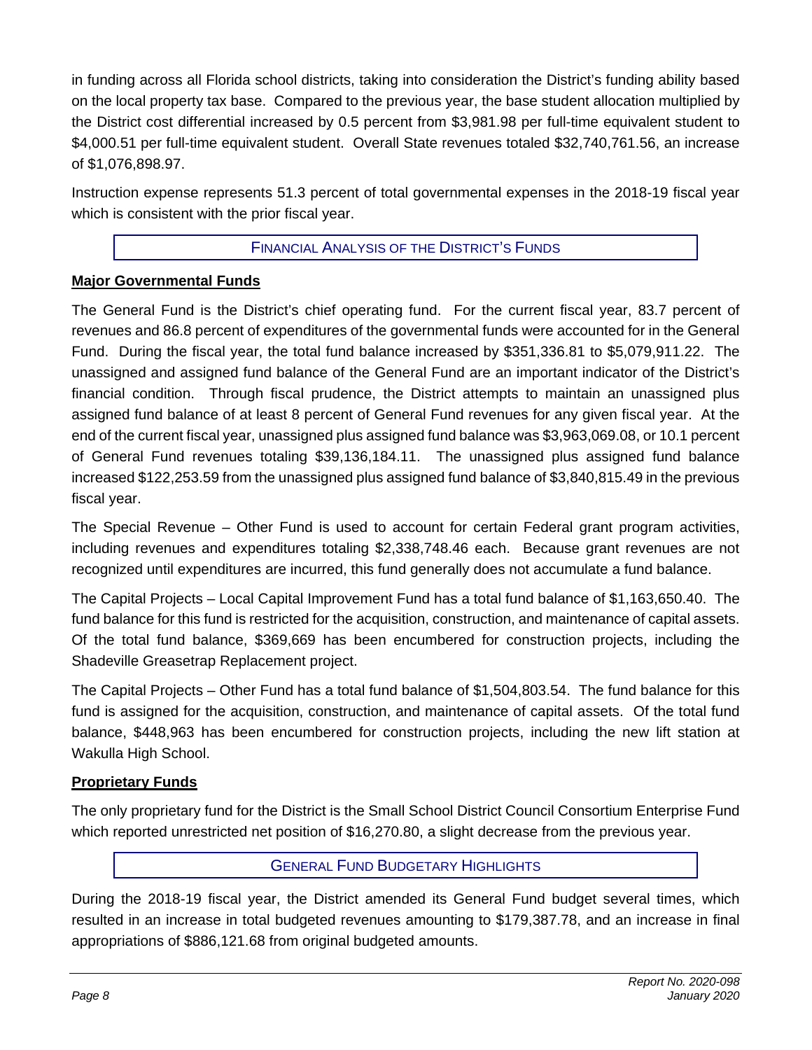in funding across all Florida school districts, taking into consideration the District's funding ability based on the local property tax base. Compared to the previous year, the base student allocation multiplied by the District cost differential increased by 0.5 percent from $3,981.98 per full-time equivalent student to $4,000.51 per full-time equivalent student. Overall State revenues totaled $32,740,761.56, an increase of $1,076,898.97.

Instruction expense represents 51.3 percent of total governmental expenses in the 2018-19 fiscal year which is consistent with the prior fiscal year.

## FINANCIAL ANALYSIS OF THE DISTRICT'S FUNDS

### Major Governmental Funds

The General Fund is the District's chief operating fund. For the current fiscal year, 83.7 percent of revenues and 86.8 percent of expenditures of the governmental funds were accounted for in the General Fund. During the fiscal year, the total fund balance increased by $351,336.81 to $5,079,911.22. The unassigned and assigned fund balance of the General Fund are an important indicator of the District's financial condition. Through fiscal prudence, the District attempts to maintain an unassigned plus assigned fund balance of at least 8 percent of General Fund revenues for any given fiscal year. At the end of the current fiscal year, unassigned plus assigned fund balance was $3,963,069.08, or 10.1 percent of General Fund revenues totaling $39,136,184.11. The unassigned plus assigned fund balance increased $122,253.59 from the unassigned plus assigned fund balance of $3,840,815.49 in the previous fiscal year.

The Special Revenue – Other Fund is used to account for certain Federal grant program activities, including revenues and expenditures totaling $2,338,748.46 each. Because grant revenues are not recognized until expenditures are incurred, this fund generally does not accumulate a fund balance.

The Capital Projects – Local Capital Improvement Fund has a total fund balance of $1,163,650.40. The fund balance for this fund is restricted for the acquisition, construction, and maintenance of capital assets. Of the total fund balance, $369,669 has been encumbered for construction projects, including the Shadeville Greasetrap Replacement project.

The Capital Projects – Other Fund has a total fund balance of $1,504,803.54. The fund balance for this fund is assigned for the acquisition, construction, and maintenance of capital assets. Of the total fund balance, $448,963 has been encumbered for construction projects, including the new lift station at Wakulla High School.

### Proprietary Funds

The only proprietary fund for the District is the Small School District Council Consortium Enterprise Fund which reported unrestricted net position of $16,270.80, a slight decrease from the previous year.

## GENERAL FUND BUDGETARY HIGHLIGHTS

During the 2018-19 fiscal year, the District amended its General Fund budget several times, which resulted in an increase in total budgeted revenues amounting to $179,387.78, and an increase in final appropriations of $886,121.68 from original budgeted amounts.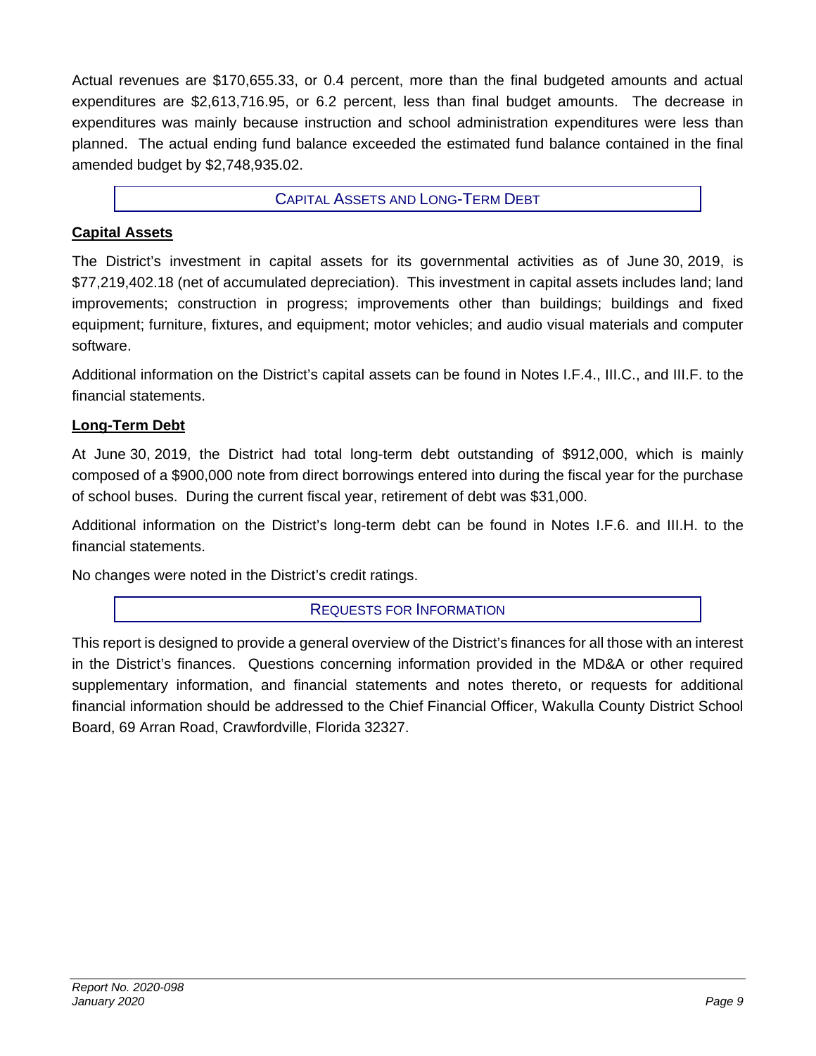Actual revenues are $170,655.33, or 0.4 percent, more than the final budgeted amounts and actual expenditures are $2,613,716.95, or 6.2 percent, less than final budget amounts. The decrease in expenditures was mainly because instruction and school administration expenditures were less than planned. The actual ending fund balance exceeded the estimated fund balance contained in the final amended budget by $2,748,935.02.

## Capital Assets and Long-Term Debt

### Capital Assets

The District's investment in capital assets for its governmental activities as of June 30, 2019, is $77,219,402.18 (net of accumulated depreciation). This investment in capital assets includes land; land improvements; construction in progress; improvements other than buildings; buildings and fixed equipment; furniture, fixtures, and equipment; motor vehicles; and audio visual materials and computer software.

Additional information on the District's capital assets can be found in Notes I.F.4., III.C., and III.F. to the financial statements.

### Long-Term Debt

At June 30, 2019, the District had total long-term debt outstanding of $912,000, which is mainly composed of a $900,000 note from direct borrowings entered into during the fiscal year for the purchase of school buses. During the current fiscal year, retirement of debt was $31,000.

Additional information on the District's long-term debt can be found in Notes I.F.6. and III.H. to the financial statements.

No changes were noted in the District's credit ratings.

## Requests for Information

This report is designed to provide a general overview of the District's finances for all those with an interest in the District's finances. Questions concerning information provided in the MD&A or other required supplementary information, and financial statements and notes thereto, or requests for additional financial information should be addressed to the Chief Financial Officer, Wakulla County District School Board, 69 Arran Road, Crawfordville, Florida 32327.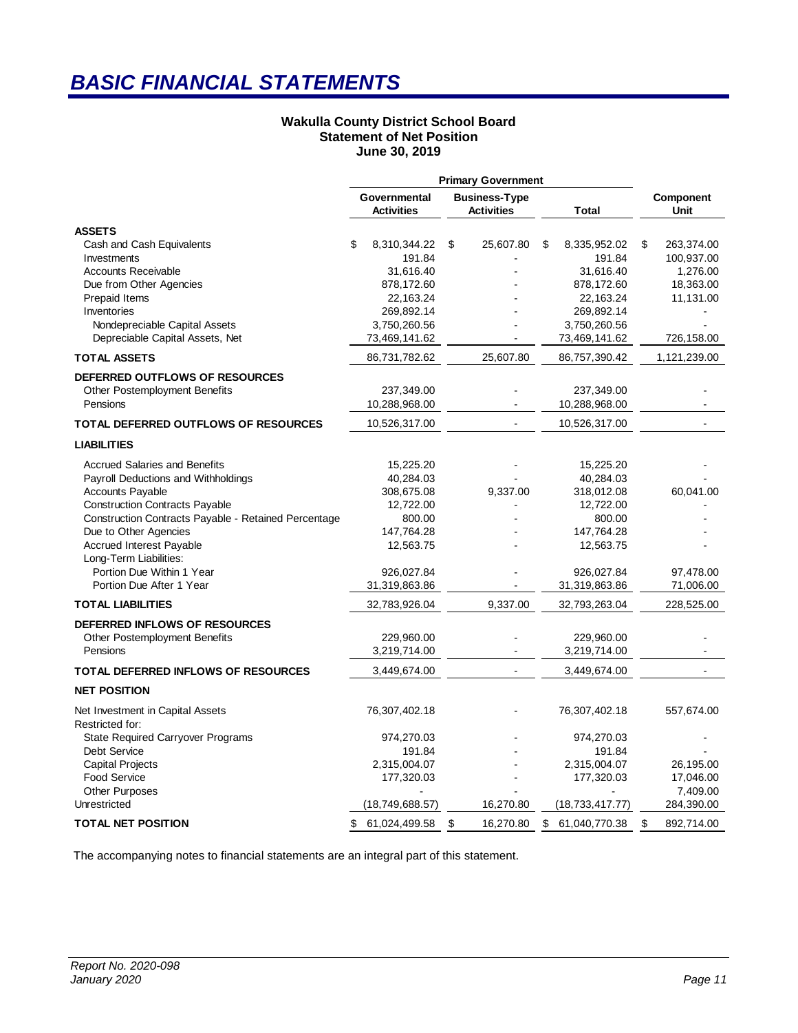# BASIC FINANCIAL STATEMENTS

**Wakulla County District School Board**
**Statement of Net Position**
**June 30, 2019**

| | Primary Government | | | |
|---|---|---|---|---|
| | Governmental Activities | Business-Type Activities | Total | Component Unit |
| **ASSETS** | | | | |
| Cash and Cash Equivalents | $ 8,310,344.22 | $ 25,607.80 | $ 8,335,952.02 | $ 263,374.00 |
| Investments | 191.84 | - | 191.84 | 100,937.00 |
| Accounts Receivable | 31,616.40 | - | 31,616.40 | 1,276.00 |
| Due from Other Agencies | 878,172.60 | - | 878,172.60 | 18,363.00 |
| Prepaid Items | 22,163.24 | - | 22,163.24 | 11,131.00 |
| Inventories | 269,892.14 | - | 269,892.14 | - |
| Nondepreciable Capital Assets | 3,750,260.56 | - | 3,750,260.56 | - |
| Depreciable Capital Assets, Net | 73,469,141.62 | - | 73,469,141.62 | 726,158.00 |
| **TOTAL ASSETS** | 86,731,782.62 | 25,607.80 | 86,757,390.42 | 1,121,239.00 |
| **DEFERRED OUTFLOWS OF RESOURCES** | | | | |
| Other Postemployment Benefits | 237,349.00 | - | 237,349.00 | - |
| Pensions | 10,288,968.00 | - | 10,288,968.00 | - |
| **TOTAL DEFERRED OUTFLOWS OF RESOURCES** | 10,526,317.00 | - | 10,526,317.00 | - |
| **LIABILITIES** | | | | |
| Accrued Salaries and Benefits | 15,225.20 | - | 15,225.20 | - |
| Payroll Deductions and Withholdings | 40,284.03 | - | 40,284.03 | - |
| Accounts Payable | 308,675.08 | 9,337.00 | 318,012.08 | 60,041.00 |
| Construction Contracts Payable | 12,722.00 | - | 12,722.00 | - |
| Construction Contracts Payable - Retained Percentage | 800.00 | - | 800.00 | - |
| Due to Other Agencies | 147,764.28 | - | 147,764.28 | - |
| Accrued Interest Payable | 12,563.75 | - | 12,563.75 | - |
| Long-Term Liabilities: | | | | |
| Portion Due Within 1 Year | 926,027.84 | - | 926,027.84 | 97,478.00 |
| Portion Due After 1 Year | 31,319,863.86 | - | 31,319,863.86 | 71,006.00 |
| **TOTAL LIABILITIES** | 32,783,926.04 | 9,337.00 | 32,793,263.04 | 228,525.00 |
| **DEFERRED INFLOWS OF RESOURCES** | | | | |
| Other Postemployment Benefits | 229,960.00 | - | 229,960.00 | - |
| Pensions | 3,219,714.00 | - | 3,219,714.00 | - |
| **TOTAL DEFERRED INFLOWS OF RESOURCES** | 3,449,674.00 | - | 3,449,674.00 | - |
| **NET POSITION** | | | | |
| Net Investment in Capital Assets | 76,307,402.18 | - | 76,307,402.18 | 557,674.00 |
| Restricted for: | | | | |
| State Required Carryover Programs | 974,270.03 | - | 974,270.03 | - |
| Debt Service | 191.84 | - | 191.84 | - |
| Capital Projects | 2,315,004.07 | - | 2,315,004.07 | 26,195.00 |
| Food Service | 177,320.03 | - | 177,320.03 | 17,046.00 |
| Other Purposes | - | - | - | 7,409.00 |
| Unrestricted | (18,749,688.57) | 16,270.80 | (18,733,417.77) | 284,390.00 |
| **TOTAL NET POSITION** | $ 61,024,499.58 | $ 16,270.80 | $ 61,040,770.38 | $ 892,714.00 |

The accompanying notes to financial statements are an integral part of this statement.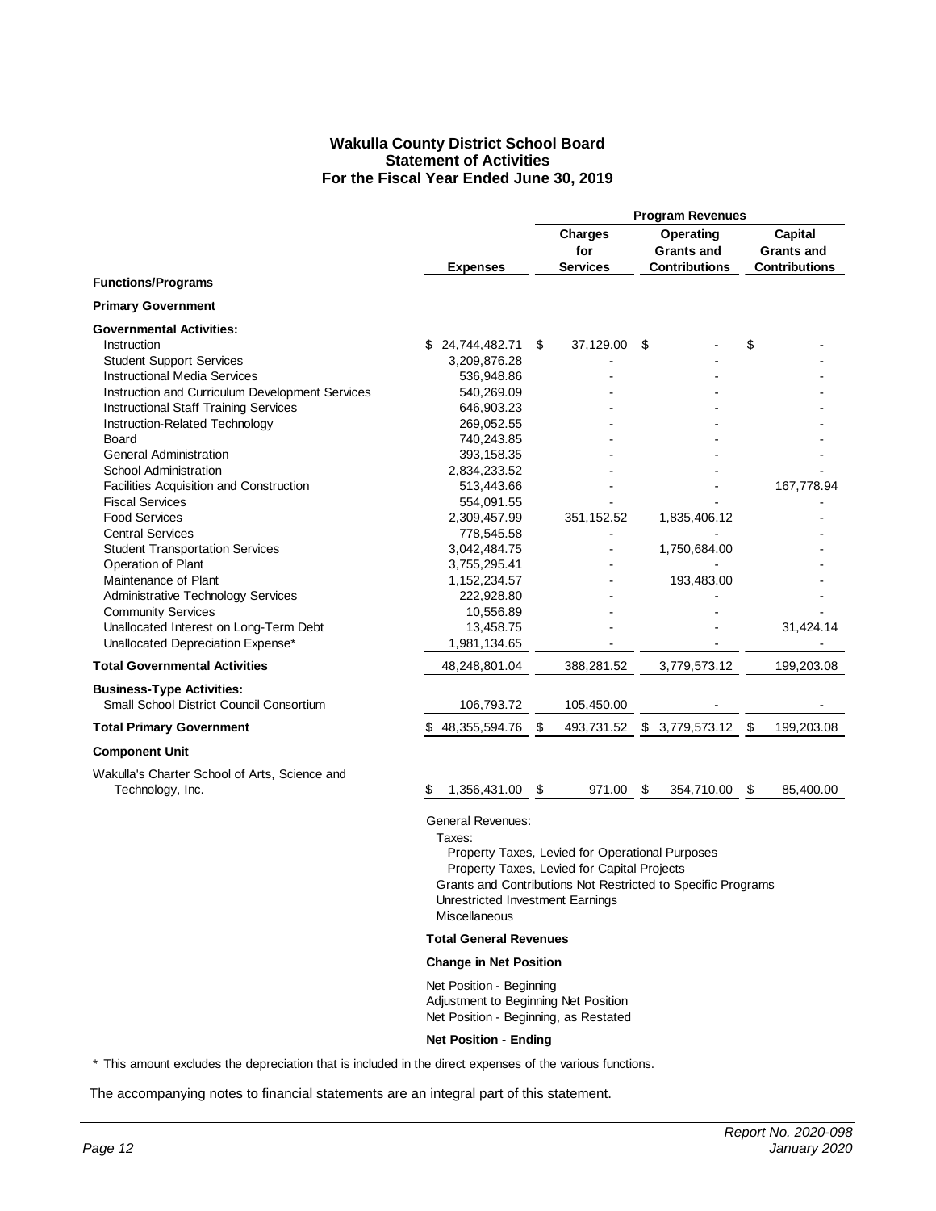# Wakulla County District School Board
## Statement of Activities
### For the Fiscal Year Ended June 30, 2019

| Functions/Programs | Expenses | Program Revenues: Charges for Services | Program Revenues: Operating Grants and Contributions | Program Revenues: Capital Grants and Contributions |
|---|---|---|---|---|
| **Primary Government** | | | | |
| **Governmental Activities:** | | | | |
| Instruction | $ 24,744,482.71 | $ 37,129.00 | $ - | $ - |
| Student Support Services | 3,209,876.28 | - | - | - |
| Instructional Media Services | 536,948.86 | - | - | - |
| Instruction and Curriculum Development Services | 540,269.09 | - | - | - |
| Instructional Staff Training Services | 646,903.23 | - | - | - |
| Instruction-Related Technology | 269,052.55 | - | - | - |
| Board | 740,243.85 | - | - | - |
| General Administration | 393,158.35 | - | - | - |
| School Administration | 2,834,233.52 | - | - | - |
| Facilities Acquisition and Construction | 513,443.66 | - | - | 167,778.94 |
| Fiscal Services | 554,091.55 | - | - | - |
| Food Services | 2,309,457.99 | 351,152.52 | 1,835,406.12 | - |
| Central Services | 778,545.58 | - | - | - |
| Student Transportation Services | 3,042,484.75 | - | 1,750,684.00 | - |
| Operation of Plant | 3,755,295.41 | - | - | - |
| Maintenance of Plant | 1,152,234.57 | - | 193,483.00 | - |
| Administrative Technology Services | 222,928.80 | - | - | - |
| Community Services | 10,556.89 | - | - | - |
| Unallocated Interest on Long-Term Debt | 13,458.75 | - | - | 31,424.14 |
| Unallocated Depreciation Expense* | 1,981,134.65 | - | - | - |
| **Total Governmental Activities** | 48,248,801.04 | 388,281.52 | 3,779,573.12 | 199,203.08 |
| **Business-Type Activities:** | | | | |
| Small School District Council Consortium | 106,793.72 | 105,450.00 | - | - |
| **Total Primary Government** | $ 48,355,594.76 | $ 493,731.52 | $ 3,779,573.12 | $ 199,203.08 |
| **Component Unit** | | | | |
| Wakulla's Charter School of Arts, Science and Technology, Inc. | $ 1,356,431.00 | $ 971.00 | $ 354,710.00 | $ 85,400.00 |

General Revenues:
- Taxes:
  - Property Taxes, Levied for Operational Purposes
  - Property Taxes, Levied for Capital Projects
- Grants and Contributions Not Restricted to Specific Programs
- Unrestricted Investment Earnings
- Miscellaneous

**Total General Revenues**

**Change in Net Position**

Net Position - Beginning
Adjustment to Beginning Net Position
Net Position - Beginning, as Restated

**Net Position - Ending**

\* This amount excludes the depreciation that is included in the direct expenses of the various functions.

The accompanying notes to financial statements are an integral part of this statement.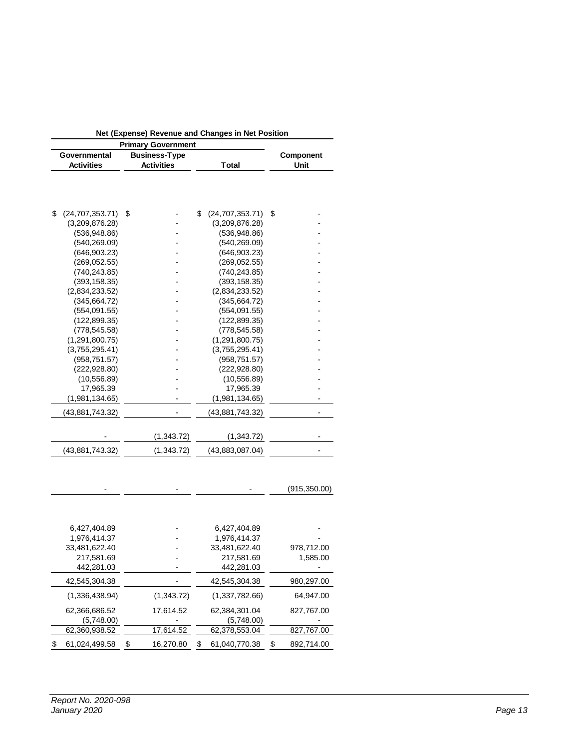| Net (Expense) Revenue and Changes in Net Position | | | |
|---|---|---|---|
| Primary Government | | | |
| Governmental Activities | Business-Type Activities | Total | Component Unit |
| | | | |
| $ (24,707,353.71) | $ - | $ (24,707,353.71) | $ - |
| (3,209,876.28) | - | (3,209,876.28) | - |
| (536,948.86) | - | (536,948.86) | - |
| (540,269.09) | - | (540,269.09) | - |
| (646,903.23) | - | (646,903.23) | - |
| (269,052.55) | - | (269,052.55) | - |
| (740,243.85) | - | (740,243.85) | - |
| (393,158.35) | - | (393,158.35) | - |
| (2,834,233.52) | - | (2,834,233.52) | - |
| (345,664.72) | - | (345,664.72) | - |
| (554,091.55) | - | (554,091.55) | - |
| (122,899.35) | - | (122,899.35) | - |
| (778,545.58) | - | (778,545.58) | - |
| (1,291,800.75) | - | (1,291,800.75) | - |
| (3,755,295.41) | - | (3,755,295.41) | - |
| (958,751.57) | - | (958,751.57) | - |
| (222,928.80) | - | (222,928.80) | - |
| (10,556.89) | - | (10,556.89) | - |
| 17,965.39 | - | 17,965.39 | - |
| (1,981,134.65) | - | (1,981,134.65) | - |
| (43,881,743.32) | - | (43,881,743.32) | - |
| | | | |
| - | (1,343.72) | (1,343.72) | - |
| (43,881,743.32) | (1,343.72) | (43,883,087.04) | - |
| | | | |
| - | - | - | (915,350.00) |
| | | | |
| 6,427,404.89 | - | 6,427,404.89 | - |
| 1,976,414.37 | - | 1,976,414.37 | - |
| 33,481,622.40 | - | 33,481,622.40 | 978,712.00 |
| 217,581.69 | - | 217,581.69 | 1,585.00 |
| 442,281.03 | - | 442,281.03 | - |
| 42,545,304.38 | - | 42,545,304.38 | 980,297.00 |
| (1,336,438.94) | (1,343.72) | (1,337,782.66) | 64,947.00 |
| 62,366,686.52 | 17,614.52 | 62,384,301.04 | 827,767.00 |
| (5,748.00) | - | (5,748.00) | - |
| 62,360,938.52 | 17,614.52 | 62,378,553.04 | 827,767.00 |
| $ 61,024,499.58 | $ 16,270.80 | $ 61,040,770.38 | $ 892,714.00 |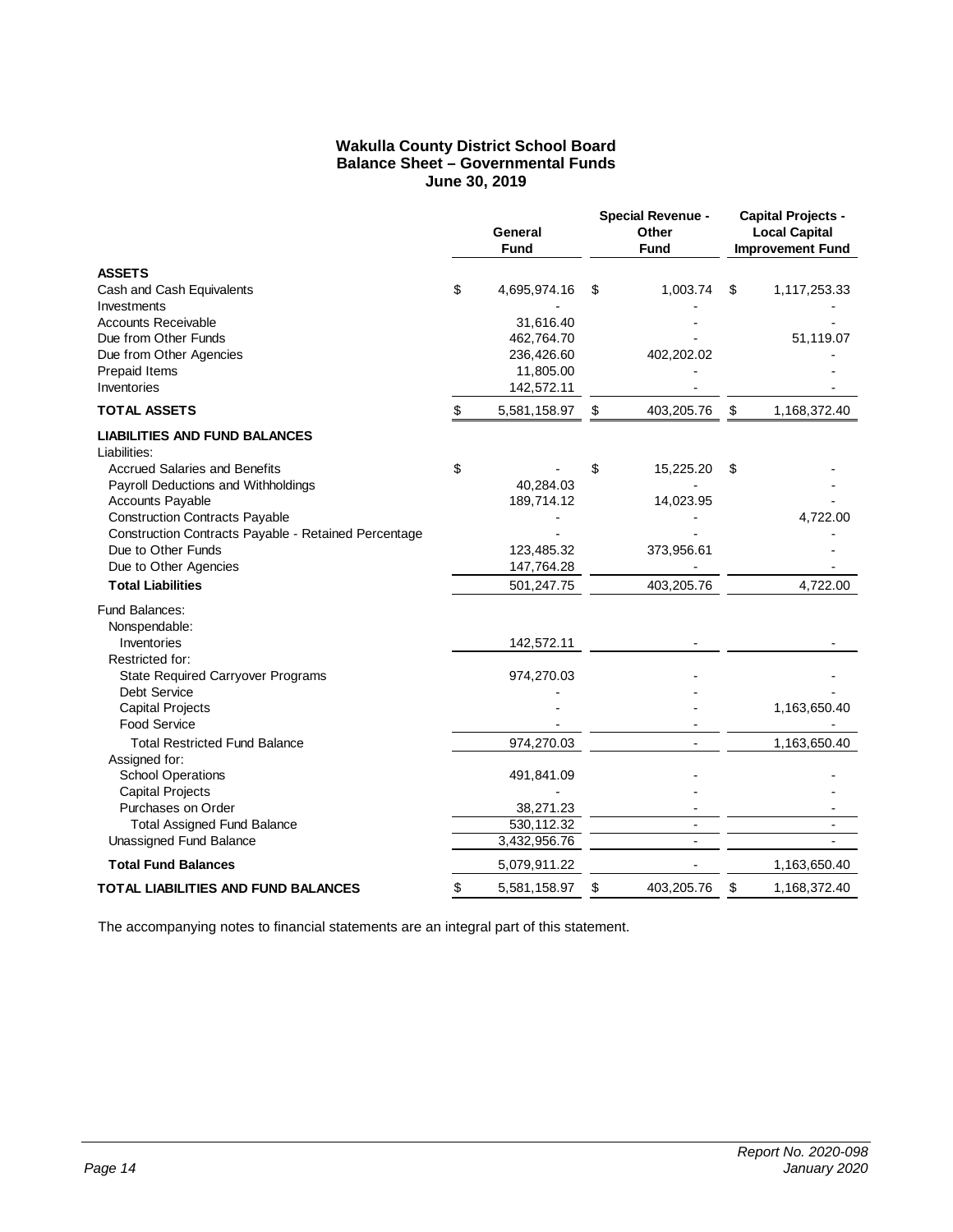# Wakulla County District School Board
## Balance Sheet – Governmental Funds
### June 30, 2019

| | General Fund | Special Revenue - Other Fund | Capital Projects - Local Capital Improvement Fund |
|---|---|---|---|
| **ASSETS** | | | |
| Cash and Cash Equivalents | $ 4,695,974.16 | $ 1,003.74 | $ 1,117,253.33 |
| Investments | - | - | - |
| Accounts Receivable | 31,616.40 | - | - |
| Due from Other Funds | 462,764.70 | - | 51,119.07 |
| Due from Other Agencies | 236,426.60 | 402,202.02 | - |
| Prepaid Items | 11,805.00 | - | - |
| Inventories | 142,572.11 | - | - |
| **TOTAL ASSETS** | $ 5,581,158.97 | $ 403,205.76 | $ 1,168,372.40 |
| **LIABILITIES AND FUND BALANCES** | | | |
| Liabilities: | | | |
| Accrued Salaries and Benefits | $ - | $ 15,225.20 | $ - |
| Payroll Deductions and Withholdings | 40,284.03 | - | - |
| Accounts Payable | 189,714.12 | 14,023.95 | - |
| Construction Contracts Payable | - | - | 4,722.00 |
| Construction Contracts Payable - Retained Percentage | - | - | - |
| Due to Other Funds | 123,485.32 | 373,956.61 | - |
| Due to Other Agencies | 147,764.28 | - | - |
| **Total Liabilities** | 501,247.75 | 403,205.76 | 4,722.00 |
| Fund Balances: | | | |
| Nonspendable: | | | |
| Inventories | 142,572.11 | - | - |
| Restricted for: | | | |
| State Required Carryover Programs | 974,270.03 | - | - |
| Debt Service | - | - | - |
| Capital Projects | - | - | 1,163,650.40 |
| Food Service | - | - | - |
| Total Restricted Fund Balance | 974,270.03 | - | 1,163,650.40 |
| Assigned for: | | | |
| School Operations | 491,841.09 | - | - |
| Capital Projects | - | - | - |
| Purchases on Order | 38,271.23 | - | - |
| Total Assigned Fund Balance | 530,112.32 | - | - |
| Unassigned Fund Balance | 3,432,956.76 | - | - |
| **Total Fund Balances** | 5,079,911.22 | - | 1,163,650.40 |
| **TOTAL LIABILITIES AND FUND BALANCES** | $ 5,581,158.97 | $ 403,205.76 | $ 1,168,372.40 |

The accompanying notes to financial statements are an integral part of this statement.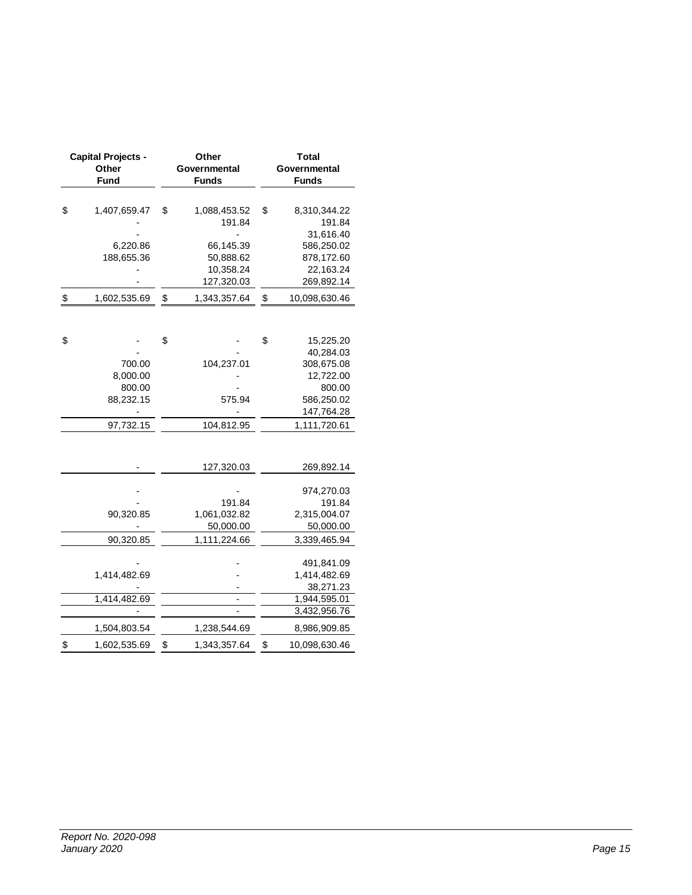| Capital Projects - Other Fund | Other Governmental Funds | Total Governmental Funds |
|---|---|---|
| $ 1,407,659.47 | $ 1,088,453.52 | $ 8,310,344.22 |
| - | 191.84 | 191.84 |
| - | - | 31,616.40 |
| 6,220.86 | 66,145.39 | 586,250.02 |
| 188,655.36 | 50,888.62 | 878,172.60 |
| - | 10,358.24 | 22,163.24 |
| - | 127,320.03 | 269,892.14 |
| $ 1,602,535.69 | $ 1,343,357.64 | $ 10,098,630.46 |
| | | |
| $ - | $ - | $ 15,225.20 |
| - | - | 40,284.03 |
| 700.00 | 104,237.01 | 308,675.08 |
| 8,000.00 | - | 12,722.00 |
| 800.00 | - | 800.00 |
| 88,232.15 | 575.94 | 586,250.02 |
| - | - | 147,764.28 |
| 97,732.15 | 104,812.95 | 1,111,720.61 |
| | | |
| - | 127,320.03 | 269,892.14 |
| | | |
| - | - | 974,270.03 |
| - | 191.84 | 191.84 |
| 90,320.85 | 1,061,032.82 | 2,315,004.07 |
| - | 50,000.00 | 50,000.00 |
| 90,320.85 | 1,111,224.66 | 3,339,465.94 |
| | | |
| - | - | 491,841.09 |
| 1,414,482.69 | - | 1,414,482.69 |
| - | - | 38,271.23 |
| 1,414,482.69 | - | 1,944,595.01 |
| - | - | 3,432,956.76 |
| 1,504,803.54 | 1,238,544.69 | 8,986,909.85 |
| $ 1,602,535.69 | $ 1,343,357.64 | $ 10,098,630.46 |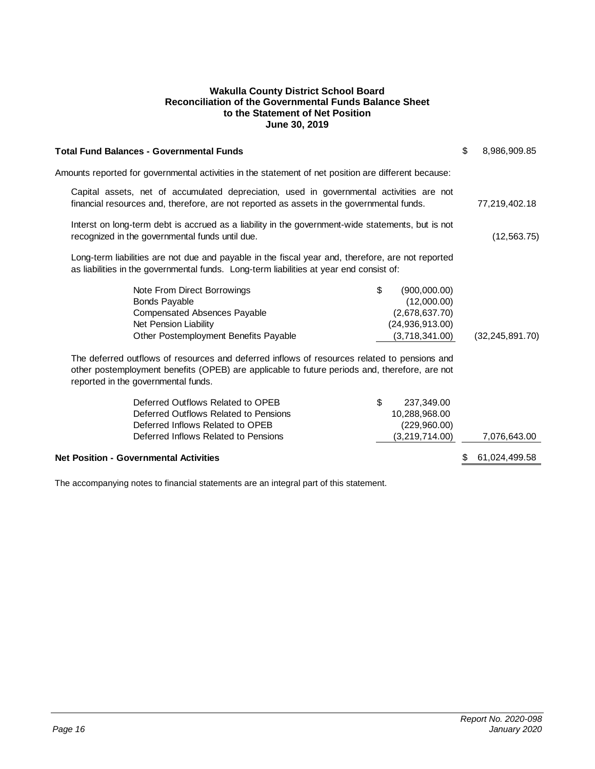**Wakulla County District School Board**
**Reconciliation of the Governmental Funds Balance Sheet**
**to the Statement of Net Position**
**June 30, 2019**

| | | |
|---|---|---|
| **Total Fund Balances - Governmental Funds** | | $ 8,986,909.85 |
| Amounts reported for governmental activities in the statement of net position are different because: | | |
| Capital assets, net of accumulated depreciation, used in governmental activities are not financial resources and, therefore, are not reported as assets in the governmental funds. | | 77,219,402.18 |
| Interst on long-term debt is accrued as a liability in the government-wide statements, but is not recognized in the governmental funds until due. | | (12,563.75) |
| Long-term liabilities are not due and payable in the fiscal year and, therefore, are not reported as liabilities in the governmental funds. Long-term liabilities at year end consist of: | | |
| Note From Direct Borrowings | $ (900,000.00) | |
| Bonds Payable | (12,000.00) | |
| Compensated Absences Payable | (2,678,637.70) | |
| Net Pension Liability | (24,936,913.00) | |
| Other Postemployment Benefits Payable | (3,718,341.00) | (32,245,891.70) |
| The deferred outflows of resources and deferred inflows of resources related to pensions and other postemployment benefits (OPEB) are applicable to future periods and, therefore, are not reported in the governmental funds. | | |
| Deferred Outflows Related to OPEB | $ 237,349.00 | |
| Deferred Outflows Related to Pensions | 10,288,968.00 | |
| Deferred Inflows Related to OPEB | (229,960.00) | |
| Deferred Inflows Related to Pensions | (3,219,714.00) | 7,076,643.00 |
| **Net Position - Governmental Activities** | | $ 61,024,499.58 |

The accompanying notes to financial statements are an integral part of this statement.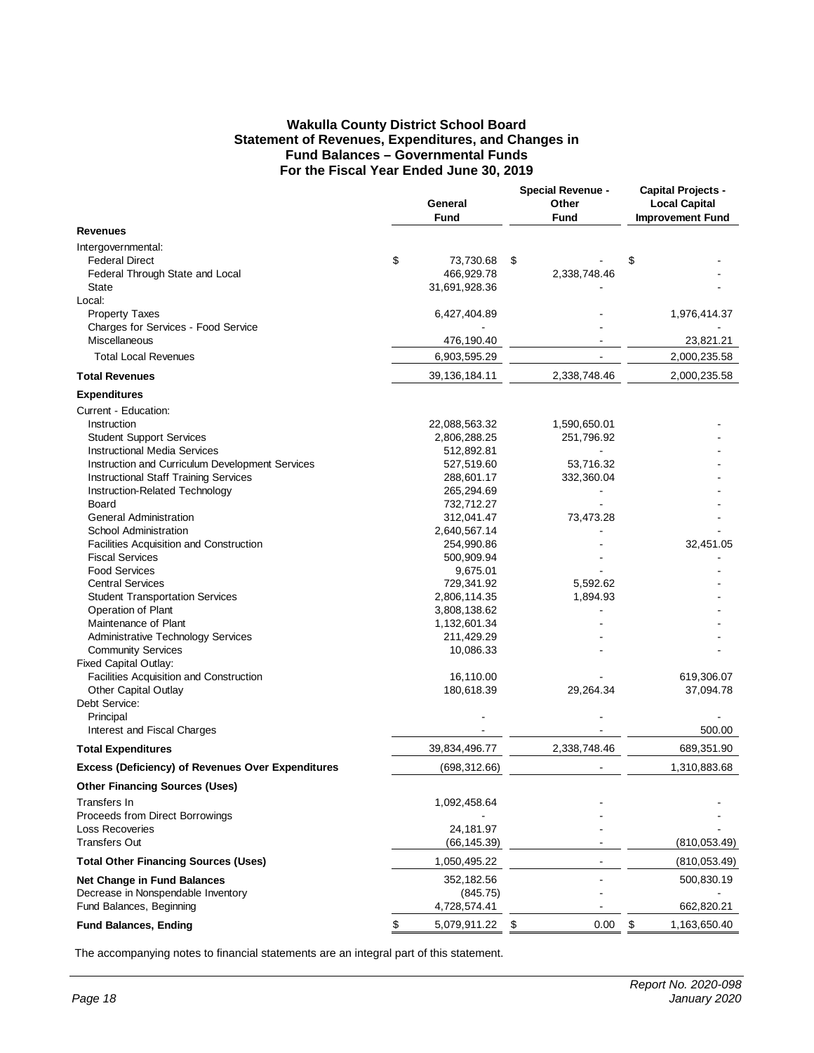# Wakulla County District School Board
## Statement of Revenues, Expenditures, and Changes in Fund Balances – Governmental Funds
## For the Fiscal Year Ended June 30, 2019

| | General Fund | Special Revenue - Other Fund | Capital Projects - Local Capital Improvement Fund |
|---|---|---|---|
| **Revenues** | | | |
| Intergovernmental: | | | |
| Federal Direct | $ 73,730.68 | $ - | $ - |
| Federal Through State and Local | 466,929.78 | 2,338,748.46 | - |
| State | 31,691,928.36 | - | - |
| Local: | | | |
| Property Taxes | 6,427,404.89 | - | 1,976,414.37 |
| Charges for Services - Food Service | - | - | - |
| Miscellaneous | 476,190.40 | - | 23,821.21 |
| Total Local Revenues | 6,903,595.29 | - | 2,000,235.58 |
| **Total Revenues** | 39,136,184.11 | 2,338,748.46 | 2,000,235.58 |
| **Expenditures** | | | |
| Current - Education: | | | |
| Instruction | 22,088,563.32 | 1,590,650.01 | - |
| Student Support Services | 2,806,288.25 | 251,796.92 | - |
| Instructional Media Services | 512,892.81 | - | - |
| Instruction and Curriculum Development Services | 527,519.60 | 53,716.32 | - |
| Instructional Staff Training Services | 288,601.17 | 332,360.04 | - |
| Instruction-Related Technology | 265,294.69 | - | - |
| Board | 732,712.27 | - | - |
| General Administration | 312,041.47 | 73,473.28 | - |
| School Administration | 2,640,567.14 | - | - |
| Facilities Acquisition and Construction | 254,990.86 | - | 32,451.05 |
| Fiscal Services | 500,909.94 | - | - |
| Food Services | 9,675.01 | - | - |
| Central Services | 729,341.92 | 5,592.62 | - |
| Student Transportation Services | 2,806,114.35 | 1,894.93 | - |
| Operation of Plant | 3,808,138.62 | - | - |
| Maintenance of Plant | 1,132,601.34 | - | - |
| Administrative Technology Services | 211,429.29 | - | - |
| Community Services | 10,086.33 | - | - |
| Fixed Capital Outlay: | | | |
| Facilities Acquisition and Construction | 16,110.00 | - | 619,306.07 |
| Other Capital Outlay | 180,618.39 | 29,264.34 | 37,094.78 |
| Debt Service: | | | |
| Principal | - | - | - |
| Interest and Fiscal Charges | - | - | 500.00 |
| **Total Expenditures** | 39,834,496.77 | 2,338,748.46 | 689,351.90 |
| **Excess (Deficiency) of Revenues Over Expenditures** | (698,312.66) | - | 1,310,883.68 |
| **Other Financing Sources (Uses)** | | | |
| Transfers In | 1,092,458.64 | - | - |
| Proceeds from Direct Borrowings | - | - | - |
| Loss Recoveries | 24,181.97 | - | - |
| Transfers Out | (66,145.39) | - | (810,053.49) |
| **Total Other Financing Sources (Uses)** | 1,050,495.22 | - | (810,053.49) |
| **Net Change in Fund Balances** | 352,182.56 | - | 500,830.19 |
| Decrease in Nonspendable Inventory | (845.75) | - | - |
| Fund Balances, Beginning | 4,728,574.41 | - | 662,820.21 |
| **Fund Balances, Ending** | $ 5,079,911.22 | $ 0.00 | $ 1,163,650.40 |

The accompanying notes to financial statements are an integral part of this statement.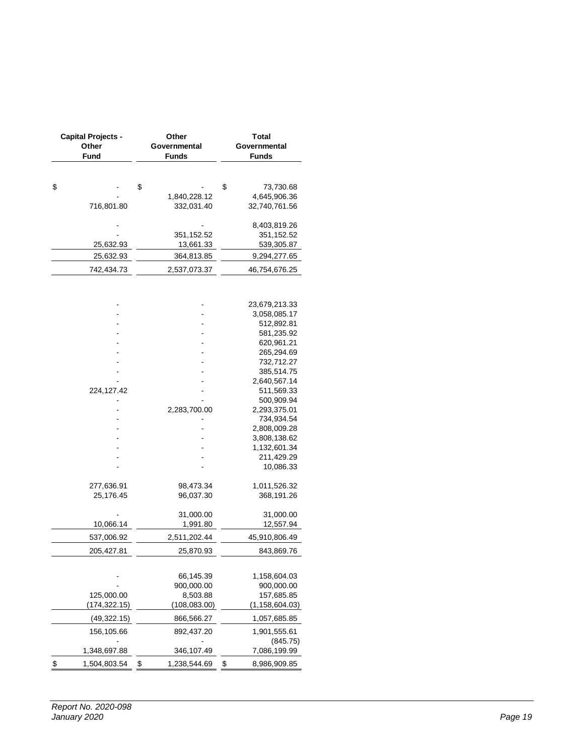| Capital Projects - Other Fund | Other Governmental Funds | Total Governmental Funds |
|---|---|---|
| | | |
| $ - | $ - | $ 73,730.68 |
| - | 1,840,228.12 | 4,645,906.36 |
| 716,801.80 | 332,031.40 | 32,740,761.56 |
| | | |
| - | - | 8,403,819.26 |
| - | 351,152.52 | 351,152.52 |
| 25,632.93 | 13,661.33 | 539,305.87 |
| 25,632.93 | 364,813.85 | 9,294,277.65 |
| 742,434.73 | 2,537,073.37 | 46,754,676.25 |
| | | |
| - | - | 23,679,213.33 |
| - | - | 3,058,085.17 |
| - | - | 512,892.81 |
| - | - | 581,235.92 |
| - | - | 620,961.21 |
| - | - | 265,294.69 |
| - | - | 732,712.27 |
| - | - | 385,514.75 |
| - | - | 2,640,567.14 |
| 224,127.42 | - | 511,569.33 |
| - | - | 500,909.94 |
| - | 2,283,700.00 | 2,293,375.01 |
| - | - | 734,934.54 |
| - | - | 2,808,009.28 |
| - | - | 3,808,138.62 |
| - | - | 1,132,601.34 |
| - | - | 211,429.29 |
| - | - | 10,086.33 |
| | | |
| 277,636.91 | 98,473.34 | 1,011,526.32 |
| 25,176.45 | 96,037.30 | 368,191.26 |
| | | |
| - | 31,000.00 | 31,000.00 |
| 10,066.14 | 1,991.80 | 12,557.94 |
| 537,006.92 | 2,511,202.44 | 45,910,806.49 |
| 205,427.81 | 25,870.93 | 843,869.76 |
| | | |
| - | 66,145.39 | 1,158,604.03 |
| - | 900,000.00 | 900,000.00 |
| 125,000.00 | 8,503.88 | 157,685.85 |
| (174,322.15) | (108,083.00) | (1,158,604.03) |
| (49,322.15) | 866,566.27 | 1,057,685.85 |
| 156,105.66 | 892,437.20 | 1,901,555.61 |
| - | - | (845.75) |
| 1,348,697.88 | 346,107.49 | 7,086,199.99 |
| $ 1,504,803.54 | $ 1,238,544.69 | $ 8,986,909.85 |

*Report No. 2020-098*
*January 2020*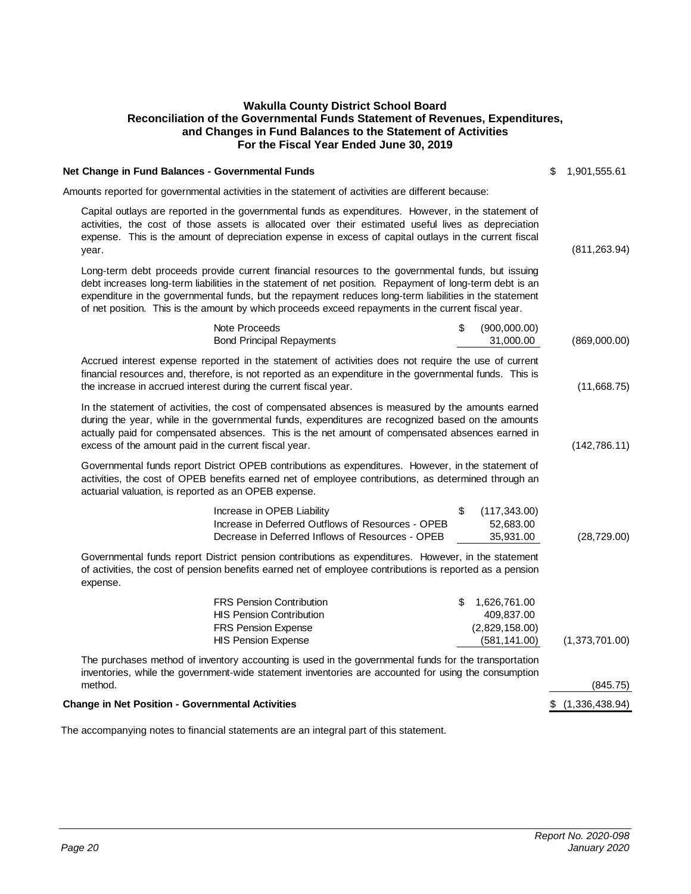**Wakulla County District School Board**
**Reconciliation of the Governmental Funds Statement of Revenues, Expenditures, and Changes in Fund Balances to the Statement of Activities**
**For the Fiscal Year Ended June 30, 2019**

| | | | |
|---|---|---|---|
| **Net Change in Fund Balances - Governmental Funds** | | | $ 1,901,555.61 |
| Amounts reported for governmental activities in the statement of activities are different because: | | | |
| Capital outlays are reported in the governmental funds as expenditures. However, in the statement of activities, the cost of those assets is allocated over their estimated useful lives as depreciation expense. This is the amount of depreciation expense in excess of capital outlays in the current fiscal year. | | | (811,263.94) |
| Long-term debt proceeds provide current financial resources to the governmental funds, but issuing debt increases long-term liabilities in the statement of net position. Repayment of long-term debt is an expenditure in the governmental funds, but the repayment reduces long-term liabilities in the statement of net position. This is the amount by which proceeds exceed repayments in the current fiscal year. | | | |
| | Note Proceeds | $ (900,000.00) | |
| | Bond Principal Repayments | 31,000.00 | (869,000.00) |
| Accrued interest expense reported in the statement of activities does not require the use of current financial resources and, therefore, is not reported as an expenditure in the governmental funds. This is the increase in accrued interest during the current fiscal year. | | | (11,668.75) |
| In the statement of activities, the cost of compensated absences is measured by the amounts earned during the year, while in the governmental funds, expenditures are recognized based on the amounts actually paid for compensated absences. This is the net amount of compensated absences earned in excess of the amount paid in the current fiscal year. | | | (142,786.11) |
| Governmental funds report District OPEB contributions as expenditures. However, in the statement of activities, the cost of OPEB benefits earned net of employee contributions, as determined through an actuarial valuation, is reported as an OPEB expense. | | | |
| | Increase in OPEB Liability | $ (117,343.00) | |
| | Increase in Deferred Outflows of Resources - OPEB | 52,683.00 | |
| | Decrease in Deferred Inflows of Resources - OPEB | 35,931.00 | (28,729.00) |
| Governmental funds report District pension contributions as expenditures. However, in the statement of activities, the cost of pension benefits earned net of employee contributions is reported as a pension expense. | | | |
| | FRS Pension Contribution | $ 1,626,761.00 | |
| | HIS Pension Contribution | 409,837.00 | |
| | FRS Pension Expense | (2,829,158.00) | |
| | HIS Pension Expense | (581,141.00) | (1,373,701.00) |
| The purchases method of inventory accounting is used in the governmental funds for the transportation inventories, while the government-wide statement inventories are accounted for using the consumption method. | | | (845.75) |
| **Change in Net Position - Governmental Activities** | | | $ (1,336,438.94) |

The accompanying notes to financial statements are an integral part of this statement.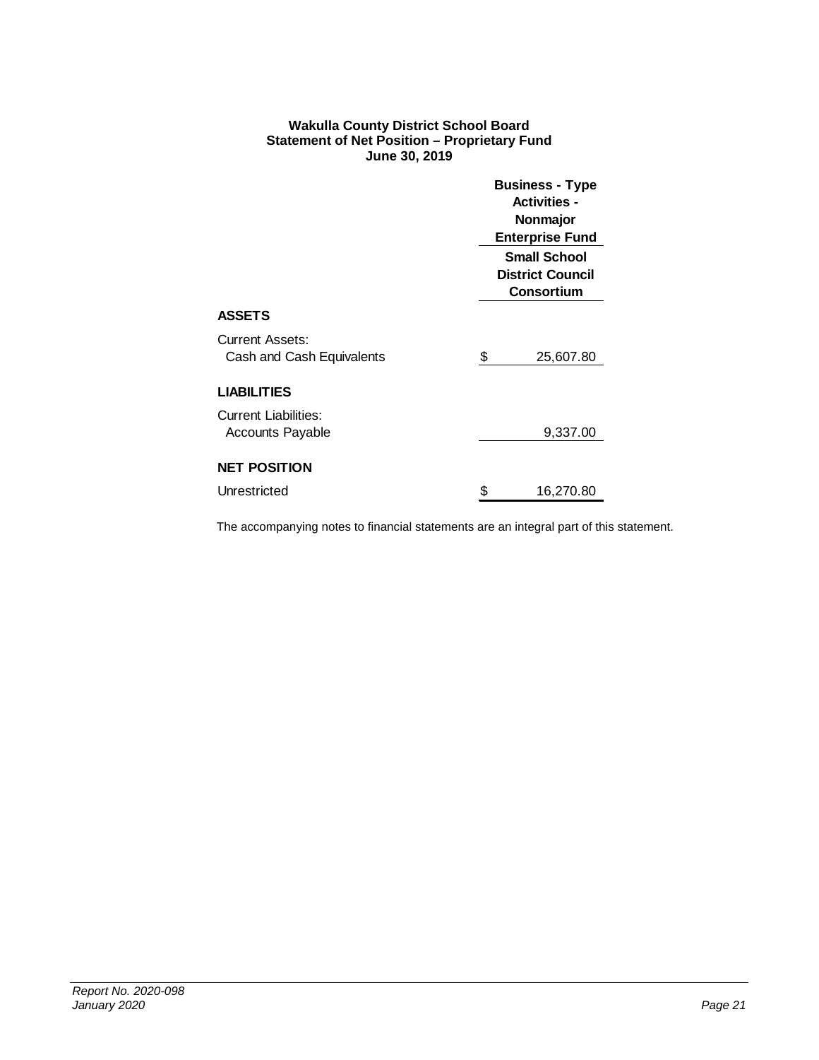**Wakulla County District School Board**
**Statement of Net Position – Proprietary Fund**
**June 30, 2019**

| | Business - Type Activities - Nonmajor Enterprise Fund |
|---|---|
| | **Small School District Council Consortium** |
| **ASSETS** | |
| Current Assets: | |
| Cash and Cash Equivalents | $ 25,607.80 |
| **LIABILITIES** | |
| Current Liabilities: | |
| Accounts Payable | 9,337.00 |
| **NET POSITION** | |
| Unrestricted | $ 16,270.80 |

The accompanying notes to financial statements are an integral part of this statement.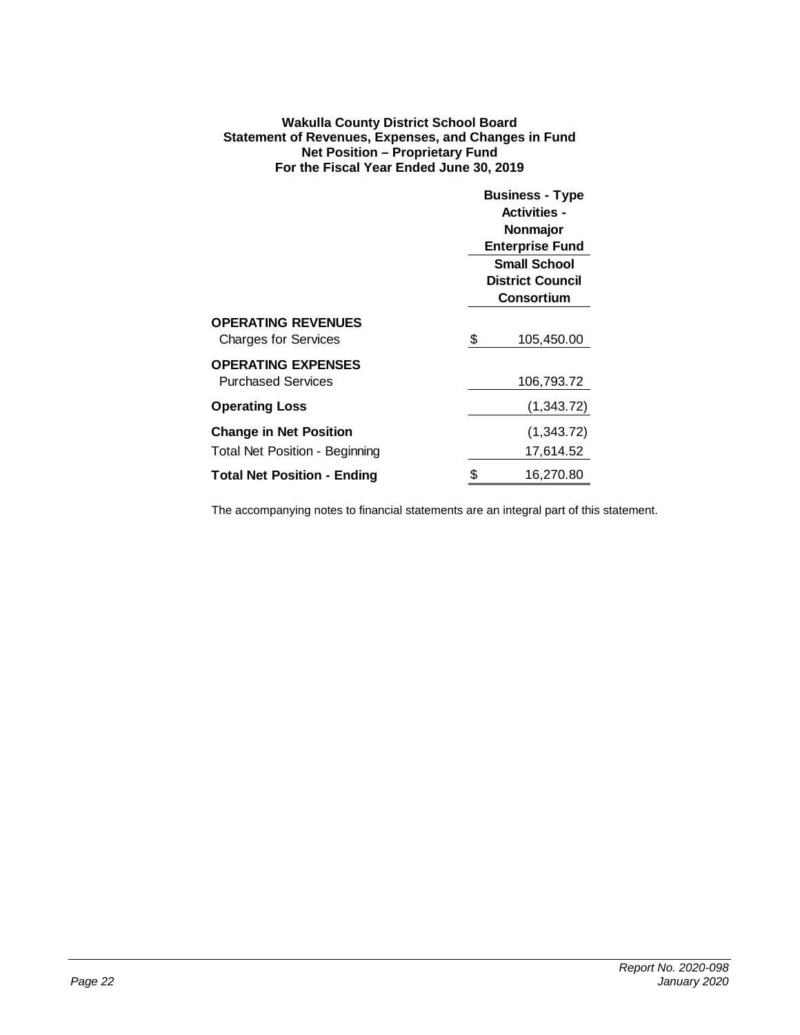**Wakulla County District School Board**
**Statement of Revenues, Expenses, and Changes in Fund Net Position – Proprietary Fund**
**For the Fiscal Year Ended June 30, 2019**

| | Business - Type Activities - Nonmajor Enterprise Fund |
|---|---|
| | Small School District Council Consortium |
| **OPERATING REVENUES** | |
| Charges for Services | $ 105,450.00 |
| **OPERATING EXPENSES** | |
| Purchased Services | 106,793.72 |
| **Operating Loss** | (1,343.72) |
| **Change in Net Position** | (1,343.72) |
| Total Net Position - Beginning | 17,614.52 |
| **Total Net Position - Ending** | $ 16,270.80 |

The accompanying notes to financial statements are an integral part of this statement.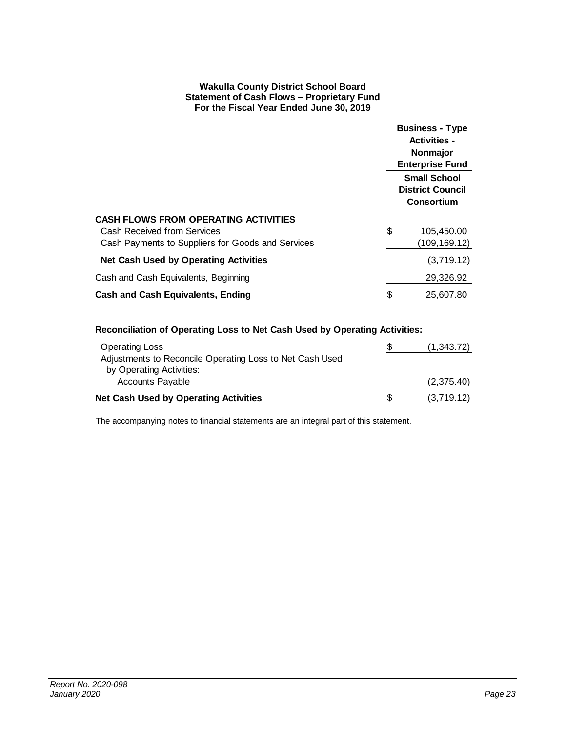**Wakulla County District School Board**
**Statement of Cash Flows – Proprietary Fund**
**For the Fiscal Year Ended June 30, 2019**

| | Business - Type Activities - Nonmajor Enterprise Fund |
|---|---|
| | **Small School District Council Consortium** |
| **CASH FLOWS FROM OPERATING ACTIVITIES** | |
| Cash Received from Services | $ 105,450.00 |
| Cash Payments to Suppliers for Goods and Services | (109,169.12) |
| **Net Cash Used by Operating Activities** | (3,719.12) |
| Cash and Cash Equivalents, Beginning | 29,326.92 |
| **Cash and Cash Equivalents, Ending** | $ 25,607.80 |

**Reconciliation of Operating Loss to Net Cash Used by Operating Activities:**

| | |
|---|---|
| Operating Loss | $ (1,343.72) |
| Adjustments to Reconcile Operating Loss to Net Cash Used by Operating Activities: | |
| Accounts Payable | (2,375.40) |
| **Net Cash Used by Operating Activities** | $ (3,719.12) |

The accompanying notes to financial statements are an integral part of this statement.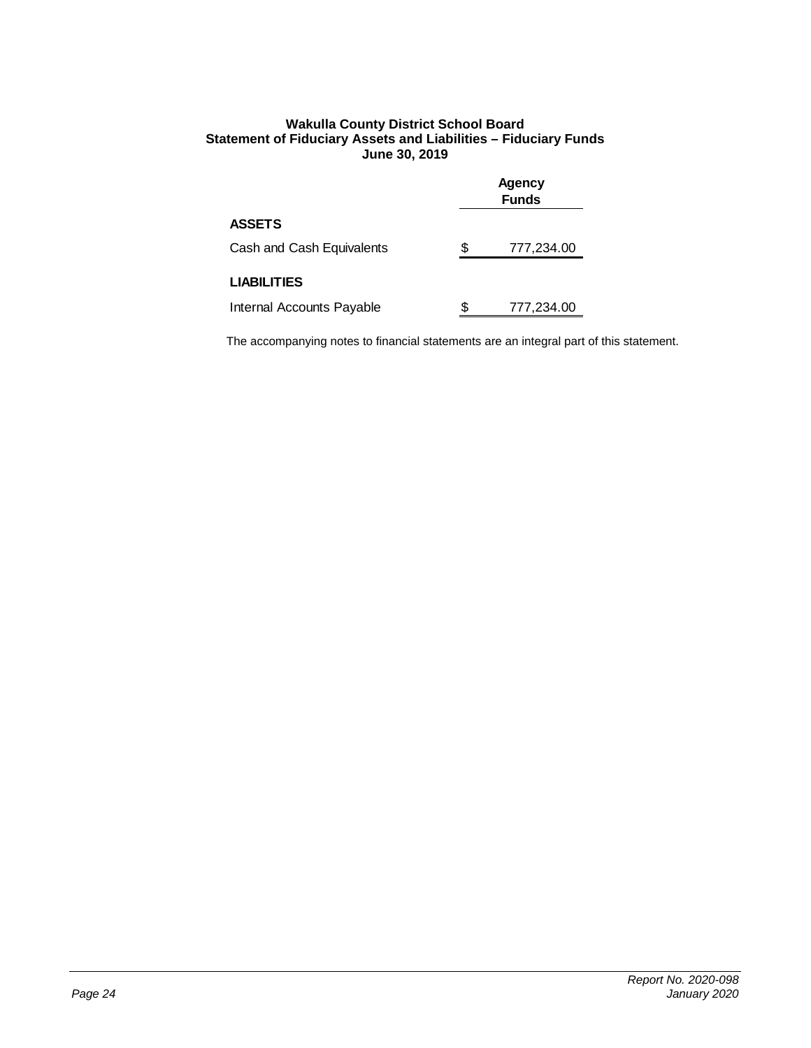**Wakulla County District School Board**
**Statement of Fiduciary Assets and Liabilities – Fiduciary Funds**
**June 30, 2019**

| | Agency Funds |
|---|---|
| **ASSETS** | |
| Cash and Cash Equivalents | $ 777,234.00 |
| **LIABILITIES** | |
| Internal Accounts Payable | $ 777,234.00 |

The accompanying notes to financial statements are an integral part of this statement.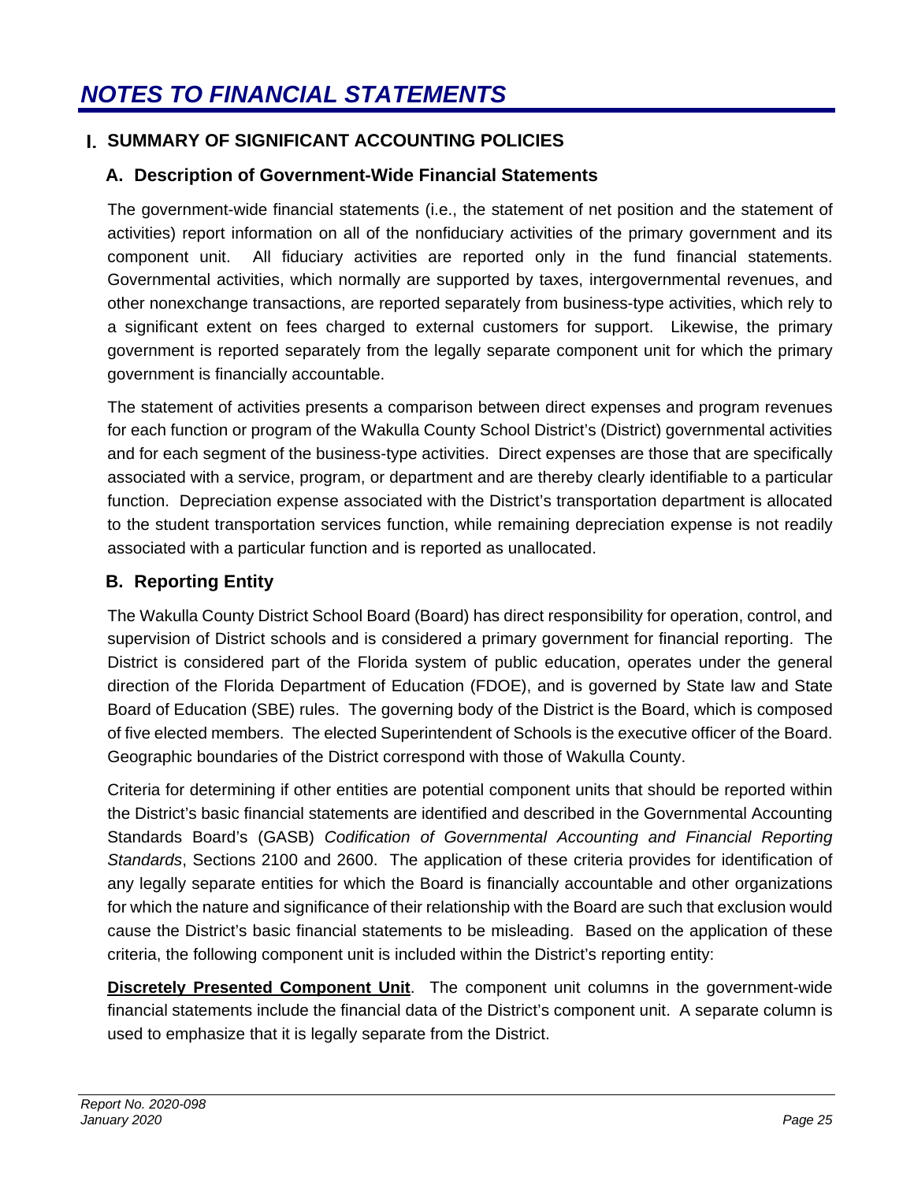# NOTES TO FINANCIAL STATEMENTS

## I. SUMMARY OF SIGNIFICANT ACCOUNTING POLICIES

### A. Description of Government-Wide Financial Statements

The government-wide financial statements (i.e., the statement of net position and the statement of activities) report information on all of the nonfiduciary activities of the primary government and its component unit. All fiduciary activities are reported only in the fund financial statements. Governmental activities, which normally are supported by taxes, intergovernmental revenues, and other nonexchange transactions, are reported separately from business-type activities, which rely to a significant extent on fees charged to external customers for support. Likewise, the primary government is reported separately from the legally separate component unit for which the primary government is financially accountable.

The statement of activities presents a comparison between direct expenses and program revenues for each function or program of the Wakulla County School District's (District) governmental activities and for each segment of the business-type activities. Direct expenses are those that are specifically associated with a service, program, or department and are thereby clearly identifiable to a particular function. Depreciation expense associated with the District's transportation department is allocated to the student transportation services function, while remaining depreciation expense is not readily associated with a particular function and is reported as unallocated.

### B. Reporting Entity

The Wakulla County District School Board (Board) has direct responsibility for operation, control, and supervision of District schools and is considered a primary government for financial reporting. The District is considered part of the Florida system of public education, operates under the general direction of the Florida Department of Education (FDOE), and is governed by State law and State Board of Education (SBE) rules. The governing body of the District is the Board, which is composed of five elected members. The elected Superintendent of Schools is the executive officer of the Board. Geographic boundaries of the District correspond with those of Wakulla County.

Criteria for determining if other entities are potential component units that should be reported within the District's basic financial statements are identified and described in the Governmental Accounting Standards Board's (GASB) *Codification of Governmental Accounting and Financial Reporting Standards*, Sections 2100 and 2600. The application of these criteria provides for identification of any legally separate entities for which the Board is financially accountable and other organizations for which the nature and significance of their relationship with the Board are such that exclusion would cause the District's basic financial statements to be misleading. Based on the application of these criteria, the following component unit is included within the District's reporting entity:

**Discretely Presented Component Unit**. The component unit columns in the government-wide financial statements include the financial data of the District's component unit. A separate column is used to emphasize that it is legally separate from the District.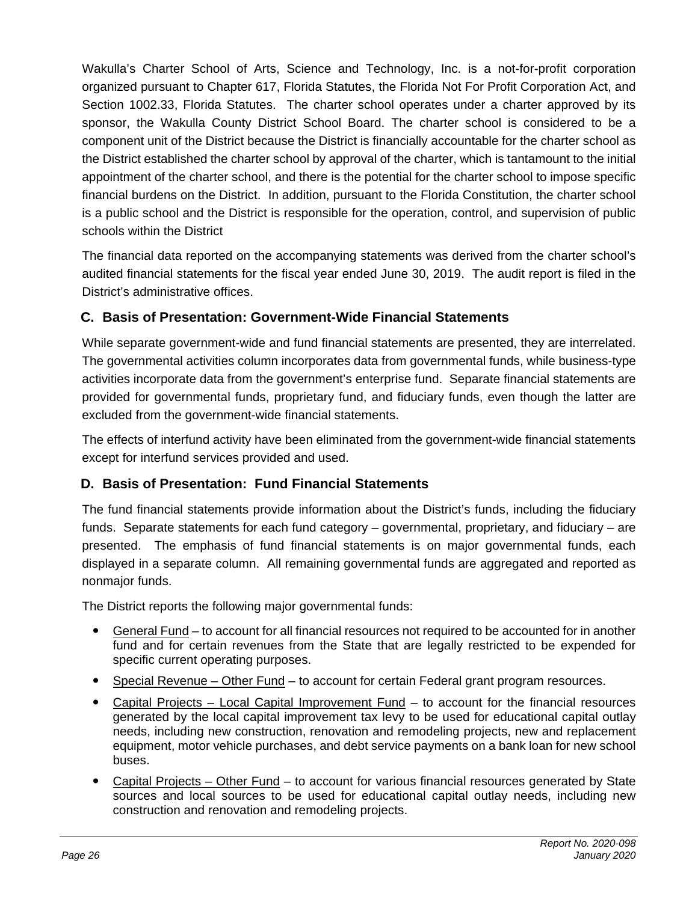Wakulla's Charter School of Arts, Science and Technology, Inc. is a not-for-profit corporation organized pursuant to Chapter 617, Florida Statutes, the Florida Not For Profit Corporation Act, and Section 1002.33, Florida Statutes. The charter school operates under a charter approved by its sponsor, the Wakulla County District School Board. The charter school is considered to be a component unit of the District because the District is financially accountable for the charter school as the District established the charter school by approval of the charter, which is tantamount to the initial appointment of the charter school, and there is the potential for the charter school to impose specific financial burdens on the District. In addition, pursuant to the Florida Constitution, the charter school is a public school and the District is responsible for the operation, control, and supervision of public schools within the District

The financial data reported on the accompanying statements was derived from the charter school's audited financial statements for the fiscal year ended June 30, 2019. The audit report is filed in the District's administrative offices.

## C. Basis of Presentation: Government-Wide Financial Statements

While separate government-wide and fund financial statements are presented, they are interrelated. The governmental activities column incorporates data from governmental funds, while business-type activities incorporate data from the government's enterprise fund. Separate financial statements are provided for governmental funds, proprietary fund, and fiduciary funds, even though the latter are excluded from the government-wide financial statements.

The effects of interfund activity have been eliminated from the government-wide financial statements except for interfund services provided and used.

## D. Basis of Presentation: Fund Financial Statements

The fund financial statements provide information about the District's funds, including the fiduciary funds. Separate statements for each fund category – governmental, proprietary, and fiduciary – are presented. The emphasis of fund financial statements is on major governmental funds, each displayed in a separate column. All remaining governmental funds are aggregated and reported as nonmajor funds.

The District reports the following major governmental funds:

- General Fund – to account for all financial resources not required to be accounted for in another fund and for certain revenues from the State that are legally restricted to be expended for specific current operating purposes.
- Special Revenue – Other Fund – to account for certain Federal grant program resources.
- Capital Projects – Local Capital Improvement Fund – to account for the financial resources generated by the local capital improvement tax levy to be used for educational capital outlay needs, including new construction, renovation and remodeling projects, new and replacement equipment, motor vehicle purchases, and debt service payments on a bank loan for new school buses.
- Capital Projects – Other Fund – to account for various financial resources generated by State sources and local sources to be used for educational capital outlay needs, including new construction and renovation and remodeling projects.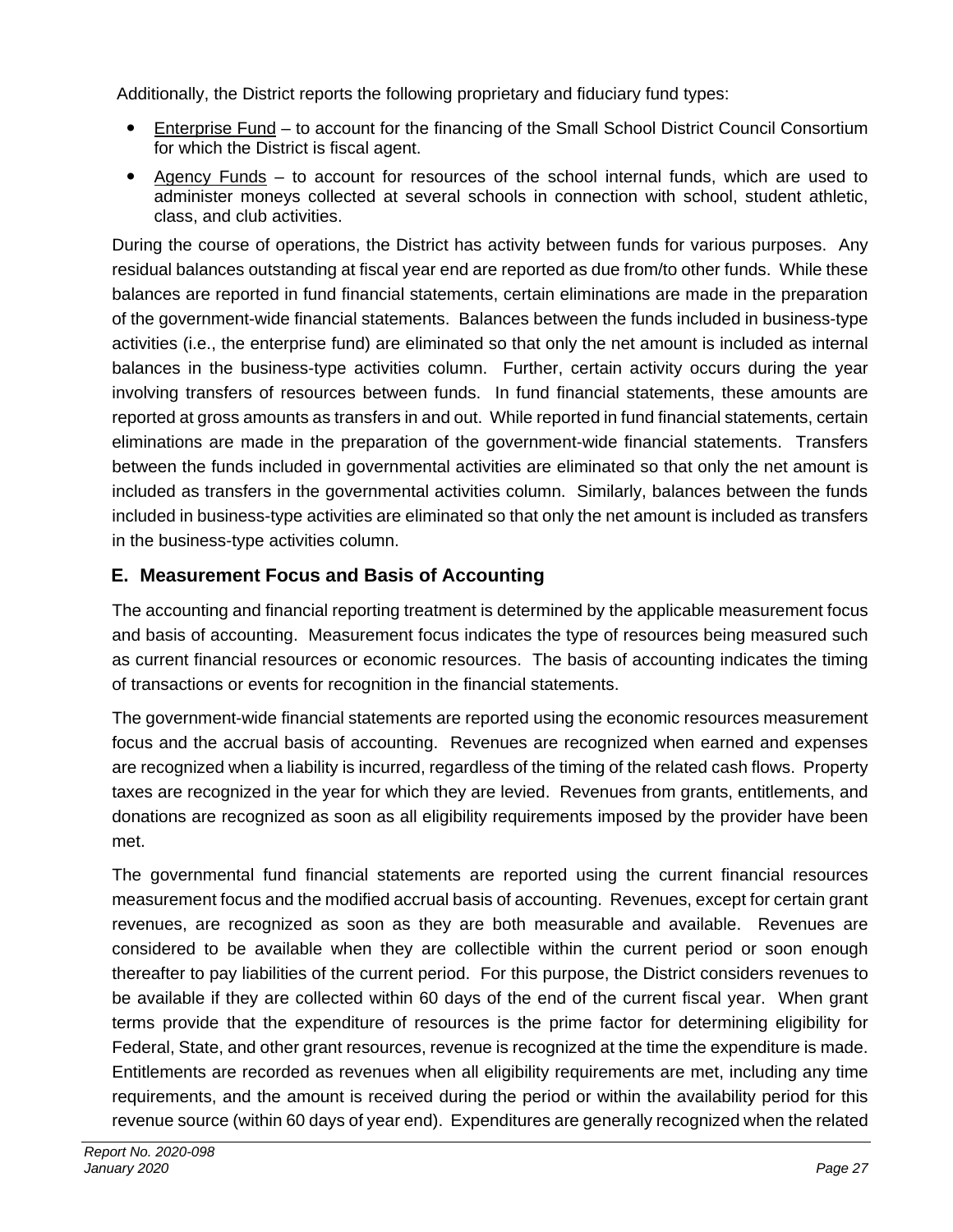Additionally, the District reports the following proprietary and fiduciary fund types:

- Enterprise Fund – to account for the financing of the Small School District Council Consortium for which the District is fiscal agent.
- Agency Funds – to account for resources of the school internal funds, which are used to administer moneys collected at several schools in connection with school, student athletic, class, and club activities.

During the course of operations, the District has activity between funds for various purposes. Any residual balances outstanding at fiscal year end are reported as due from/to other funds. While these balances are reported in fund financial statements, certain eliminations are made in the preparation of the government-wide financial statements. Balances between the funds included in business-type activities (i.e., the enterprise fund) are eliminated so that only the net amount is included as internal balances in the business-type activities column. Further, certain activity occurs during the year involving transfers of resources between funds. In fund financial statements, these amounts are reported at gross amounts as transfers in and out. While reported in fund financial statements, certain eliminations are made in the preparation of the government-wide financial statements. Transfers between the funds included in governmental activities are eliminated so that only the net amount is included as transfers in the governmental activities column. Similarly, balances between the funds included in business-type activities are eliminated so that only the net amount is included as transfers in the business-type activities column.

## E. Measurement Focus and Basis of Accounting

The accounting and financial reporting treatment is determined by the applicable measurement focus and basis of accounting. Measurement focus indicates the type of resources being measured such as current financial resources or economic resources. The basis of accounting indicates the timing of transactions or events for recognition in the financial statements.

The government-wide financial statements are reported using the economic resources measurement focus and the accrual basis of accounting. Revenues are recognized when earned and expenses are recognized when a liability is incurred, regardless of the timing of the related cash flows. Property taxes are recognized in the year for which they are levied. Revenues from grants, entitlements, and donations are recognized as soon as all eligibility requirements imposed by the provider have been met.

The governmental fund financial statements are reported using the current financial resources measurement focus and the modified accrual basis of accounting. Revenues, except for certain grant revenues, are recognized as soon as they are both measurable and available. Revenues are considered to be available when they are collectible within the current period or soon enough thereafter to pay liabilities of the current period. For this purpose, the District considers revenues to be available if they are collected within 60 days of the end of the current fiscal year. When grant terms provide that the expenditure of resources is the prime factor for determining eligibility for Federal, State, and other grant resources, revenue is recognized at the time the expenditure is made. Entitlements are recorded as revenues when all eligibility requirements are met, including any time requirements, and the amount is received during the period or within the availability period for this revenue source (within 60 days of year end). Expenditures are generally recognized when the related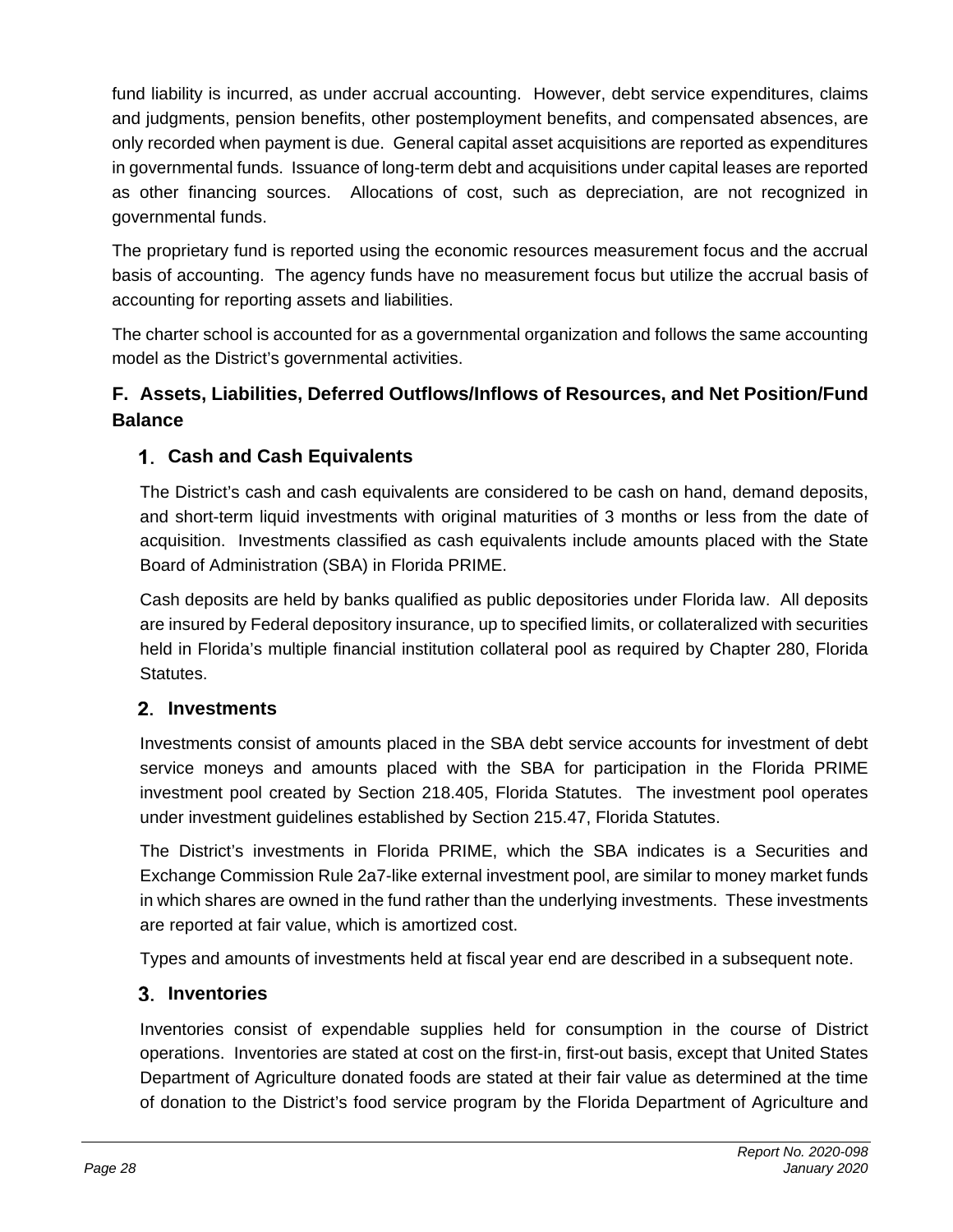fund liability is incurred, as under accrual accounting. However, debt service expenditures, claims and judgments, pension benefits, other postemployment benefits, and compensated absences, are only recorded when payment is due. General capital asset acquisitions are reported as expenditures in governmental funds. Issuance of long-term debt and acquisitions under capital leases are reported as other financing sources. Allocations of cost, such as depreciation, are not recognized in governmental funds.

The proprietary fund is reported using the economic resources measurement focus and the accrual basis of accounting. The agency funds have no measurement focus but utilize the accrual basis of accounting for reporting assets and liabilities.

The charter school is accounted for as a governmental organization and follows the same accounting model as the District's governmental activities.

## F. Assets, Liabilities, Deferred Outflows/Inflows of Resources, and Net Position/Fund Balance

### 1. Cash and Cash Equivalents

The District's cash and cash equivalents are considered to be cash on hand, demand deposits, and short-term liquid investments with original maturities of 3 months or less from the date of acquisition. Investments classified as cash equivalents include amounts placed with the State Board of Administration (SBA) in Florida PRIME.

Cash deposits are held by banks qualified as public depositories under Florida law. All deposits are insured by Federal depository insurance, up to specified limits, or collateralized with securities held in Florida's multiple financial institution collateral pool as required by Chapter 280, Florida Statutes.

### 2. Investments

Investments consist of amounts placed in the SBA debt service accounts for investment of debt service moneys and amounts placed with the SBA for participation in the Florida PRIME investment pool created by Section 218.405, Florida Statutes. The investment pool operates under investment guidelines established by Section 215.47, Florida Statutes.

The District's investments in Florida PRIME, which the SBA indicates is a Securities and Exchange Commission Rule 2a7-like external investment pool, are similar to money market funds in which shares are owned in the fund rather than the underlying investments. These investments are reported at fair value, which is amortized cost.

Types and amounts of investments held at fiscal year end are described in a subsequent note.

### 3. Inventories

Inventories consist of expendable supplies held for consumption in the course of District operations. Inventories are stated at cost on the first-in, first-out basis, except that United States Department of Agriculture donated foods are stated at their fair value as determined at the time of donation to the District's food service program by the Florida Department of Agriculture and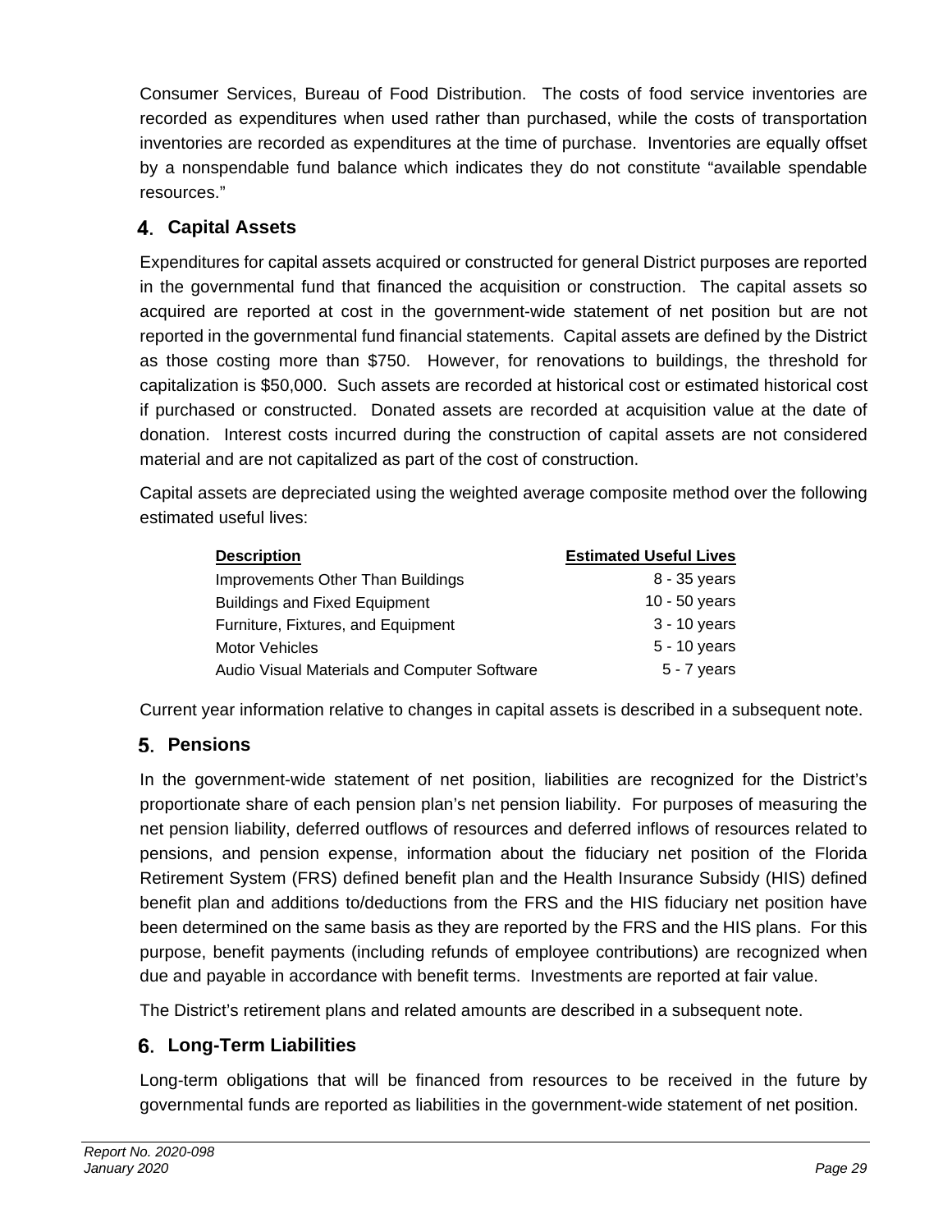Consumer Services, Bureau of Food Distribution. The costs of food service inventories are recorded as expenditures when used rather than purchased, while the costs of transportation inventories are recorded as expenditures at the time of purchase. Inventories are equally offset by a nonspendable fund balance which indicates they do not constitute "available spendable resources."

### 4. Capital Assets

Expenditures for capital assets acquired or constructed for general District purposes are reported in the governmental fund that financed the acquisition or construction. The capital assets so acquired are reported at cost in the government-wide statement of net position but are not reported in the governmental fund financial statements. Capital assets are defined by the District as those costing more than $750. However, for renovations to buildings, the threshold for capitalization is $50,000. Such assets are recorded at historical cost or estimated historical cost if purchased or constructed. Donated assets are recorded at acquisition value at the date of donation. Interest costs incurred during the construction of capital assets are not considered material and are not capitalized as part of the cost of construction.

Capital assets are depreciated using the weighted average composite method over the following estimated useful lives:

| Description | Estimated Useful Lives |
| --- | --- |
| Improvements Other Than Buildings | 8 - 35 years |
| Buildings and Fixed Equipment | 10 - 50 years |
| Furniture, Fixtures, and Equipment | 3 - 10 years |
| Motor Vehicles | 5 - 10 years |
| Audio Visual Materials and Computer Software | 5 - 7 years |

Current year information relative to changes in capital assets is described in a subsequent note.

### 5. Pensions

In the government-wide statement of net position, liabilities are recognized for the District's proportionate share of each pension plan's net pension liability. For purposes of measuring the net pension liability, deferred outflows of resources and deferred inflows of resources related to pensions, and pension expense, information about the fiduciary net position of the Florida Retirement System (FRS) defined benefit plan and the Health Insurance Subsidy (HIS) defined benefit plan and additions to/deductions from the FRS and the HIS fiduciary net position have been determined on the same basis as they are reported by the FRS and the HIS plans. For this purpose, benefit payments (including refunds of employee contributions) are recognized when due and payable in accordance with benefit terms. Investments are reported at fair value.

The District's retirement plans and related amounts are described in a subsequent note.

### 6. Long-Term Liabilities

Long-term obligations that will be financed from resources to be received in the future by governmental funds are reported as liabilities in the government-wide statement of net position.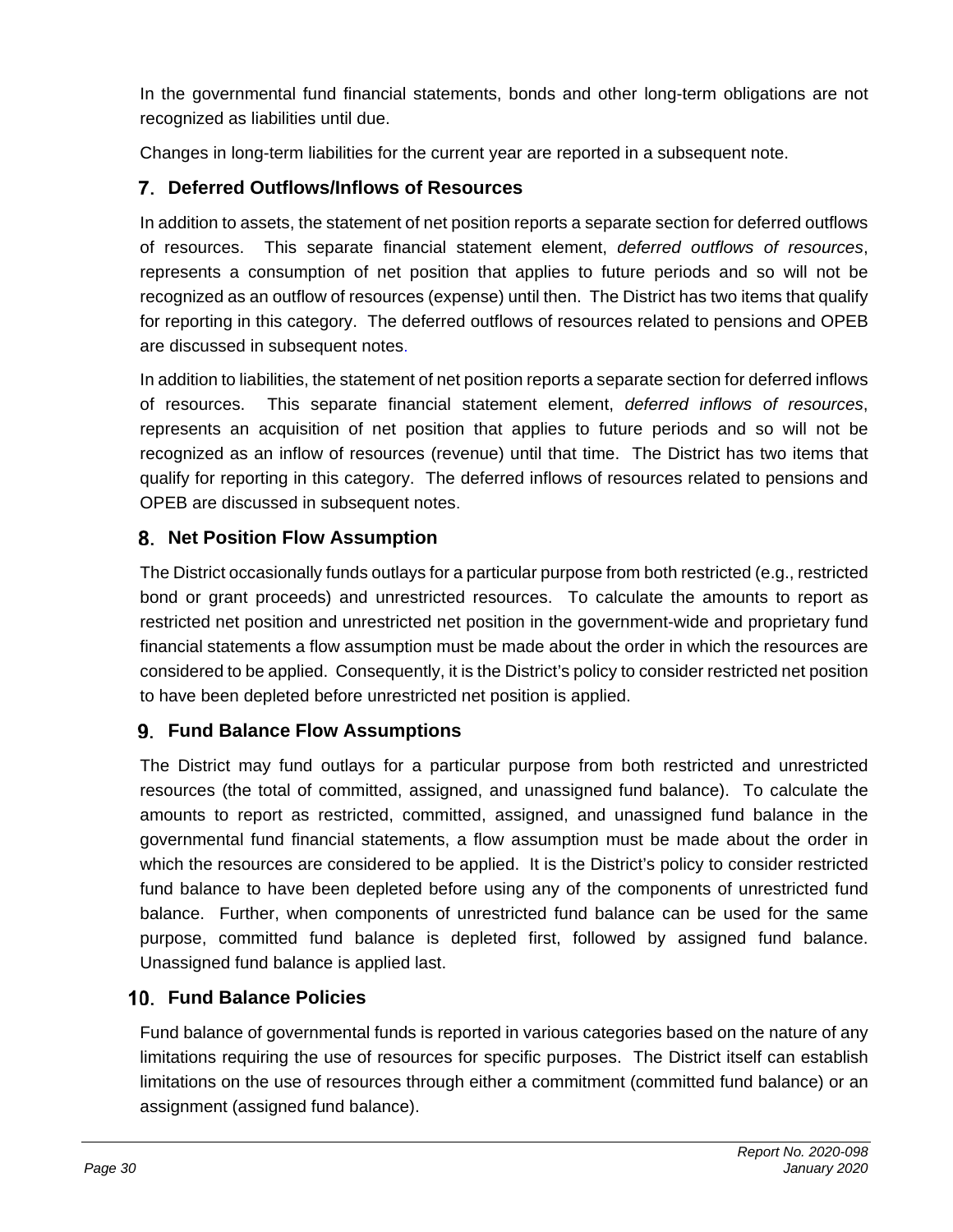In the governmental fund financial statements, bonds and other long-term obligations are not recognized as liabilities until due.

Changes in long-term liabilities for the current year are reported in a subsequent note.

## 7. Deferred Outflows/Inflows of Resources

In addition to assets, the statement of net position reports a separate section for deferred outflows of resources. This separate financial statement element, *deferred outflows of resources*, represents a consumption of net position that applies to future periods and so will not be recognized as an outflow of resources (expense) until then. The District has two items that qualify for reporting in this category. The deferred outflows of resources related to pensions and OPEB are discussed in subsequent notes.

In addition to liabilities, the statement of net position reports a separate section for deferred inflows of resources. This separate financial statement element, *deferred inflows of resources*, represents an acquisition of net position that applies to future periods and so will not be recognized as an inflow of resources (revenue) until that time. The District has two items that qualify for reporting in this category. The deferred inflows of resources related to pensions and OPEB are discussed in subsequent notes.

## 8. Net Position Flow Assumption

The District occasionally funds outlays for a particular purpose from both restricted (e.g., restricted bond or grant proceeds) and unrestricted resources. To calculate the amounts to report as restricted net position and unrestricted net position in the government-wide and proprietary fund financial statements a flow assumption must be made about the order in which the resources are considered to be applied. Consequently, it is the District's policy to consider restricted net position to have been depleted before unrestricted net position is applied.

## 9. Fund Balance Flow Assumptions

The District may fund outlays for a particular purpose from both restricted and unrestricted resources (the total of committed, assigned, and unassigned fund balance). To calculate the amounts to report as restricted, committed, assigned, and unassigned fund balance in the governmental fund financial statements, a flow assumption must be made about the order in which the resources are considered to be applied. It is the District's policy to consider restricted fund balance to have been depleted before using any of the components of unrestricted fund balance. Further, when components of unrestricted fund balance can be used for the same purpose, committed fund balance is depleted first, followed by assigned fund balance. Unassigned fund balance is applied last.

## 10. Fund Balance Policies

Fund balance of governmental funds is reported in various categories based on the nature of any limitations requiring the use of resources for specific purposes. The District itself can establish limitations on the use of resources through either a commitment (committed fund balance) or an assignment (assigned fund balance).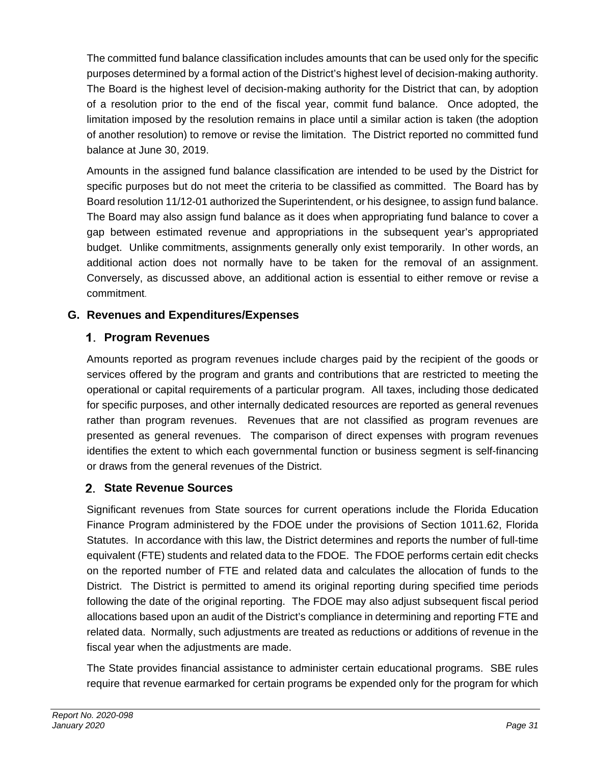The committed fund balance classification includes amounts that can be used only for the specific purposes determined by a formal action of the District's highest level of decision-making authority. The Board is the highest level of decision-making authority for the District that can, by adoption of a resolution prior to the end of the fiscal year, commit fund balance. Once adopted, the limitation imposed by the resolution remains in place until a similar action is taken (the adoption of another resolution) to remove or revise the limitation. The District reported no committed fund balance at June 30, 2019.

Amounts in the assigned fund balance classification are intended to be used by the District for specific purposes but do not meet the criteria to be classified as committed. The Board has by Board resolution 11/12-01 authorized the Superintendent, or his designee, to assign fund balance. The Board may also assign fund balance as it does when appropriating fund balance to cover a gap between estimated revenue and appropriations in the subsequent year's appropriated budget. Unlike commitments, assignments generally only exist temporarily. In other words, an additional action does not normally have to be taken for the removal of an assignment. Conversely, as discussed above, an additional action is essential to either remove or revise a commitment.

## G. Revenues and Expenditures/Expenses

### 1. Program Revenues

Amounts reported as program revenues include charges paid by the recipient of the goods or services offered by the program and grants and contributions that are restricted to meeting the operational or capital requirements of a particular program. All taxes, including those dedicated for specific purposes, and other internally dedicated resources are reported as general revenues rather than program revenues. Revenues that are not classified as program revenues are presented as general revenues. The comparison of direct expenses with program revenues identifies the extent to which each governmental function or business segment is self-financing or draws from the general revenues of the District.

### 2. State Revenue Sources

Significant revenues from State sources for current operations include the Florida Education Finance Program administered by the FDOE under the provisions of Section 1011.62, Florida Statutes. In accordance with this law, the District determines and reports the number of full-time equivalent (FTE) students and related data to the FDOE. The FDOE performs certain edit checks on the reported number of FTE and related data and calculates the allocation of funds to the District. The District is permitted to amend its original reporting during specified time periods following the date of the original reporting. The FDOE may also adjust subsequent fiscal period allocations based upon an audit of the District's compliance in determining and reporting FTE and related data. Normally, such adjustments are treated as reductions or additions of revenue in the fiscal year when the adjustments are made.

The State provides financial assistance to administer certain educational programs. SBE rules require that revenue earmarked for certain programs be expended only for the program for which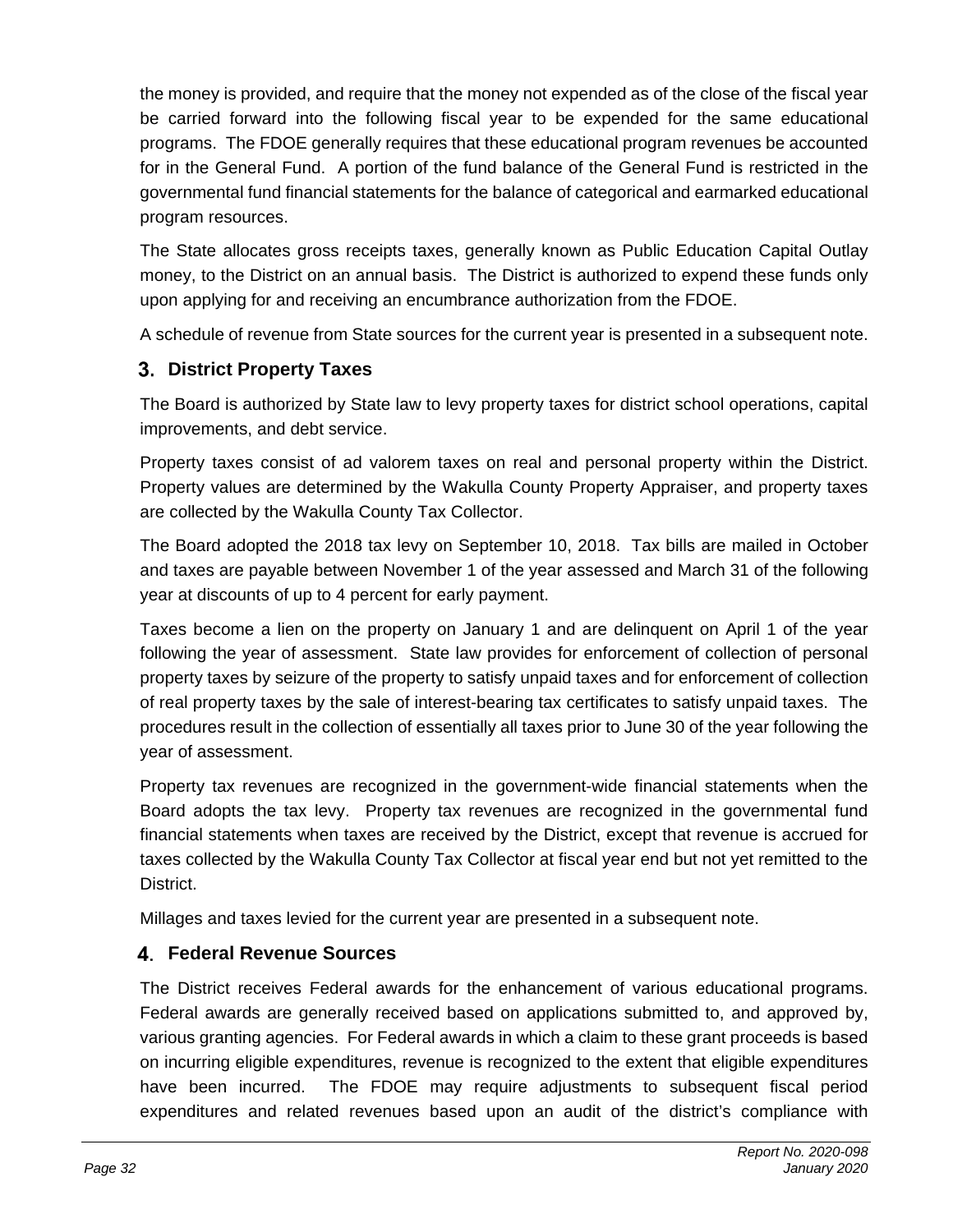the money is provided, and require that the money not expended as of the close of the fiscal year be carried forward into the following fiscal year to be expended for the same educational programs. The FDOE generally requires that these educational program revenues be accounted for in the General Fund. A portion of the fund balance of the General Fund is restricted in the governmental fund financial statements for the balance of categorical and earmarked educational program resources.

The State allocates gross receipts taxes, generally known as Public Education Capital Outlay money, to the District on an annual basis. The District is authorized to expend these funds only upon applying for and receiving an encumbrance authorization from the FDOE.

A schedule of revenue from State sources for the current year is presented in a subsequent note.

### 3. District Property Taxes

The Board is authorized by State law to levy property taxes for district school operations, capital improvements, and debt service.

Property taxes consist of ad valorem taxes on real and personal property within the District. Property values are determined by the Wakulla County Property Appraiser, and property taxes are collected by the Wakulla County Tax Collector.

The Board adopted the 2018 tax levy on September 10, 2018. Tax bills are mailed in October and taxes are payable between November 1 of the year assessed and March 31 of the following year at discounts of up to 4 percent for early payment.

Taxes become a lien on the property on January 1 and are delinquent on April 1 of the year following the year of assessment. State law provides for enforcement of collection of personal property taxes by seizure of the property to satisfy unpaid taxes and for enforcement of collection of real property taxes by the sale of interest-bearing tax certificates to satisfy unpaid taxes. The procedures result in the collection of essentially all taxes prior to June 30 of the year following the year of assessment.

Property tax revenues are recognized in the government-wide financial statements when the Board adopts the tax levy. Property tax revenues are recognized in the governmental fund financial statements when taxes are received by the District, except that revenue is accrued for taxes collected by the Wakulla County Tax Collector at fiscal year end but not yet remitted to the District.

Millages and taxes levied for the current year are presented in a subsequent note.

### 4. Federal Revenue Sources

The District receives Federal awards for the enhancement of various educational programs. Federal awards are generally received based on applications submitted to, and approved by, various granting agencies. For Federal awards in which a claim to these grant proceeds is based on incurring eligible expenditures, revenue is recognized to the extent that eligible expenditures have been incurred. The FDOE may require adjustments to subsequent fiscal period expenditures and related revenues based upon an audit of the district's compliance with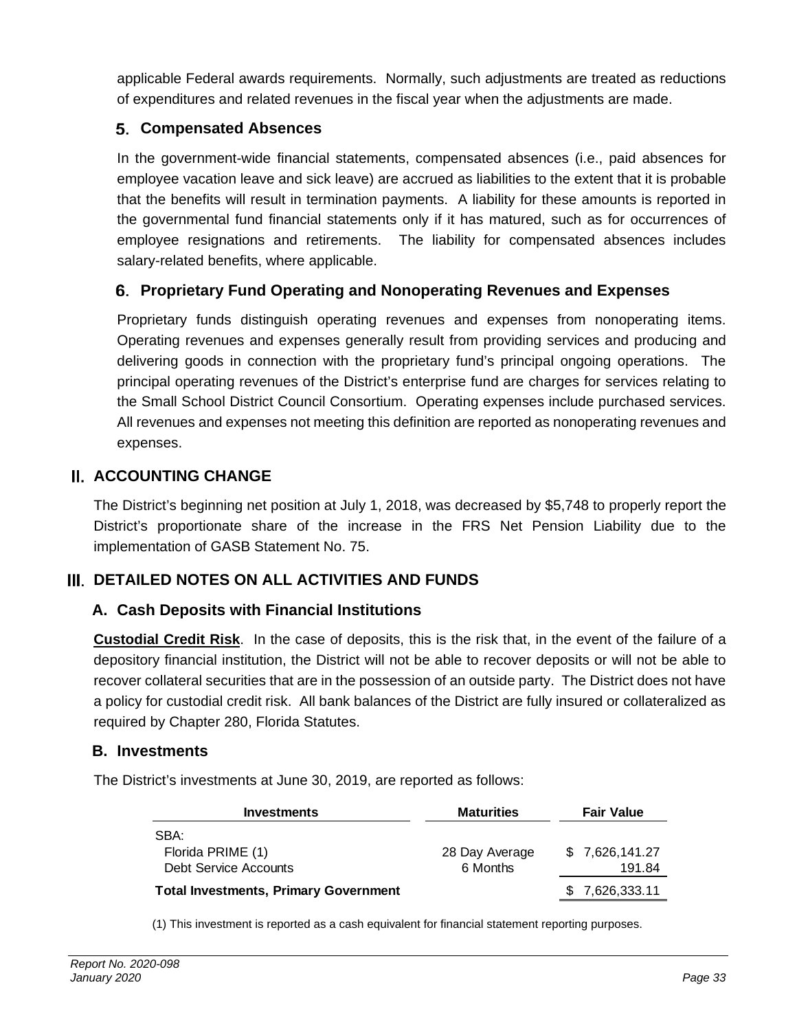applicable Federal awards requirements. Normally, such adjustments are treated as reductions of expenditures and related revenues in the fiscal year when the adjustments are made.

### 5. Compensated Absences

In the government-wide financial statements, compensated absences (i.e., paid absences for employee vacation leave and sick leave) are accrued as liabilities to the extent that it is probable that the benefits will result in termination payments. A liability for these amounts is reported in the governmental fund financial statements only if it has matured, such as for occurrences of employee resignations and retirements. The liability for compensated absences includes salary-related benefits, where applicable.

### 6. Proprietary Fund Operating and Nonoperating Revenues and Expenses

Proprietary funds distinguish operating revenues and expenses from nonoperating items. Operating revenues and expenses generally result from providing services and producing and delivering goods in connection with the proprietary fund's principal ongoing operations. The principal operating revenues of the District's enterprise fund are charges for services relating to the Small School District Council Consortium. Operating expenses include purchased services. All revenues and expenses not meeting this definition are reported as nonoperating revenues and expenses.

## II. ACCOUNTING CHANGE

The District's beginning net position at July 1, 2018, was decreased by $5,748 to properly report the District's proportionate share of the increase in the FRS Net Pension Liability due to the implementation of GASB Statement No. 75.

## III. DETAILED NOTES ON ALL ACTIVITIES AND FUNDS

### A. Cash Deposits with Financial Institutions

**Custodial Credit Risk**. In the case of deposits, this is the risk that, in the event of the failure of a depository financial institution, the District will not be able to recover deposits or will not be able to recover collateral securities that are in the possession of an outside party. The District does not have a policy for custodial credit risk. All bank balances of the District are fully insured or collateralized as required by Chapter 280, Florida Statutes.

### B. Investments

The District's investments at June 30, 2019, are reported as follows:

| Investments | Maturities | Fair Value |
|---|---|---|
| SBA: | | |
| Florida PRIME (1) | 28 Day Average | $ 7,626,141.27 |
| Debt Service Accounts | 6 Months | 191.84 |
| **Total Investments, Primary Government** | | $ 7,626,333.11 |

(1) This investment is reported as a cash equivalent for financial statement reporting purposes.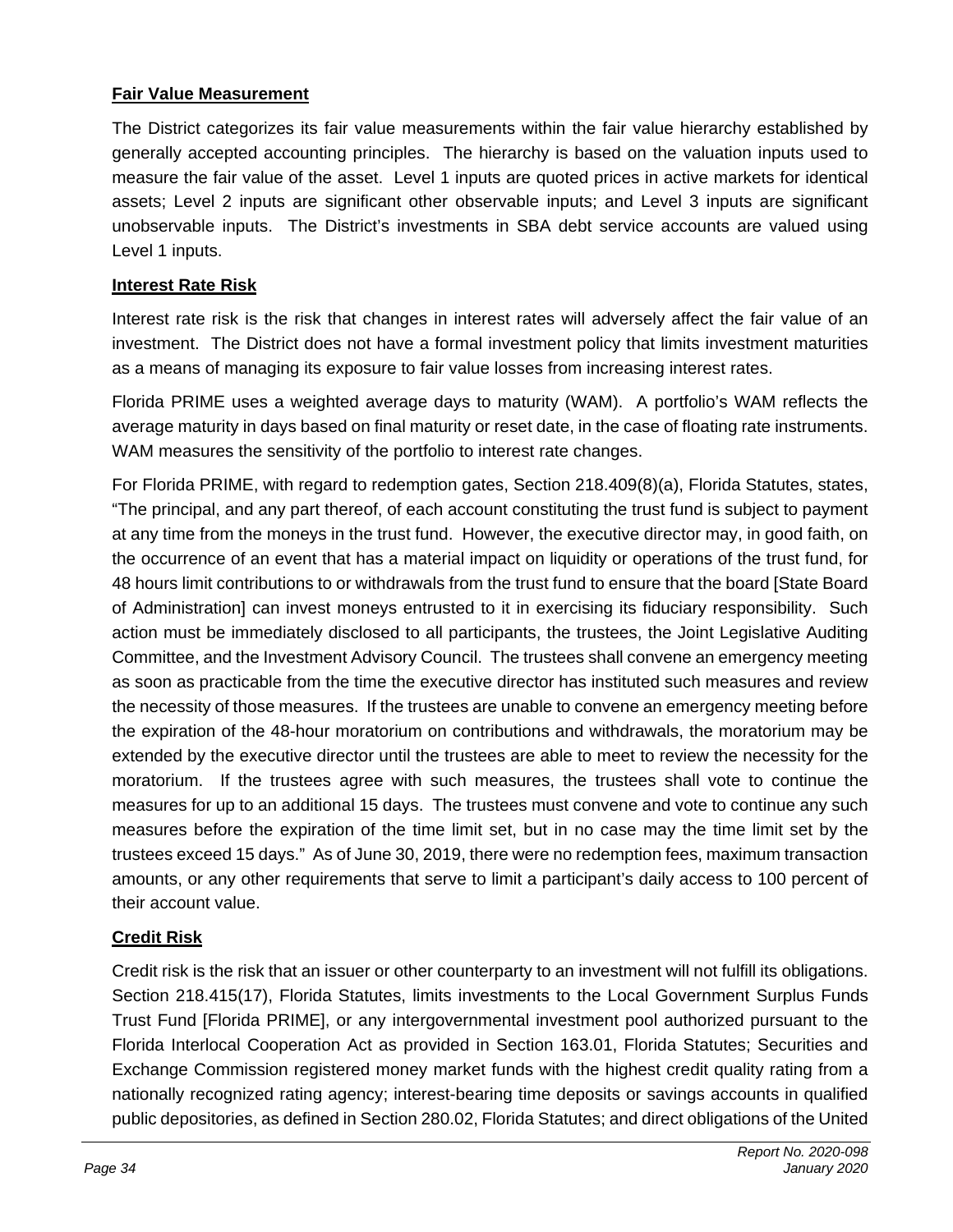**Fair Value Measurement**

The District categorizes its fair value measurements within the fair value hierarchy established by generally accepted accounting principles. The hierarchy is based on the valuation inputs used to measure the fair value of the asset. Level 1 inputs are quoted prices in active markets for identical assets; Level 2 inputs are significant other observable inputs; and Level 3 inputs are significant unobservable inputs. The District's investments in SBA debt service accounts are valued using Level 1 inputs.

**Interest Rate Risk**

Interest rate risk is the risk that changes in interest rates will adversely affect the fair value of an investment. The District does not have a formal investment policy that limits investment maturities as a means of managing its exposure to fair value losses from increasing interest rates.

Florida PRIME uses a weighted average days to maturity (WAM). A portfolio's WAM reflects the average maturity in days based on final maturity or reset date, in the case of floating rate instruments. WAM measures the sensitivity of the portfolio to interest rate changes.

For Florida PRIME, with regard to redemption gates, Section 218.409(8)(a), Florida Statutes, states, "The principal, and any part thereof, of each account constituting the trust fund is subject to payment at any time from the moneys in the trust fund. However, the executive director may, in good faith, on the occurrence of an event that has a material impact on liquidity or operations of the trust fund, for 48 hours limit contributions to or withdrawals from the trust fund to ensure that the board [State Board of Administration] can invest moneys entrusted to it in exercising its fiduciary responsibility. Such action must be immediately disclosed to all participants, the trustees, the Joint Legislative Auditing Committee, and the Investment Advisory Council. The trustees shall convene an emergency meeting as soon as practicable from the time the executive director has instituted such measures and review the necessity of those measures. If the trustees are unable to convene an emergency meeting before the expiration of the 48-hour moratorium on contributions and withdrawals, the moratorium may be extended by the executive director until the trustees are able to meet to review the necessity for the moratorium. If the trustees agree with such measures, the trustees shall vote to continue the measures for up to an additional 15 days. The trustees must convene and vote to continue any such measures before the expiration of the time limit set, but in no case may the time limit set by the trustees exceed 15 days." As of June 30, 2019, there were no redemption fees, maximum transaction amounts, or any other requirements that serve to limit a participant's daily access to 100 percent of their account value.

**Credit Risk**

Credit risk is the risk that an issuer or other counterparty to an investment will not fulfill its obligations. Section 218.415(17), Florida Statutes, limits investments to the Local Government Surplus Funds Trust Fund [Florida PRIME], or any intergovernmental investment pool authorized pursuant to the Florida Interlocal Cooperation Act as provided in Section 163.01, Florida Statutes; Securities and Exchange Commission registered money market funds with the highest credit quality rating from a nationally recognized rating agency; interest-bearing time deposits or savings accounts in qualified public depositories, as defined in Section 280.02, Florida Statutes; and direct obligations of the United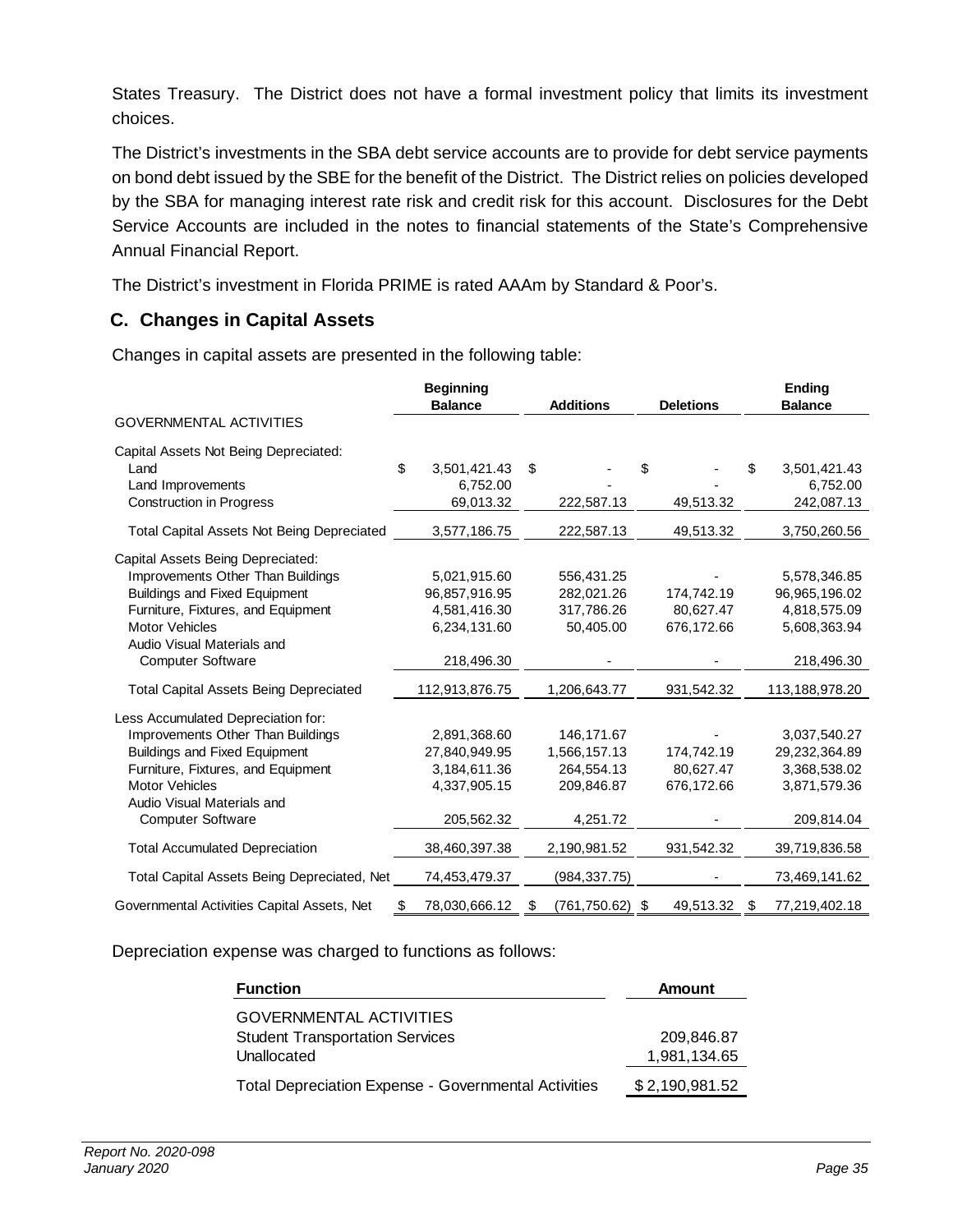States Treasury. The District does not have a formal investment policy that limits its investment choices.

The District's investments in the SBA debt service accounts are to provide for debt service payments on bond debt issued by the SBE for the benefit of the District. The District relies on policies developed by the SBA for managing interest rate risk and credit risk for this account. Disclosures for the Debt Service Accounts are included in the notes to financial statements of the State's Comprehensive Annual Financial Report.

The District's investment in Florida PRIME is rated AAAm by Standard & Poor's.

## C. Changes in Capital Assets

Changes in capital assets are presented in the following table:

| | Beginning Balance | Additions | Deletions | Ending Balance |
|---|---|---|---|---|
| GOVERNMENTAL ACTIVITIES | | | | |
| Capital Assets Not Being Depreciated: | | | | |
| Land | $ 3,501,421.43 | $ - | $ - | $ 3,501,421.43 |
| Land Improvements | 6,752.00 | - | - | 6,752.00 |
| Construction in Progress | 69,013.32 | 222,587.13 | 49,513.32 | 242,087.13 |
| Total Capital Assets Not Being Depreciated | 3,577,186.75 | 222,587.13 | 49,513.32 | 3,750,260.56 |
| Capital Assets Being Depreciated: | | | | |
| Improvements Other Than Buildings | 5,021,915.60 | 556,431.25 | - | 5,578,346.85 |
| Buildings and Fixed Equipment | 96,857,916.95 | 282,021.26 | 174,742.19 | 96,965,196.02 |
| Furniture, Fixtures, and Equipment | 4,581,416.30 | 317,786.26 | 80,627.47 | 4,818,575.09 |
| Motor Vehicles | 6,234,131.60 | 50,405.00 | 676,172.66 | 5,608,363.94 |
| Audio Visual Materials and Computer Software | 218,496.30 | - | - | 218,496.30 |
| Total Capital Assets Being Depreciated | 112,913,876.75 | 1,206,643.77 | 931,542.32 | 113,188,978.20 |
| Less Accumulated Depreciation for: | | | | |
| Improvements Other Than Buildings | 2,891,368.60 | 146,171.67 | - | 3,037,540.27 |
| Buildings and Fixed Equipment | 27,840,949.95 | 1,566,157.13 | 174,742.19 | 29,232,364.89 |
| Furniture, Fixtures, and Equipment | 3,184,611.36 | 264,554.13 | 80,627.47 | 3,368,538.02 |
| Motor Vehicles | 4,337,905.15 | 209,846.87 | 676,172.66 | 3,871,579.36 |
| Audio Visual Materials and Computer Software | 205,562.32 | 4,251.72 | - | 209,814.04 |
| Total Accumulated Depreciation | 38,460,397.38 | 2,190,981.52 | 931,542.32 | 39,719,836.58 |
| Total Capital Assets Being Depreciated, Net | 74,453,479.37 | (984,337.75) | - | 73,469,141.62 |
| Governmental Activities Capital Assets, Net | $ 78,030,666.12 | $ (761,750.62) | $ 49,513.32 | $ 77,219,402.18 |

Depreciation expense was charged to functions as follows:

| Function | Amount |
|---|---|
| GOVERNMENTAL ACTIVITIES | |
| Student Transportation Services | 209,846.87 |
| Unallocated | 1,981,134.65 |
| Total Depreciation Expense - Governmental Activities | $ 2,190,981.52 |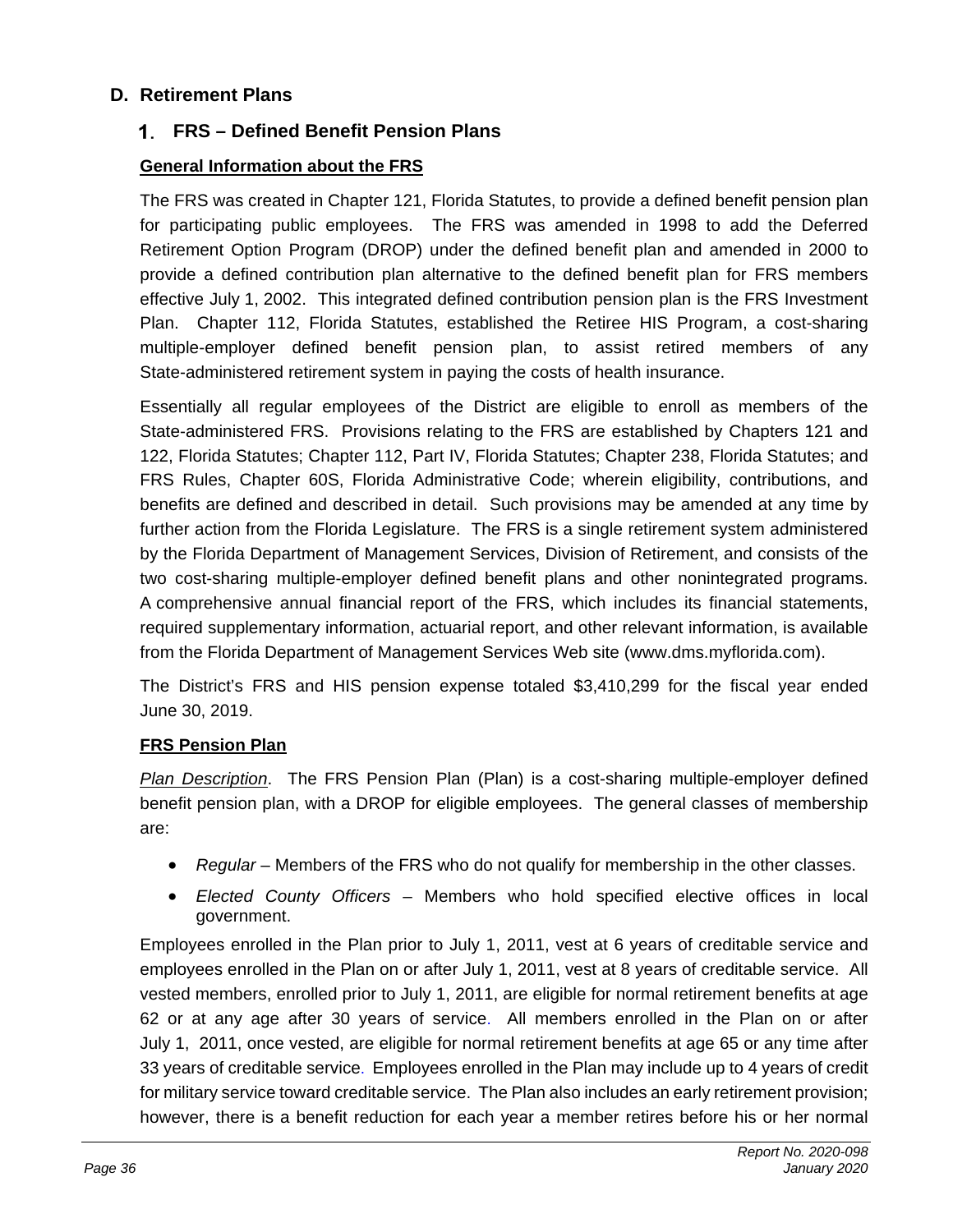## D. Retirement Plans

### 1. FRS – Defined Benefit Pension Plans

**General Information about the FRS**

The FRS was created in Chapter 121, Florida Statutes, to provide a defined benefit pension plan for participating public employees. The FRS was amended in 1998 to add the Deferred Retirement Option Program (DROP) under the defined benefit plan and amended in 2000 to provide a defined contribution plan alternative to the defined benefit plan for FRS members effective July 1, 2002. This integrated defined contribution pension plan is the FRS Investment Plan. Chapter 112, Florida Statutes, established the Retiree HIS Program, a cost-sharing multiple-employer defined benefit pension plan, to assist retired members of any State-administered retirement system in paying the costs of health insurance.

Essentially all regular employees of the District are eligible to enroll as members of the State-administered FRS. Provisions relating to the FRS are established by Chapters 121 and 122, Florida Statutes; Chapter 112, Part IV, Florida Statutes; Chapter 238, Florida Statutes; and FRS Rules, Chapter 60S, Florida Administrative Code; wherein eligibility, contributions, and benefits are defined and described in detail. Such provisions may be amended at any time by further action from the Florida Legislature. The FRS is a single retirement system administered by the Florida Department of Management Services, Division of Retirement, and consists of the two cost-sharing multiple-employer defined benefit plans and other nonintegrated programs. A comprehensive annual financial report of the FRS, which includes its financial statements, required supplementary information, actuarial report, and other relevant information, is available from the Florida Department of Management Services Web site (www.dms.myflorida.com).

The District's FRS and HIS pension expense totaled $3,410,299 for the fiscal year ended June 30, 2019.

**FRS Pension Plan**

*Plan Description*. The FRS Pension Plan (Plan) is a cost-sharing multiple-employer defined benefit pension plan, with a DROP for eligible employees. The general classes of membership are:

- *Regular* – Members of the FRS who do not qualify for membership in the other classes.
- *Elected County Officers* – Members who hold specified elective offices in local government.

Employees enrolled in the Plan prior to July 1, 2011, vest at 6 years of creditable service and employees enrolled in the Plan on or after July 1, 2011, vest at 8 years of creditable service. All vested members, enrolled prior to July 1, 2011, are eligible for normal retirement benefits at age 62 or at any age after 30 years of service. All members enrolled in the Plan on or after July 1, 2011, once vested, are eligible for normal retirement benefits at age 65 or any time after 33 years of creditable service. Employees enrolled in the Plan may include up to 4 years of credit for military service toward creditable service. The Plan also includes an early retirement provision; however, there is a benefit reduction for each year a member retires before his or her normal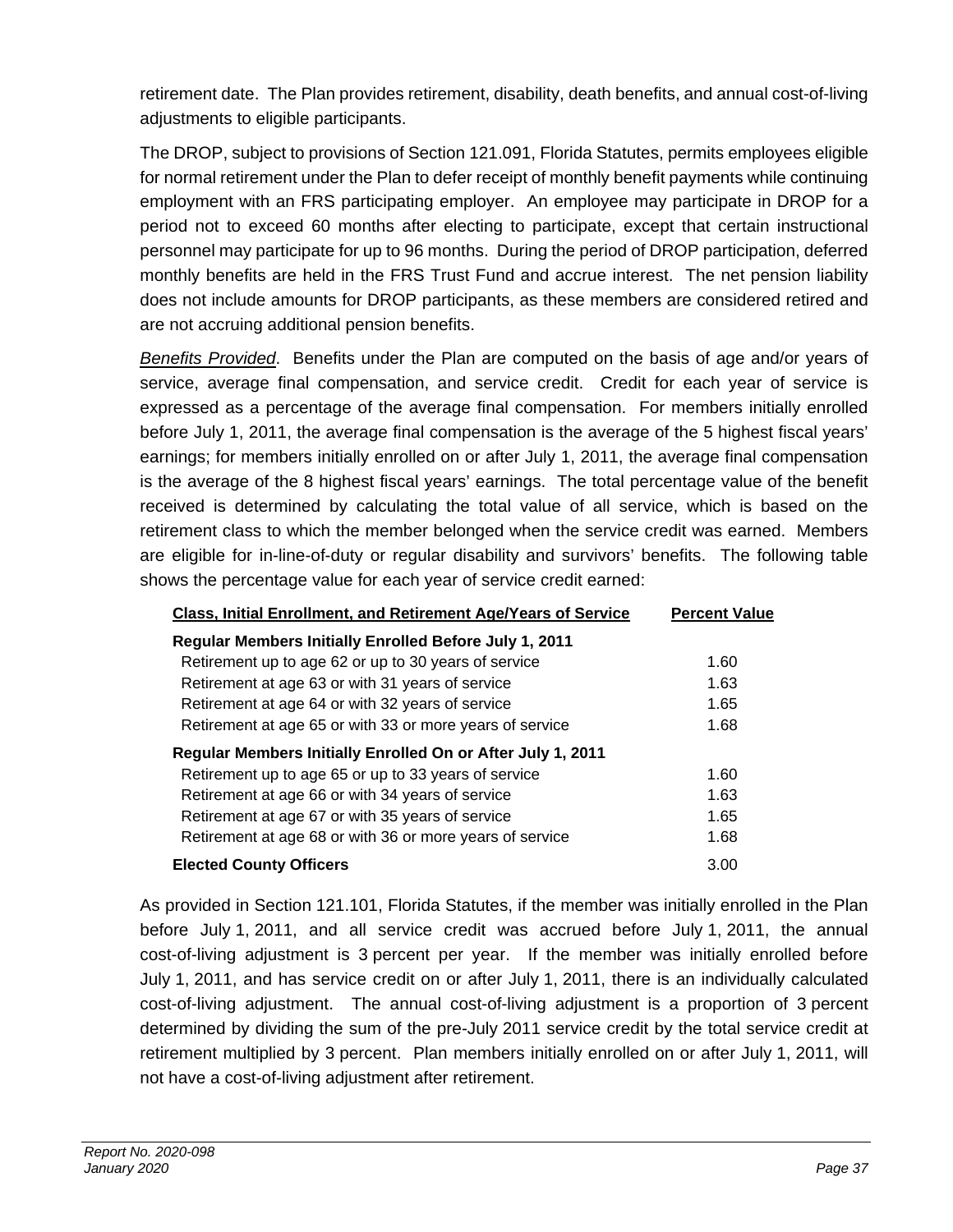retirement date. The Plan provides retirement, disability, death benefits, and annual cost-of-living adjustments to eligible participants.

The DROP, subject to provisions of Section 121.091, Florida Statutes, permits employees eligible for normal retirement under the Plan to defer receipt of monthly benefit payments while continuing employment with an FRS participating employer. An employee may participate in DROP for a period not to exceed 60 months after electing to participate, except that certain instructional personnel may participate for up to 96 months. During the period of DROP participation, deferred monthly benefits are held in the FRS Trust Fund and accrue interest. The net pension liability does not include amounts for DROP participants, as these members are considered retired and are not accruing additional pension benefits.

*Benefits Provided*. Benefits under the Plan are computed on the basis of age and/or years of service, average final compensation, and service credit. Credit for each year of service is expressed as a percentage of the average final compensation. For members initially enrolled before July 1, 2011, the average final compensation is the average of the 5 highest fiscal years' earnings; for members initially enrolled on or after July 1, 2011, the average final compensation is the average of the 8 highest fiscal years' earnings. The total percentage value of the benefit received is determined by calculating the total value of all service, which is based on the retirement class to which the member belonged when the service credit was earned. Members are eligible for in-line-of-duty or regular disability and survivors' benefits. The following table shows the percentage value for each year of service credit earned:

| Class, Initial Enrollment, and Retirement Age/Years of Service | Percent Value |
|---|---|
| **Regular Members Initially Enrolled Before July 1, 2011** | |
| Retirement up to age 62 or up to 30 years of service | 1.60 |
| Retirement at age 63 or with 31 years of service | 1.63 |
| Retirement at age 64 or with 32 years of service | 1.65 |
| Retirement at age 65 or with 33 or more years of service | 1.68 |
| **Regular Members Initially Enrolled On or After July 1, 2011** | |
| Retirement up to age 65 or up to 33 years of service | 1.60 |
| Retirement at age 66 or with 34 years of service | 1.63 |
| Retirement at age 67 or with 35 years of service | 1.65 |
| Retirement at age 68 or with 36 or more years of service | 1.68 |
| **Elected County Officers** | 3.00 |

As provided in Section 121.101, Florida Statutes, if the member was initially enrolled in the Plan before July 1, 2011, and all service credit was accrued before July 1, 2011, the annual cost-of-living adjustment is 3 percent per year. If the member was initially enrolled before July 1, 2011, and has service credit on or after July 1, 2011, there is an individually calculated cost-of-living adjustment. The annual cost-of-living adjustment is a proportion of 3 percent determined by dividing the sum of the pre-July 2011 service credit by the total service credit at retirement multiplied by 3 percent. Plan members initially enrolled on or after July 1, 2011, will not have a cost-of-living adjustment after retirement.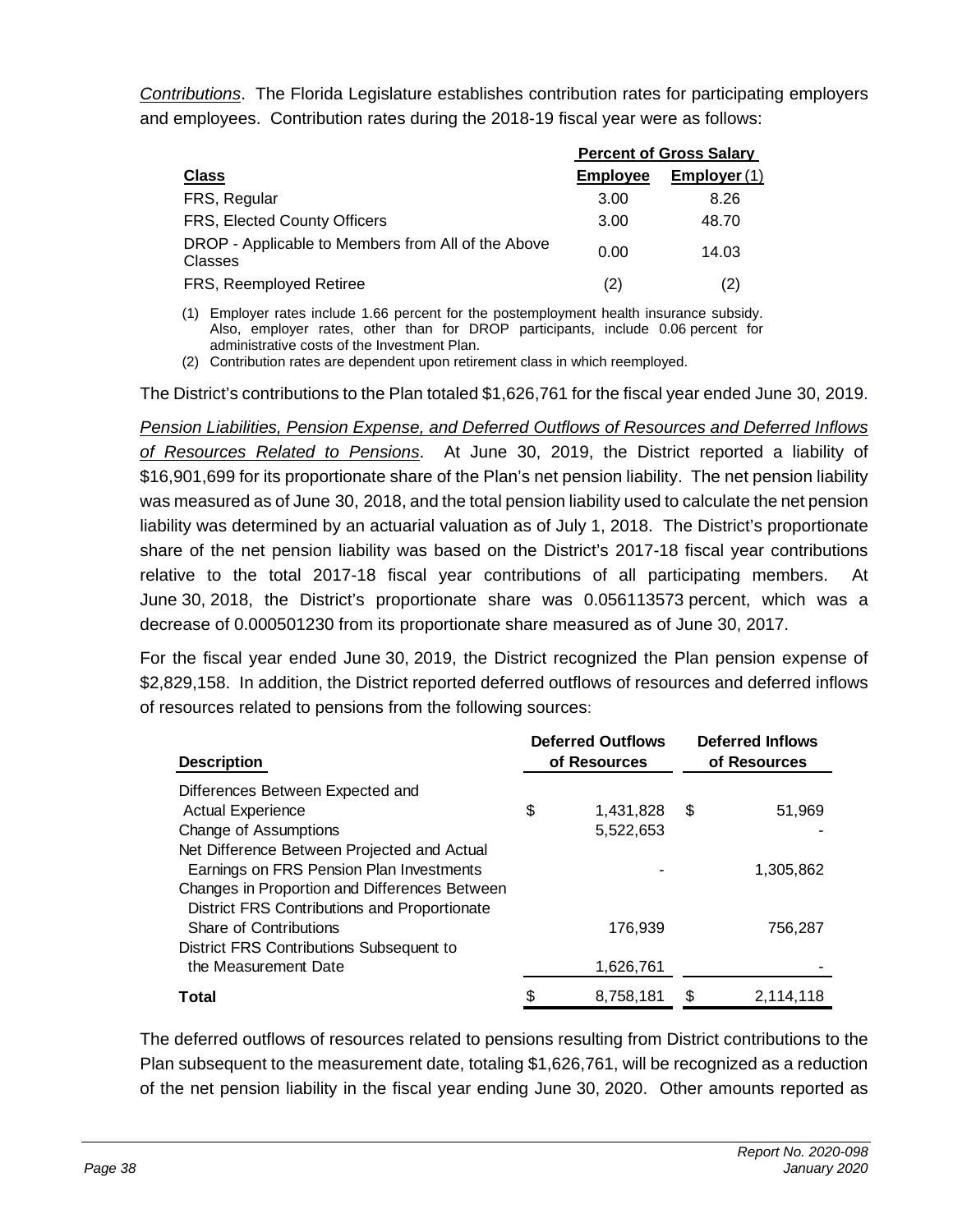*Contributions*. The Florida Legislature establishes contribution rates for participating employers and employees. Contribution rates during the 2018-19 fiscal year were as follows:

| | Percent of Gross Salary | |
|---|---|---|
| **Class** | **Employee** | **Employer** (1) |
| FRS, Regular | 3.00 | 8.26 |
| FRS, Elected County Officers | 3.00 | 48.70 |
| DROP - Applicable to Members from All of the Above Classes | 0.00 | 14.03 |
| FRS, Reemployed Retiree | (2) | (2) |

(1) Employer rates include 1.66 percent for the postemployment health insurance subsidy. Also, employer rates, other than for DROP participants, include 0.06 percent for administrative costs of the Investment Plan.

(2) Contribution rates are dependent upon retirement class in which reemployed.

The District's contributions to the Plan totaled $1,626,761 for the fiscal year ended June 30, 2019.

*Pension Liabilities, Pension Expense, and Deferred Outflows of Resources and Deferred Inflows of Resources Related to Pensions*. At June 30, 2019, the District reported a liability of $16,901,699 for its proportionate share of the Plan's net pension liability. The net pension liability was measured as of June 30, 2018, and the total pension liability used to calculate the net pension liability was determined by an actuarial valuation as of July 1, 2018. The District's proportionate share of the net pension liability was based on the District's 2017-18 fiscal year contributions relative to the total 2017-18 fiscal year contributions of all participating members. At June 30, 2018, the District's proportionate share was 0.056113573 percent, which was a decrease of 0.000501230 from its proportionate share measured as of June 30, 2017.

For the fiscal year ended June 30, 2019, the District recognized the Plan pension expense of $2,829,158. In addition, the District reported deferred outflows of resources and deferred inflows of resources related to pensions from the following sources:

| Description | Deferred Outflows of Resources | Deferred Inflows of Resources |
|---|---|---|
| Differences Between Expected and Actual Experience | $ 1,431,828 | $ 51,969 |
| Change of Assumptions | 5,522,653 | - |
| Net Difference Between Projected and Actual Earnings on FRS Pension Plan Investments | - | 1,305,862 |
| Changes in Proportion and Differences Between District FRS Contributions and Proportionate Share of Contributions | 176,939 | 756,287 |
| District FRS Contributions Subsequent to the Measurement Date | 1,626,761 | - |
| **Total** | $ 8,758,181 | $ 2,114,118 |

The deferred outflows of resources related to pensions resulting from District contributions to the Plan subsequent to the measurement date, totaling $1,626,761, will be recognized as a reduction of the net pension liability in the fiscal year ending June 30, 2020. Other amounts reported as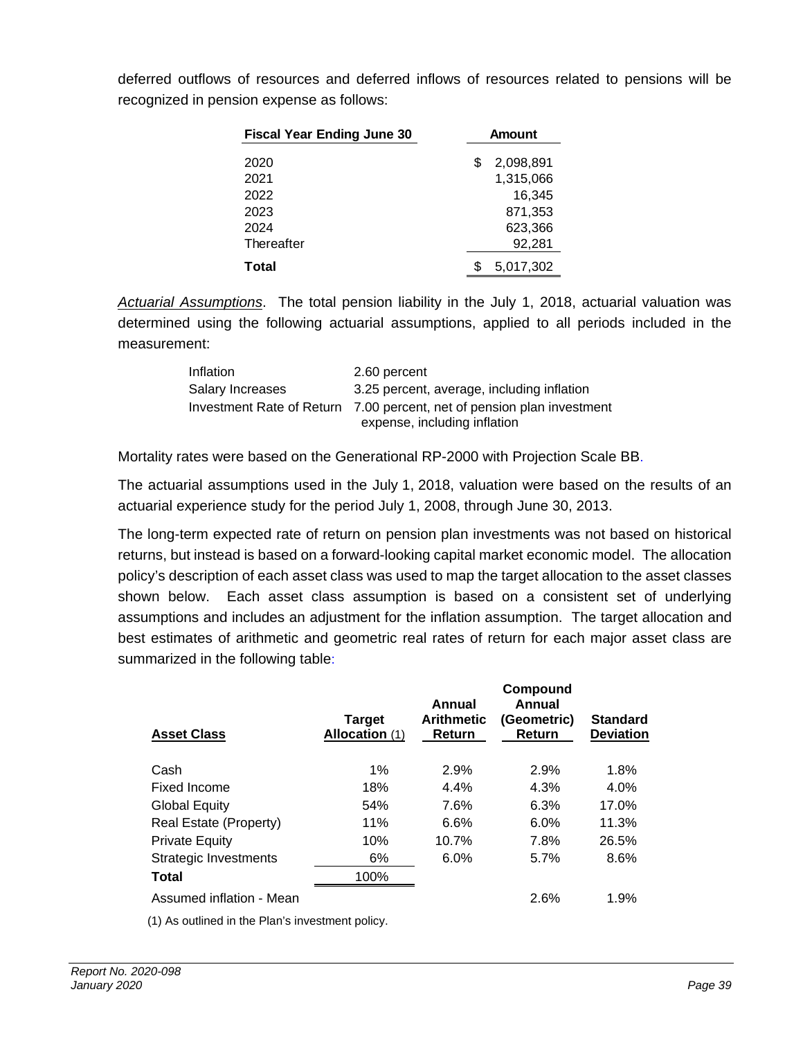deferred outflows of resources and deferred inflows of resources related to pensions will be recognized in pension expense as follows:

| Fiscal Year Ending June 30 | Amount |
|---|---|
| 2020 | $ 2,098,891 |
| 2021 | 1,315,066 |
| 2022 | 16,345 |
| 2023 | 871,353 |
| 2024 | 623,366 |
| Thereafter | 92,281 |
| **Total** | $ 5,017,302 |

*Actuarial Assumptions*. The total pension liability in the July 1, 2018, actuarial valuation was determined using the following actuarial assumptions, applied to all periods included in the measurement:

| | |
|---|---|
| Inflation | 2.60 percent |
| Salary Increases | 3.25 percent, average, including inflation |
| Investment Rate of Return | 7.00 percent, net of pension plan investment expense, including inflation |

Mortality rates were based on the Generational RP-2000 with Projection Scale BB.

The actuarial assumptions used in the July 1, 2018, valuation were based on the results of an actuarial experience study for the period July 1, 2008, through June 30, 2013.

The long-term expected rate of return on pension plan investments was not based on historical returns, but instead is based on a forward-looking capital market economic model. The allocation policy's description of each asset class was used to map the target allocation to the asset classes shown below. Each asset class assumption is based on a consistent set of underlying assumptions and includes an adjustment for the inflation assumption. The target allocation and best estimates of arithmetic and geometric real rates of return for each major asset class are summarized in the following table:

| Asset Class | Target Allocation (1) | Annual Arithmetic Return | Compound Annual (Geometric) Return | Standard Deviation |
|---|---|---|---|---|
| Cash | 1% | 2.9% | 2.9% | 1.8% |
| Fixed Income | 18% | 4.4% | 4.3% | 4.0% |
| Global Equity | 54% | 7.6% | 6.3% | 17.0% |
| Real Estate (Property) | 11% | 6.6% | 6.0% | 11.3% |
| Private Equity | 10% | 10.7% | 7.8% | 26.5% |
| Strategic Investments | 6% | 6.0% | 5.7% | 8.6% |
| **Total** | 100% | | | |
| Assumed inflation - Mean | | | 2.6% | 1.9% |

(1) As outlined in the Plan's investment policy.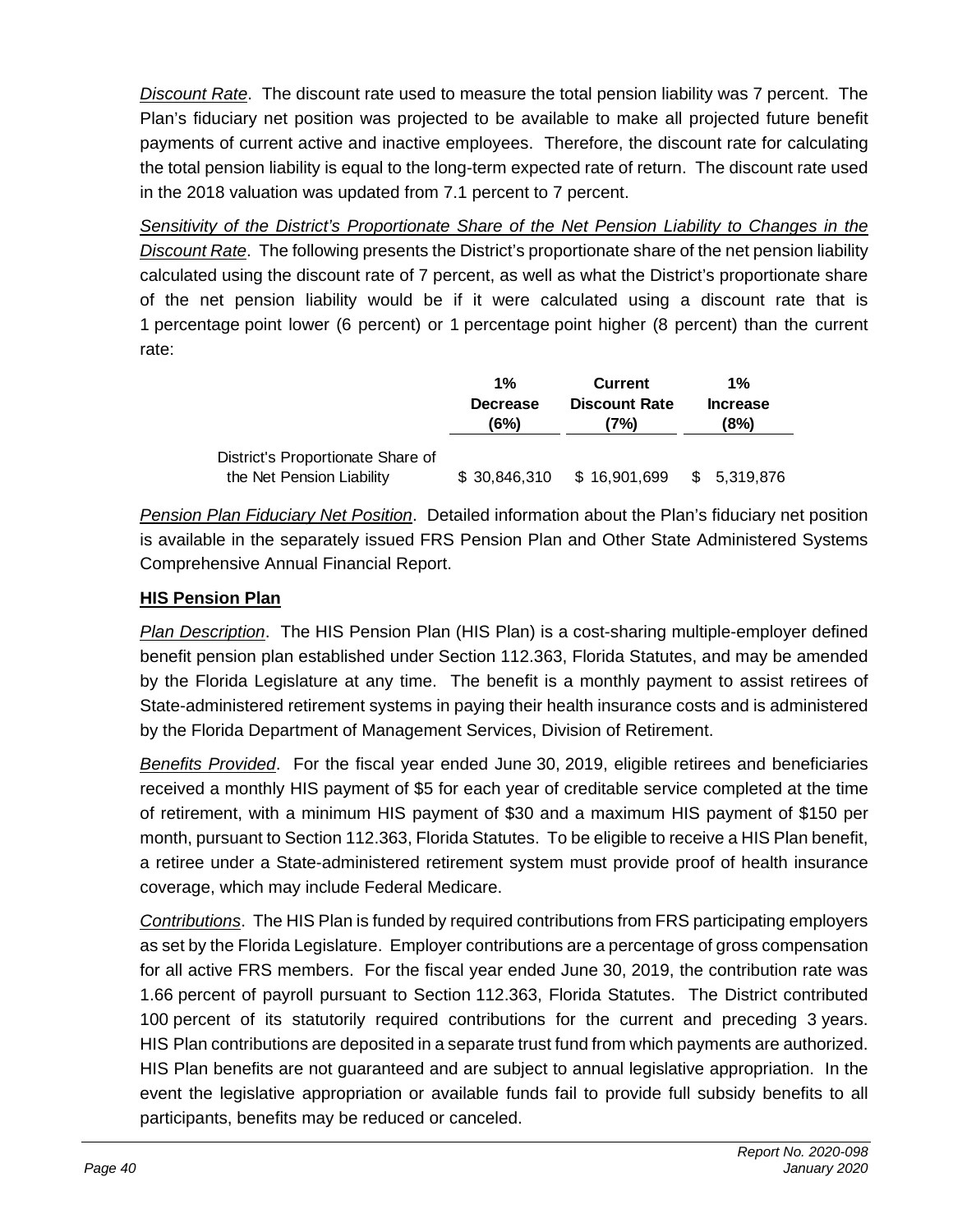*Discount Rate*. The discount rate used to measure the total pension liability was 7 percent. The Plan's fiduciary net position was projected to be available to make all projected future benefit payments of current active and inactive employees. Therefore, the discount rate for calculating the total pension liability is equal to the long-term expected rate of return. The discount rate used in the 2018 valuation was updated from 7.1 percent to 7 percent.

*Sensitivity of the District's Proportionate Share of the Net Pension Liability to Changes in the Discount Rate*. The following presents the District's proportionate share of the net pension liability calculated using the discount rate of 7 percent, as well as what the District's proportionate share of the net pension liability would be if it were calculated using a discount rate that is 1 percentage point lower (6 percent) or 1 percentage point higher (8 percent) than the current rate:

| | 1% Decrease (6%) | Current Discount Rate (7%) | 1% Increase (8%) |
|---|---|---|---|
| District's Proportionate Share of the Net Pension Liability | $ 30,846,310 | $ 16,901,699 | $ 5,319,876 |

*Pension Plan Fiduciary Net Position*. Detailed information about the Plan's fiduciary net position is available in the separately issued FRS Pension Plan and Other State Administered Systems Comprehensive Annual Financial Report.

**HIS Pension Plan**

*Plan Description*. The HIS Pension Plan (HIS Plan) is a cost-sharing multiple-employer defined benefit pension plan established under Section 112.363, Florida Statutes, and may be amended by the Florida Legislature at any time. The benefit is a monthly payment to assist retirees of State-administered retirement systems in paying their health insurance costs and is administered by the Florida Department of Management Services, Division of Retirement.

*Benefits Provided*. For the fiscal year ended June 30, 2019, eligible retirees and beneficiaries received a monthly HIS payment of $5 for each year of creditable service completed at the time of retirement, with a minimum HIS payment of $30 and a maximum HIS payment of $150 per month, pursuant to Section 112.363, Florida Statutes. To be eligible to receive a HIS Plan benefit, a retiree under a State-administered retirement system must provide proof of health insurance coverage, which may include Federal Medicare.

*Contributions*. The HIS Plan is funded by required contributions from FRS participating employers as set by the Florida Legislature. Employer contributions are a percentage of gross compensation for all active FRS members. For the fiscal year ended June 30, 2019, the contribution rate was 1.66 percent of payroll pursuant to Section 112.363, Florida Statutes. The District contributed 100 percent of its statutorily required contributions for the current and preceding 3 years. HIS Plan contributions are deposited in a separate trust fund from which payments are authorized. HIS Plan benefits are not guaranteed and are subject to annual legislative appropriation. In the event the legislative appropriation or available funds fail to provide full subsidy benefits to all participants, benefits may be reduced or canceled.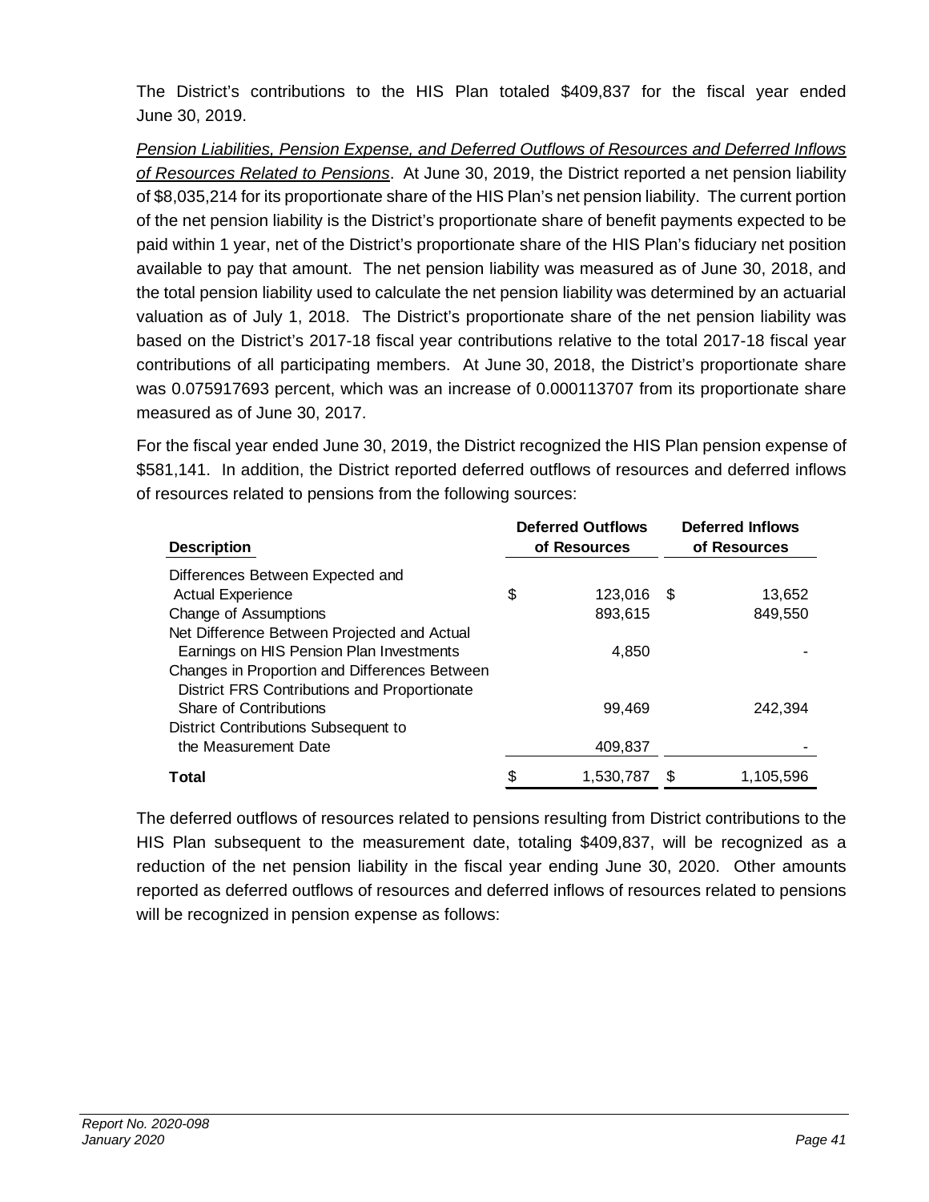The District's contributions to the HIS Plan totaled $409,837 for the fiscal year ended June 30, 2019.

*Pension Liabilities, Pension Expense, and Deferred Outflows of Resources and Deferred Inflows of Resources Related to Pensions*. At June 30, 2019, the District reported a net pension liability of $8,035,214 for its proportionate share of the HIS Plan's net pension liability. The current portion of the net pension liability is the District's proportionate share of benefit payments expected to be paid within 1 year, net of the District's proportionate share of the HIS Plan's fiduciary net position available to pay that amount. The net pension liability was measured as of June 30, 2018, and the total pension liability used to calculate the net pension liability was determined by an actuarial valuation as of July 1, 2018. The District's proportionate share of the net pension liability was based on the District's 2017-18 fiscal year contributions relative to the total 2017-18 fiscal year contributions of all participating members. At June 30, 2018, the District's proportionate share was 0.075917693 percent, which was an increase of 0.000113707 from its proportionate share measured as of June 30, 2017.

For the fiscal year ended June 30, 2019, the District recognized the HIS Plan pension expense of $581,141. In addition, the District reported deferred outflows of resources and deferred inflows of resources related to pensions from the following sources:

| Description | Deferred Outflows of Resources | Deferred Inflows of Resources |
|---|---|---|
| Differences Between Expected and Actual Experience | $ 123,016 | $ 13,652 |
| Change of Assumptions | 893,615 | 849,550 |
| Net Difference Between Projected and Actual Earnings on HIS Pension Plan Investments | 4,850 | - |
| Changes in Proportion and Differences Between District FRS Contributions and Proportionate Share of Contributions | 99,469 | 242,394 |
| District Contributions Subsequent to the Measurement Date | 409,837 | - |
| **Total** | $ 1,530,787 | $ 1,105,596 |

The deferred outflows of resources related to pensions resulting from District contributions to the HIS Plan subsequent to the measurement date, totaling $409,837, will be recognized as a reduction of the net pension liability in the fiscal year ending June 30, 2020. Other amounts reported as deferred outflows of resources and deferred inflows of resources related to pensions will be recognized in pension expense as follows: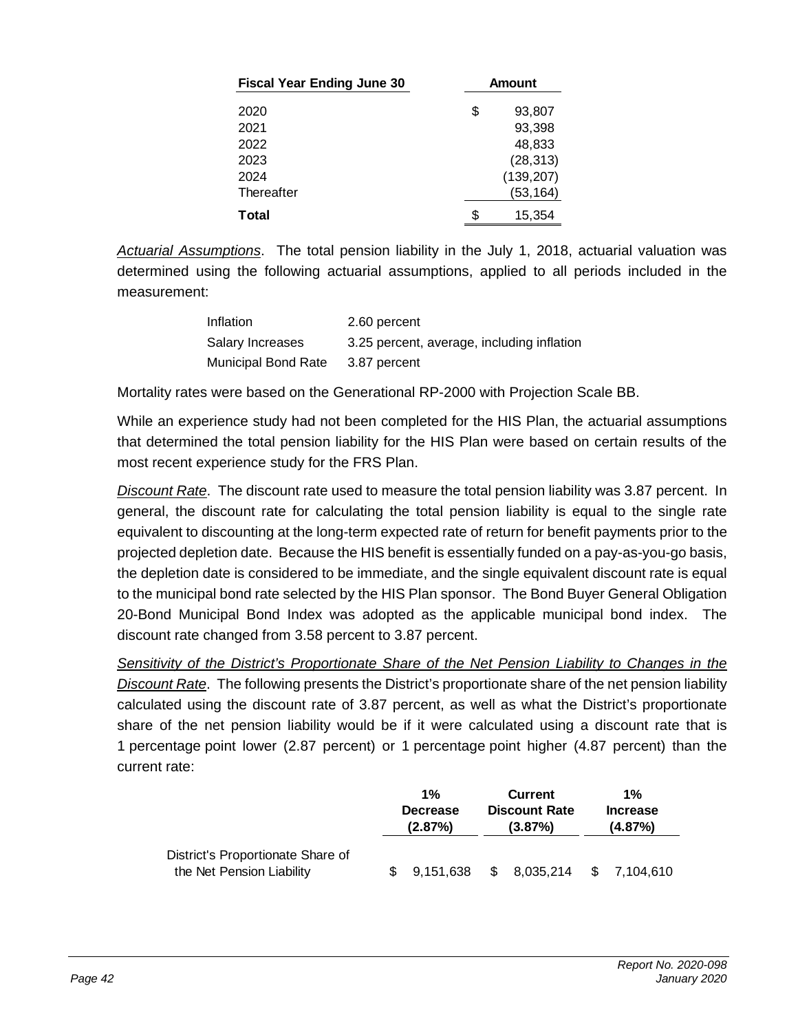| Fiscal Year Ending June 30 | Amount |
|---|---|
| 2020 | $ 93,807 |
| 2021 | 93,398 |
| 2022 | 48,833 |
| 2023 | (28,313) |
| 2024 | (139,207) |
| Thereafter | (53,164) |
| **Total** | $ 15,354 |

*Actuarial Assumptions*. The total pension liability in the July 1, 2018, actuarial valuation was determined using the following actuarial assumptions, applied to all periods included in the measurement:

| | |
|---|---|
| Inflation | 2.60 percent |
| Salary Increases | 3.25 percent, average, including inflation |
| Municipal Bond Rate | 3.87 percent |

Mortality rates were based on the Generational RP-2000 with Projection Scale BB.

While an experience study had not been completed for the HIS Plan, the actuarial assumptions that determined the total pension liability for the HIS Plan were based on certain results of the most recent experience study for the FRS Plan.

*Discount Rate*. The discount rate used to measure the total pension liability was 3.87 percent. In general, the discount rate for calculating the total pension liability is equal to the single rate equivalent to discounting at the long-term expected rate of return for benefit payments prior to the projected depletion date. Because the HIS benefit is essentially funded on a pay-as-you-go basis, the depletion date is considered to be immediate, and the single equivalent discount rate is equal to the municipal bond rate selected by the HIS Plan sponsor. The Bond Buyer General Obligation 20-Bond Municipal Bond Index was adopted as the applicable municipal bond index. The discount rate changed from 3.58 percent to 3.87 percent.

*Sensitivity of the District's Proportionate Share of the Net Pension Liability to Changes in the Discount Rate*. The following presents the District's proportionate share of the net pension liability calculated using the discount rate of 3.87 percent, as well as what the District's proportionate share of the net pension liability would be if it were calculated using a discount rate that is 1 percentage point lower (2.87 percent) or 1 percentage point higher (4.87 percent) than the current rate:

| | 1% Decrease (2.87%) | Current Discount Rate (3.87%) | 1% Increase (4.87%) |
|---|---|---|---|
| District's Proportionate Share of the Net Pension Liability | $ 9,151,638 | $ 8,035,214 | $ 7,104,610 |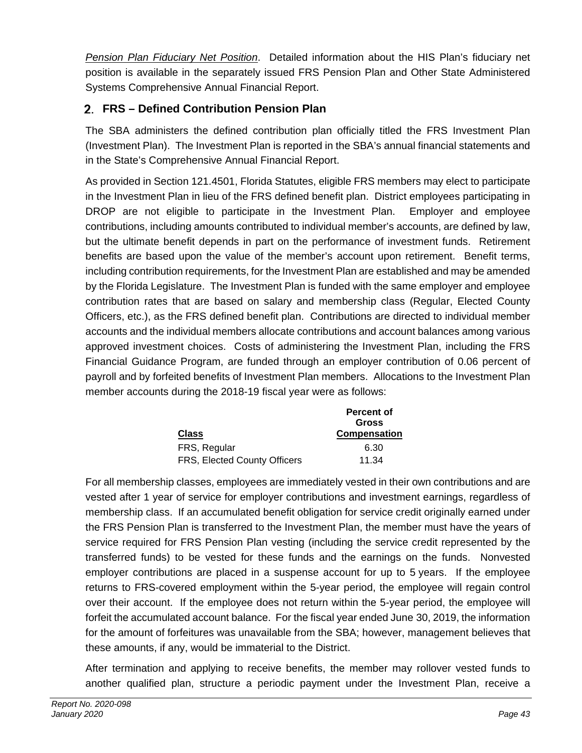*Pension Plan Fiduciary Net Position*. Detailed information about the HIS Plan's fiduciary net position is available in the separately issued FRS Pension Plan and Other State Administered Systems Comprehensive Annual Financial Report.

## 2. FRS – Defined Contribution Pension Plan

The SBA administers the defined contribution plan officially titled the FRS Investment Plan (Investment Plan). The Investment Plan is reported in the SBA's annual financial statements and in the State's Comprehensive Annual Financial Report.

As provided in Section 121.4501, Florida Statutes, eligible FRS members may elect to participate in the Investment Plan in lieu of the FRS defined benefit plan. District employees participating in DROP are not eligible to participate in the Investment Plan. Employer and employee contributions, including amounts contributed to individual member's accounts, are defined by law, but the ultimate benefit depends in part on the performance of investment funds. Retirement benefits are based upon the value of the member's account upon retirement. Benefit terms, including contribution requirements, for the Investment Plan are established and may be amended by the Florida Legislature. The Investment Plan is funded with the same employer and employee contribution rates that are based on salary and membership class (Regular, Elected County Officers, etc.), as the FRS defined benefit plan. Contributions are directed to individual member accounts and the individual members allocate contributions and account balances among various approved investment choices. Costs of administering the Investment Plan, including the FRS Financial Guidance Program, are funded through an employer contribution of 0.06 percent of payroll and by forfeited benefits of Investment Plan members. Allocations to the Investment Plan member accounts during the 2018-19 fiscal year were as follows:

| Class | Percent of Gross Compensation |
|---|---|
| FRS, Regular | 6.30 |
| FRS, Elected County Officers | 11.34 |

For all membership classes, employees are immediately vested in their own contributions and are vested after 1 year of service for employer contributions and investment earnings, regardless of membership class. If an accumulated benefit obligation for service credit originally earned under the FRS Pension Plan is transferred to the Investment Plan, the member must have the years of service required for FRS Pension Plan vesting (including the service credit represented by the transferred funds) to be vested for these funds and the earnings on the funds. Nonvested employer contributions are placed in a suspense account for up to 5 years. If the employee returns to FRS-covered employment within the 5-year period, the employee will regain control over their account. If the employee does not return within the 5-year period, the employee will forfeit the accumulated account balance. For the fiscal year ended June 30, 2019, the information for the amount of forfeitures was unavailable from the SBA; however, management believes that these amounts, if any, would be immaterial to the District.

After termination and applying to receive benefits, the member may rollover vested funds to another qualified plan, structure a periodic payment under the Investment Plan, receive a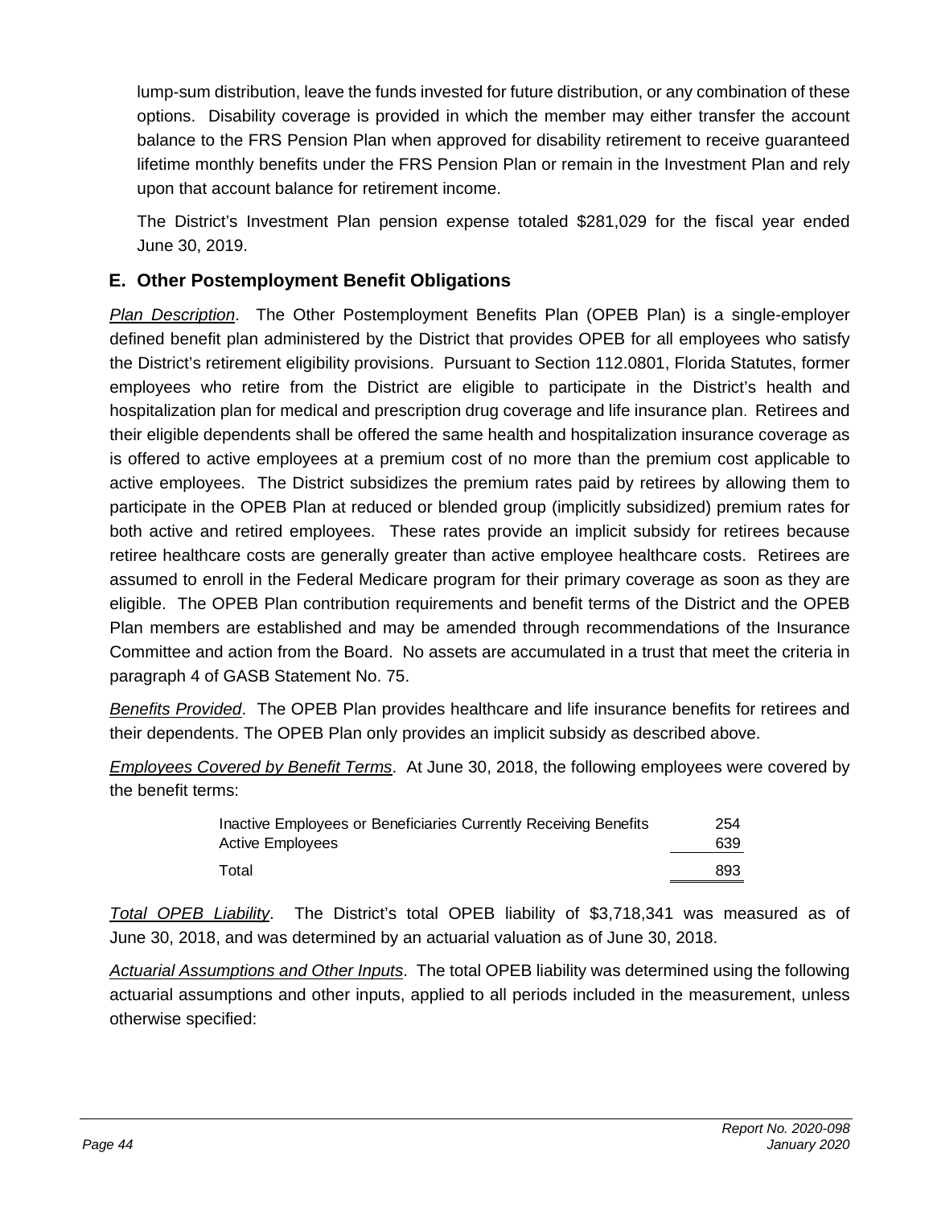lump-sum distribution, leave the funds invested for future distribution, or any combination of these options. Disability coverage is provided in which the member may either transfer the account balance to the FRS Pension Plan when approved for disability retirement to receive guaranteed lifetime monthly benefits under the FRS Pension Plan or remain in the Investment Plan and rely upon that account balance for retirement income.

The District's Investment Plan pension expense totaled $281,029 for the fiscal year ended June 30, 2019.

## E. Other Postemployment Benefit Obligations

*Plan Description*. The Other Postemployment Benefits Plan (OPEB Plan) is a single-employer defined benefit plan administered by the District that provides OPEB for all employees who satisfy the District's retirement eligibility provisions. Pursuant to Section 112.0801, Florida Statutes, former employees who retire from the District are eligible to participate in the District's health and hospitalization plan for medical and prescription drug coverage and life insurance plan. Retirees and their eligible dependents shall be offered the same health and hospitalization insurance coverage as is offered to active employees at a premium cost of no more than the premium cost applicable to active employees. The District subsidizes the premium rates paid by retirees by allowing them to participate in the OPEB Plan at reduced or blended group (implicitly subsidized) premium rates for both active and retired employees. These rates provide an implicit subsidy for retirees because retiree healthcare costs are generally greater than active employee healthcare costs. Retirees are assumed to enroll in the Federal Medicare program for their primary coverage as soon as they are eligible. The OPEB Plan contribution requirements and benefit terms of the District and the OPEB Plan members are established and may be amended through recommendations of the Insurance Committee and action from the Board. No assets are accumulated in a trust that meet the criteria in paragraph 4 of GASB Statement No. 75.

*Benefits Provided*. The OPEB Plan provides healthcare and life insurance benefits for retirees and their dependents. The OPEB Plan only provides an implicit subsidy as described above.

*Employees Covered by Benefit Terms*. At June 30, 2018, the following employees were covered by the benefit terms:

| | |
|---|---|
| Inactive Employees or Beneficiaries Currently Receiving Benefits | 254 |
| Active Employees | 639 |
| Total | 893 |

*Total OPEB Liability*. The District's total OPEB liability of $3,718,341 was measured as of June 30, 2018, and was determined by an actuarial valuation as of June 30, 2018.

*Actuarial Assumptions and Other Inputs*. The total OPEB liability was determined using the following actuarial assumptions and other inputs, applied to all periods included in the measurement, unless otherwise specified: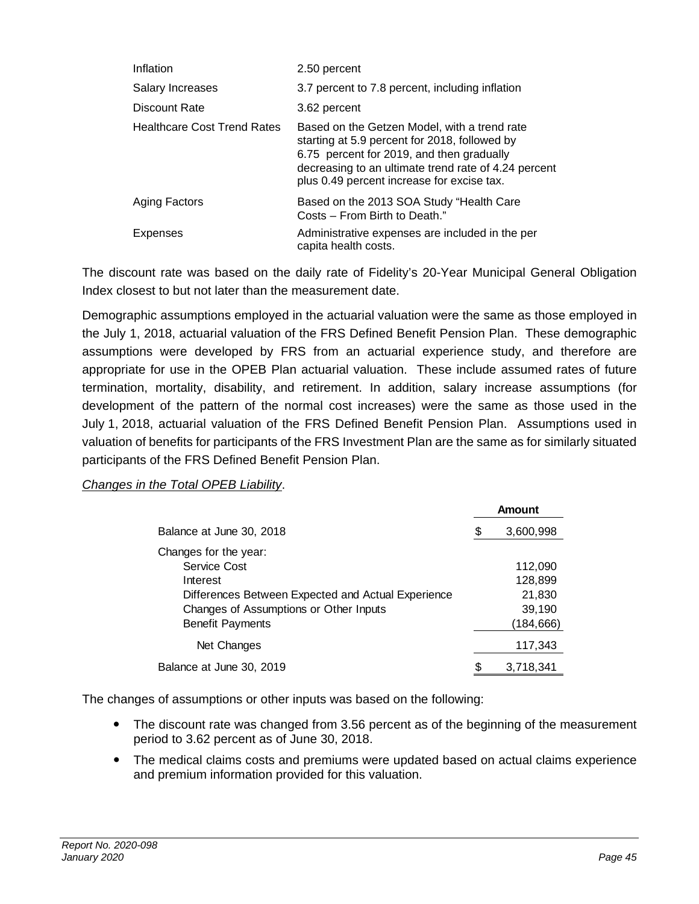| | |
|---|---|
| Inflation | 2.50 percent |
| Salary Increases | 3.7 percent to 7.8 percent, including inflation |
| Discount Rate | 3.62 percent |
| Healthcare Cost Trend Rates | Based on the Getzen Model, with a trend rate starting at 5.9 percent for 2018, followed by 6.75 percent for 2019, and then gradually decreasing to an ultimate trend rate of 4.24 percent plus 0.49 percent increase for excise tax. |
| Aging Factors | Based on the 2013 SOA Study "Health Care Costs – From Birth to Death." |
| Expenses | Administrative expenses are included in the per capita health costs. |

The discount rate was based on the daily rate of Fidelity's 20-Year Municipal General Obligation Index closest to but not later than the measurement date.

Demographic assumptions employed in the actuarial valuation were the same as those employed in the July 1, 2018, actuarial valuation of the FRS Defined Benefit Pension Plan. These demographic assumptions were developed by FRS from an actuarial experience study, and therefore are appropriate for use in the OPEB Plan actuarial valuation. These include assumed rates of future termination, mortality, disability, and retirement. In addition, salary increase assumptions (for development of the pattern of the normal cost increases) were the same as those used in the July 1, 2018, actuarial valuation of the FRS Defined Benefit Pension Plan. Assumptions used in valuation of benefits for participants of the FRS Investment Plan are the same as for similarly situated participants of the FRS Defined Benefit Pension Plan.

*Changes in the Total OPEB Liability*.

| | Amount |
|---|---|
| Balance at June 30, 2018 | $ 3,600,998 |
| Changes for the year: | |
| Service Cost | 112,090 |
| Interest | 128,899 |
| Differences Between Expected and Actual Experience | 21,830 |
| Changes of Assumptions or Other Inputs | 39,190 |
| Benefit Payments | (184,666) |
| Net Changes | 117,343 |
| Balance at June 30, 2019 | $ 3,718,341 |

The changes of assumptions or other inputs was based on the following:

- The discount rate was changed from 3.56 percent as of the beginning of the measurement period to 3.62 percent as of June 30, 2018.
- The medical claims costs and premiums were updated based on actual claims experience and premium information provided for this valuation.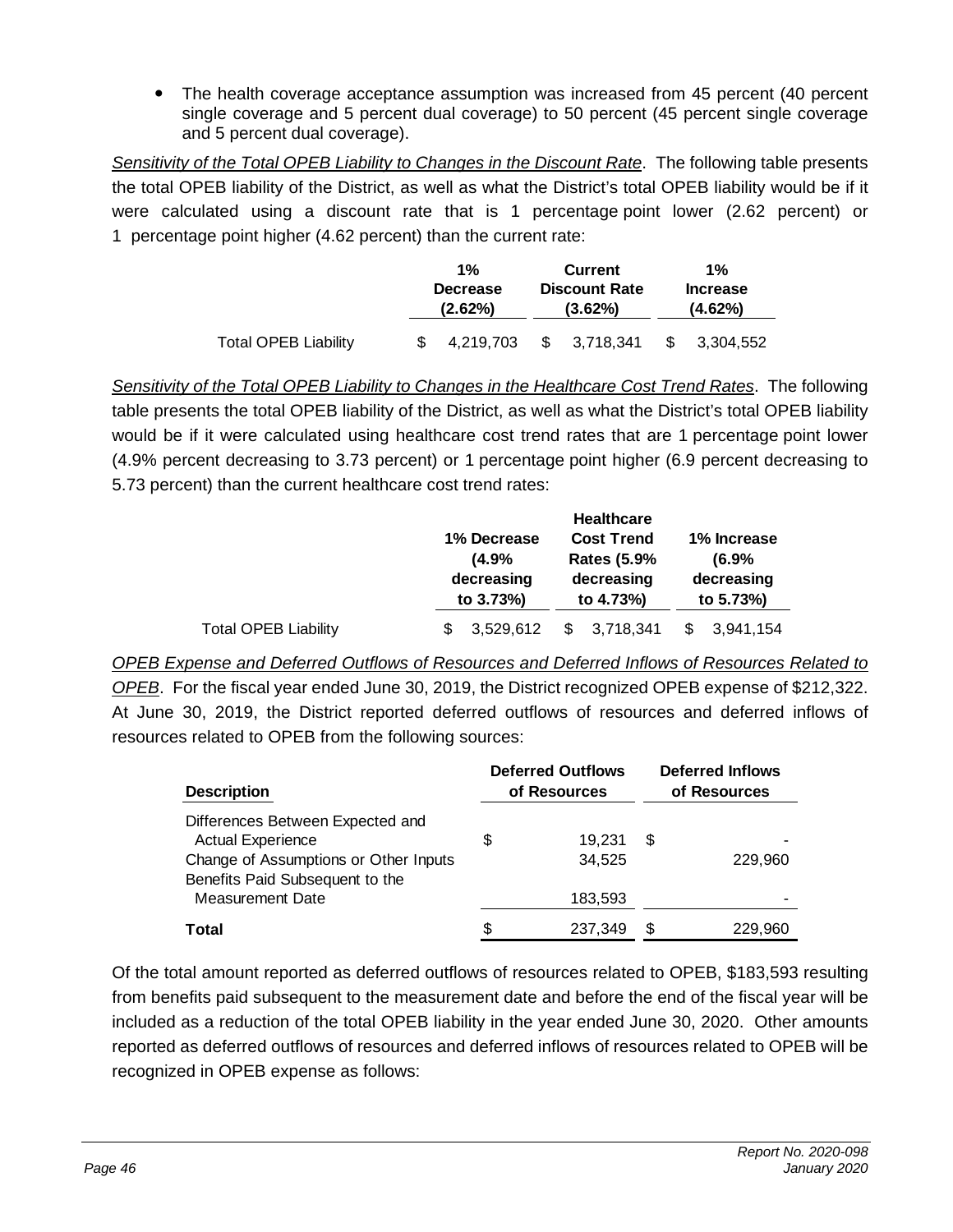- The health coverage acceptance assumption was increased from 45 percent (40 percent single coverage and 5 percent dual coverage) to 50 percent (45 percent single coverage and 5 percent dual coverage).

*Sensitivity of the Total OPEB Liability to Changes in the Discount Rate*. The following table presents the total OPEB liability of the District, as well as what the District's total OPEB liability would be if it were calculated using a discount rate that is 1 percentage point lower (2.62 percent) or 1 percentage point higher (4.62 percent) than the current rate:

| | 1% Decrease (2.62%) | Current Discount Rate (3.62%) | 1% Increase (4.62%) |
|---|---|---|---|
| Total OPEB Liability | $ 4,219,703 | $ 3,718,341 | $ 3,304,552 |

*Sensitivity of the Total OPEB Liability to Changes in the Healthcare Cost Trend Rates*. The following table presents the total OPEB liability of the District, as well as what the District's total OPEB liability would be if it were calculated using healthcare cost trend rates that are 1 percentage point lower (4.9% percent decreasing to 3.73 percent) or 1 percentage point higher (6.9 percent decreasing to 5.73 percent) than the current healthcare cost trend rates:

| | 1% Decrease (4.9% decreasing to 3.73%) | Healthcare Cost Trend Rates (5.9% decreasing to 4.73%) | 1% Increase (6.9% decreasing to 5.73%) |
|---|---|---|---|
| Total OPEB Liability | $ 3,529,612 | $ 3,718,341 | $ 3,941,154 |

*OPEB Expense and Deferred Outflows of Resources and Deferred Inflows of Resources Related to OPEB*. For the fiscal year ended June 30, 2019, the District recognized OPEB expense of $212,322. At June 30, 2019, the District reported deferred outflows of resources and deferred inflows of resources related to OPEB from the following sources:

| Description | Deferred Outflows of Resources | Deferred Inflows of Resources |
|---|---|---|
| Differences Between Expected and Actual Experience | $ 19,231 | $ - |
| Change of Assumptions or Other Inputs | 34,525 | 229,960 |
| Benefits Paid Subsequent to the Measurement Date | 183,593 | - |
| **Total** | $ 237,349 | $ 229,960 |

Of the total amount reported as deferred outflows of resources related to OPEB, $183,593 resulting from benefits paid subsequent to the measurement date and before the end of the fiscal year will be included as a reduction of the total OPEB liability in the year ended June 30, 2020. Other amounts reported as deferred outflows of resources and deferred inflows of resources related to OPEB will be recognized in OPEB expense as follows: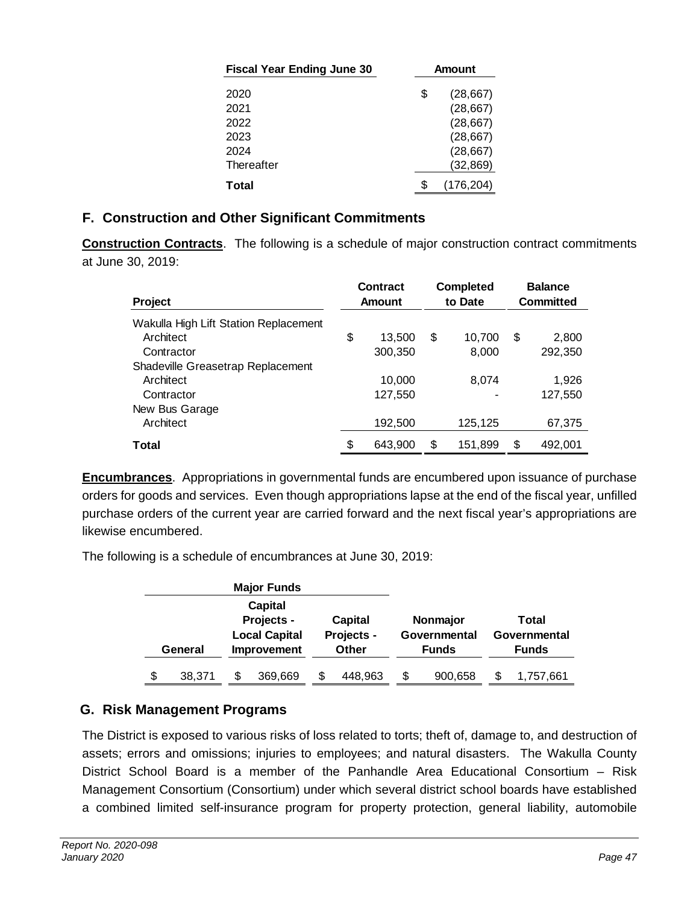| Fiscal Year Ending June 30 | Amount |
|---|---|
| 2020 | $ (28,667) |
| 2021 | (28,667) |
| 2022 | (28,667) |
| 2023 | (28,667) |
| 2024 | (28,667) |
| Thereafter | (32,869) |
| **Total** | $ (176,204) |

## F. Construction and Other Significant Commitments

**Construction Contracts**. The following is a schedule of major construction contract commitments at June 30, 2019:

| Project | Contract Amount | Completed to Date | Balance Committed |
|---|---|---|---|
| Wakulla High Lift Station Replacement | | | |
| Architect | $ 13,500 | $ 10,700 | $ 2,800 |
| Contractor | 300,350 | 8,000 | 292,350 |
| Shadeville Greasetrap Replacement | | | |
| Architect | 10,000 | 8,074 | 1,926 |
| Contractor | 127,550 | - | 127,550 |
| New Bus Garage | | | |
| Architect | 192,500 | 125,125 | 67,375 |
| **Total** | $ 643,900 | $ 151,899 | $ 492,001 |

**Encumbrances**. Appropriations in governmental funds are encumbered upon issuance of purchase orders for goods and services. Even though appropriations lapse at the end of the fiscal year, unfilled purchase orders of the current year are carried forward and the next fiscal year's appropriations are likewise encumbered.

The following is a schedule of encumbrances at June 30, 2019:

| Major Funds | | | | |
|---|---|---|---|---|
| General | Capital Projects - Local Capital Improvement | Capital Projects - Other | Nonmajor Governmental Funds | Total Governmental Funds |
| $ 38,371 | $ 369,669 | $ 448,963 | $ 900,658 | $ 1,757,661 |

## G. Risk Management Programs

The District is exposed to various risks of loss related to torts; theft of, damage to, and destruction of assets; errors and omissions; injuries to employees; and natural disasters. The Wakulla County District School Board is a member of the Panhandle Area Educational Consortium – Risk Management Consortium (Consortium) under which several district school boards have established a combined limited self-insurance program for property protection, general liability, automobile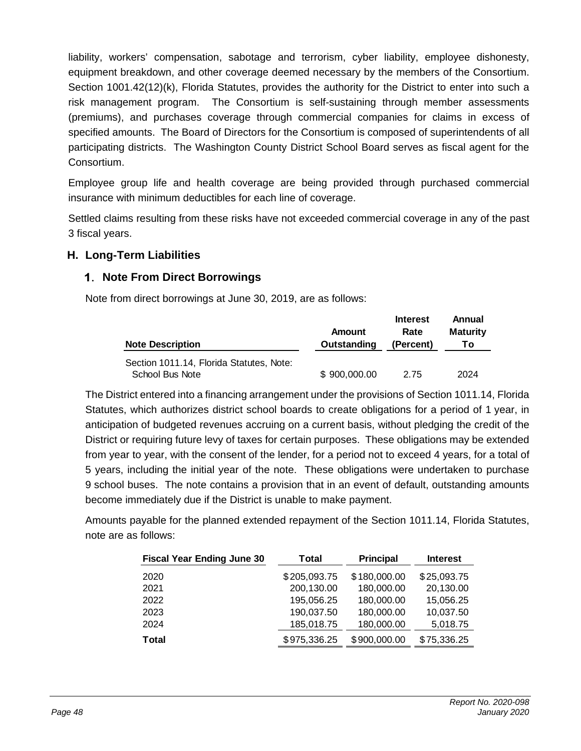liability, workers' compensation, sabotage and terrorism, cyber liability, employee dishonesty, equipment breakdown, and other coverage deemed necessary by the members of the Consortium. Section 1001.42(12)(k), Florida Statutes, provides the authority for the District to enter into such a risk management program. The Consortium is self-sustaining through member assessments (premiums), and purchases coverage through commercial companies for claims in excess of specified amounts. The Board of Directors for the Consortium is composed of superintendents of all participating districts. The Washington County District School Board serves as fiscal agent for the Consortium.

Employee group life and health coverage are being provided through purchased commercial insurance with minimum deductibles for each line of coverage.

Settled claims resulting from these risks have not exceeded commercial coverage in any of the past 3 fiscal years.

## H. Long-Term Liabilities

### 1. Note From Direct Borrowings

Note from direct borrowings at June 30, 2019, are as follows:

| Note Description | Amount Outstanding | Interest Rate (Percent) | Annual Maturity To |
|---|---|---|---|
| Section 1011.14, Florida Statutes, Note: School Bus Note | $ 900,000.00 | 2.75 | 2024 |

The District entered into a financing arrangement under the provisions of Section 1011.14, Florida Statutes, which authorizes district school boards to create obligations for a period of 1 year, in anticipation of budgeted revenues accruing on a current basis, without pledging the credit of the District or requiring future levy of taxes for certain purposes. These obligations may be extended from year to year, with the consent of the lender, for a period not to exceed 4 years, for a total of 5 years, including the initial year of the note. These obligations were undertaken to purchase 9 school buses. The note contains a provision that in an event of default, outstanding amounts become immediately due if the District is unable to make payment.

Amounts payable for the planned extended repayment of the Section 1011.14, Florida Statutes, note are as follows:

| Fiscal Year Ending June 30 | Total | Principal | Interest |
|---|---|---|---|
| 2020 | $ 205,093.75 | $ 180,000.00 | $ 25,093.75 |
| 2021 | 200,130.00 | 180,000.00 | 20,130.00 |
| 2022 | 195,056.25 | 180,000.00 | 15,056.25 |
| 2023 | 190,037.50 | 180,000.00 | 10,037.50 |
| 2024 | 185,018.75 | 180,000.00 | 5,018.75 |
| **Total** | $ 975,336.25 | $ 900,000.00 | $ 75,336.25 |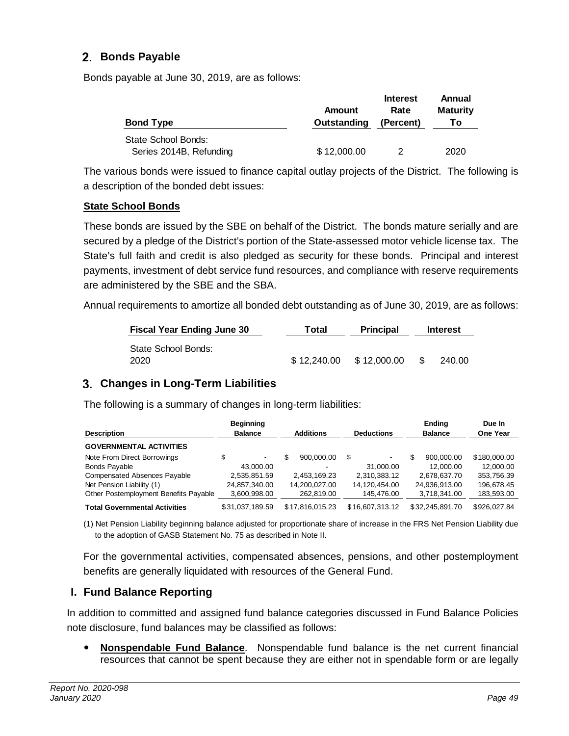## 2. Bonds Payable

Bonds payable at June 30, 2019, are as follows:

| Bond Type | Amount Outstanding | Interest Rate (Percent) | Annual Maturity To |
|---|---|---|---|
| State School Bonds: | | | |
| Series 2014B, Refunding | $ 12,000.00 | 2 | 2020 |

The various bonds were issued to finance capital outlay projects of the District. The following is a description of the bonded debt issues:

**State School Bonds**

These bonds are issued by the SBE on behalf of the District. The bonds mature serially and are secured by a pledge of the District's portion of the State-assessed motor vehicle license tax. The State's full faith and credit is also pledged as security for these bonds. Principal and interest payments, investment of debt service fund resources, and compliance with reserve requirements are administered by the SBE and the SBA.

Annual requirements to amortize all bonded debt outstanding as of June 30, 2019, are as follows:

| Fiscal Year Ending June 30 | Total | Principal | Interest |
|---|---|---|---|
| State School Bonds: | | | |
| 2020 | $ 12,240.00 | $ 12,000.00 | $ 240.00 |

## 3. Changes in Long-Term Liabilities

The following is a summary of changes in long-term liabilities:

| Description | Beginning Balance | Additions | Deductions | Ending Balance | Due In One Year |
|---|---|---|---|---|---|
| **GOVERNMENTAL ACTIVITIES** | | | | | |
| Note From Direct Borrowings | $ - | $ 900,000.00 | $ - | $ 900,000.00 | $180,000.00 |
| Bonds Payable | 43,000.00 | - | 31,000.00 | 12,000.00 | 12,000.00 |
| Compensated Absences Payable | 2,535,851.59 | 2,453,169.23 | 2,310,383.12 | 2,678,637.70 | 353,756.39 |
| Net Pension Liability (1) | 24,857,340.00 | 14,200,027.00 | 14,120,454.00 | 24,936,913.00 | 196,678.45 |
| Other Postemployment Benefits Payable | 3,600,998.00 | 262,819.00 | 145,476.00 | 3,718,341.00 | 183,593.00 |
| **Total Governmental Activities** | $31,037,189.59 | $17,816,015.23 | $16,607,313.12 | $32,245,891.70 | $926,027.84 |

(1) Net Pension Liability beginning balance adjusted for proportionate share of increase in the FRS Net Pension Liability due to the adoption of GASB Statement No. 75 as described in Note II.

For the governmental activities, compensated absences, pensions, and other postemployment benefits are generally liquidated with resources of the General Fund.

## I. Fund Balance Reporting

In addition to committed and assigned fund balance categories discussed in Fund Balance Policies note disclosure, fund balances may be classified as follows:

- **Nonspendable Fund Balance**. Nonspendable fund balance is the net current financial resources that cannot be spent because they are either not in spendable form or are legally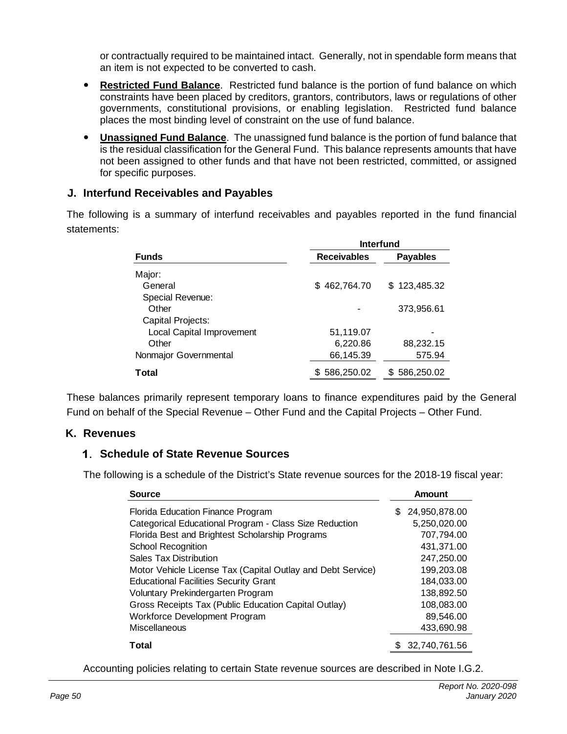or contractually required to be maintained intact. Generally, not in spendable form means that an item is not expected to be converted to cash.

- **Restricted Fund Balance**. Restricted fund balance is the portion of fund balance on which constraints have been placed by creditors, grantors, contributors, laws or regulations of other governments, constitutional provisions, or enabling legislation. Restricted fund balance places the most binding level of constraint on the use of fund balance.
- **Unassigned Fund Balance**. The unassigned fund balance is the portion of fund balance that is the residual classification for the General Fund. This balance represents amounts that have not been assigned to other funds and that have not been restricted, committed, or assigned for specific purposes.

## J. Interfund Receivables and Payables

The following is a summary of interfund receivables and payables reported in the fund financial statements:

| Funds | Interfund Receivables | Interfund Payables |
|---|---|---|
| Major: | | |
| General | $ 462,764.70 | $ 123,485.32 |
| Special Revenue: | | |
| Other | - | 373,956.61 |
| Capital Projects: | | |
| Local Capital Improvement | 51,119.07 | - |
| Other | 6,220.86 | 88,232.15 |
| Nonmajor Governmental | 66,145.39 | 575.94 |
| **Total** | $ 586,250.02 | $ 586,250.02 |

These balances primarily represent temporary loans to finance expenditures paid by the General Fund on behalf of the Special Revenue – Other Fund and the Capital Projects – Other Fund.

## K. Revenues

### 1. Schedule of State Revenue Sources

The following is a schedule of the District's State revenue sources for the 2018-19 fiscal year:

| Source | Amount |
|---|---|
| Florida Education Finance Program | $ 24,950,878.00 |
| Categorical Educational Program - Class Size Reduction | 5,250,020.00 |
| Florida Best and Brightest Scholarship Programs | 707,794.00 |
| School Recognition | 431,371.00 |
| Sales Tax Distribution | 247,250.00 |
| Motor Vehicle License Tax (Capital Outlay and Debt Service) | 199,203.08 |
| Educational Facilities Security Grant | 184,033.00 |
| Voluntary Prekindergarten Program | 138,892.50 |
| Gross Receipts Tax (Public Education Capital Outlay) | 108,083.00 |
| Workforce Development Program | 89,546.00 |
| Miscellaneous | 433,690.98 |
| **Total** | $ 32,740,761.56 |

Accounting policies relating to certain State revenue sources are described in Note I.G.2.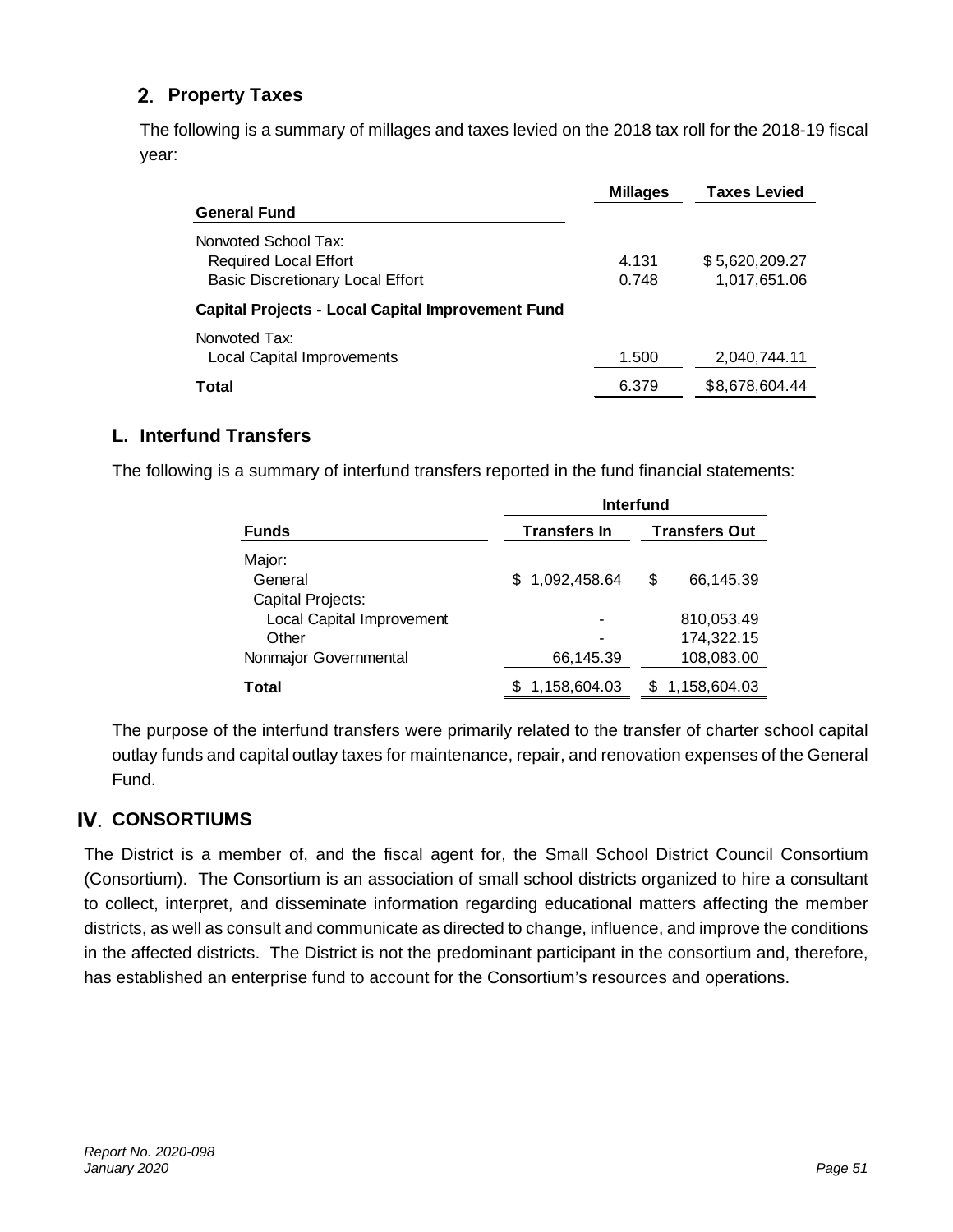## 2. Property Taxes

The following is a summary of millages and taxes levied on the 2018 tax roll for the 2018-19 fiscal year:

| | Millages | Taxes Levied |
|---|---|---|
| **General Fund** | | |
| Nonvoted School Tax: | | |
| Required Local Effort | 4.131 | $ 5,620,209.27 |
| Basic Discretionary Local Effort | 0.748 | 1,017,651.06 |
| **Capital Projects - Local Capital Improvement Fund** | | |
| Nonvoted Tax: | | |
| Local Capital Improvements | 1.500 | 2,040,744.11 |
| **Total** | 6.379 | $8,678,604.44 |

## L. Interfund Transfers

The following is a summary of interfund transfers reported in the fund financial statements:

| | Interfund | |
|---|---|---|
| **Funds** | **Transfers In** | **Transfers Out** |
| Major: | | |
| General | $ 1,092,458.64 | $ 66,145.39 |
| Capital Projects: | | |
| Local Capital Improvement | - | 810,053.49 |
| Other | - | 174,322.15 |
| Nonmajor Governmental | 66,145.39 | 108,083.00 |
| **Total** | $ 1,158,604.03 | $ 1,158,604.03 |

The purpose of the interfund transfers were primarily related to the transfer of charter school capital outlay funds and capital outlay taxes for maintenance, repair, and renovation expenses of the General Fund.

# IV. CONSORTIUMS

The District is a member of, and the fiscal agent for, the Small School District Council Consortium (Consortium). The Consortium is an association of small school districts organized to hire a consultant to collect, interpret, and disseminate information regarding educational matters affecting the member districts, as well as consult and communicate as directed to change, influence, and improve the conditions in the affected districts. The District is not the predominant participant in the consortium and, therefore, has established an enterprise fund to account for the Consortium's resources and operations.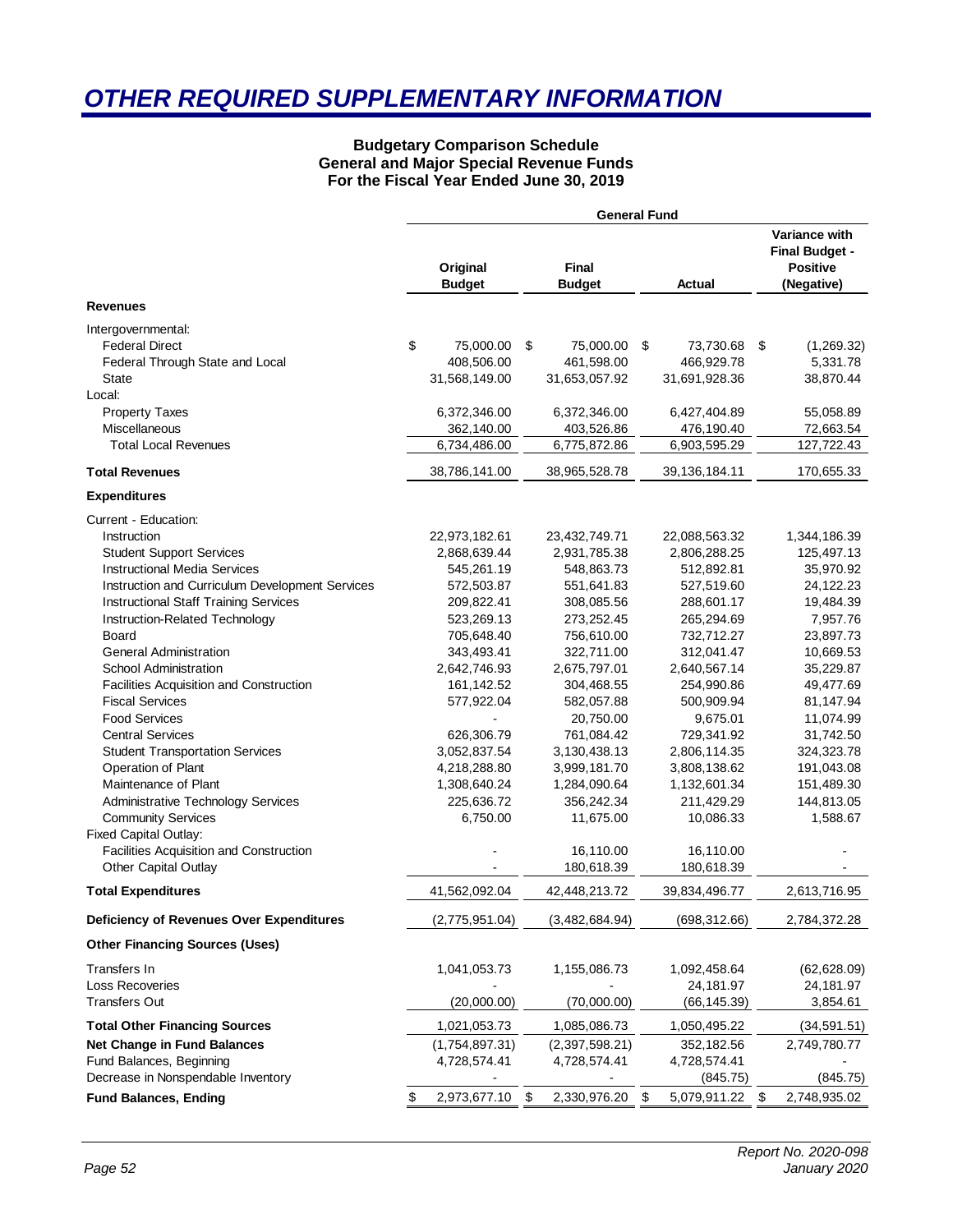# OTHER REQUIRED SUPPLEMENTARY INFORMATION

**Budgetary Comparison Schedule**
**General and Major Special Revenue Funds**
**For the Fiscal Year Ended June 30, 2019**

| | General Fund | | | |
|---|---|---|---|---|
| | **Original Budget** | **Final Budget** | **Actual** | **Variance with Final Budget - Positive (Negative)** |
| **Revenues** | | | | |
| Intergovernmental: | | | | |
| Federal Direct | $ 75,000.00 | $ 75,000.00 | $ 73,730.68 | $ (1,269.32) |
| Federal Through State and Local | 408,506.00 | 461,598.00 | 466,929.78 | 5,331.78 |
| State | 31,568,149.00 | 31,653,057.92 | 31,691,928.36 | 38,870.44 |
| Local: | | | | |
| Property Taxes | 6,372,346.00 | 6,372,346.00 | 6,427,404.89 | 55,058.89 |
| Miscellaneous | 362,140.00 | 403,526.86 | 476,190.40 | 72,663.54 |
| Total Local Revenues | 6,734,486.00 | 6,775,872.86 | 6,903,595.29 | 127,722.43 |
| **Total Revenues** | 38,786,141.00 | 38,965,528.78 | 39,136,184.11 | 170,655.33 |
| **Expenditures** | | | | |
| Current - Education: | | | | |
| Instruction | 22,973,182.61 | 23,432,749.71 | 22,088,563.32 | 1,344,186.39 |
| Student Support Services | 2,868,639.44 | 2,931,785.38 | 2,806,288.25 | 125,497.13 |
| Instructional Media Services | 545,261.19 | 548,863.73 | 512,892.81 | 35,970.92 |
| Instruction and Curriculum Development Services | 572,503.87 | 551,641.83 | 527,519.60 | 24,122.23 |
| Instructional Staff Training Services | 209,822.41 | 308,085.56 | 288,601.17 | 19,484.39 |
| Instruction-Related Technology | 523,269.13 | 273,252.45 | 265,294.69 | 7,957.76 |
| Board | 705,648.40 | 756,610.00 | 732,712.27 | 23,897.73 |
| General Administration | 343,493.41 | 322,711.00 | 312,041.47 | 10,669.53 |
| School Administration | 2,642,746.93 | 2,675,797.01 | 2,640,567.14 | 35,229.87 |
| Facilities Acquisition and Construction | 161,142.52 | 304,468.55 | 254,990.86 | 49,477.69 |
| Fiscal Services | 577,922.04 | 582,057.88 | 500,909.94 | 81,147.94 |
| Food Services | - | 20,750.00 | 9,675.01 | 11,074.99 |
| Central Services | 626,306.79 | 761,084.42 | 729,341.92 | 31,742.50 |
| Student Transportation Services | 3,052,837.54 | 3,130,438.13 | 2,806,114.35 | 324,323.78 |
| Operation of Plant | 4,218,288.80 | 3,999,181.70 | 3,808,138.62 | 191,043.08 |
| Maintenance of Plant | 1,308,640.24 | 1,284,090.64 | 1,132,601.34 | 151,489.30 |
| Administrative Technology Services | 225,636.72 | 356,242.34 | 211,429.29 | 144,813.05 |
| Community Services | 6,750.00 | 11,675.00 | 10,086.33 | 1,588.67 |
| Fixed Capital Outlay: | | | | |
| Facilities Acquisition and Construction | - | 16,110.00 | 16,110.00 | - |
| Other Capital Outlay | - | 180,618.39 | 180,618.39 | - |
| **Total Expenditures** | 41,562,092.04 | 42,448,213.72 | 39,834,496.77 | 2,613,716.95 |
| **Deficiency of Revenues Over Expenditures** | (2,775,951.04) | (3,482,684.94) | (698,312.66) | 2,784,372.28 |
| **Other Financing Sources (Uses)** | | | | |
| Transfers In | 1,041,053.73 | 1,155,086.73 | 1,092,458.64 | (62,628.09) |
| Loss Recoveries | - | - | 24,181.97 | 24,181.97 |
| Transfers Out | (20,000.00) | (70,000.00) | (66,145.39) | 3,854.61 |
| **Total Other Financing Sources** | 1,021,053.73 | 1,085,086.73 | 1,050,495.22 | (34,591.51) |
| **Net Change in Fund Balances** | (1,754,897.31) | (2,397,598.21) | 352,182.56 | 2,749,780.77 |
| Fund Balances, Beginning | 4,728,574.41 | 4,728,574.41 | 4,728,574.41 | - |
| Decrease in Nonspendable Inventory | - | - | (845.75) | (845.75) |
| **Fund Balances, Ending** | $ 2,973,677.10 | $ 2,330,976.20 | $ 5,079,911.22 | $ 2,748,935.02 |

Report No. 2020-098
January 2020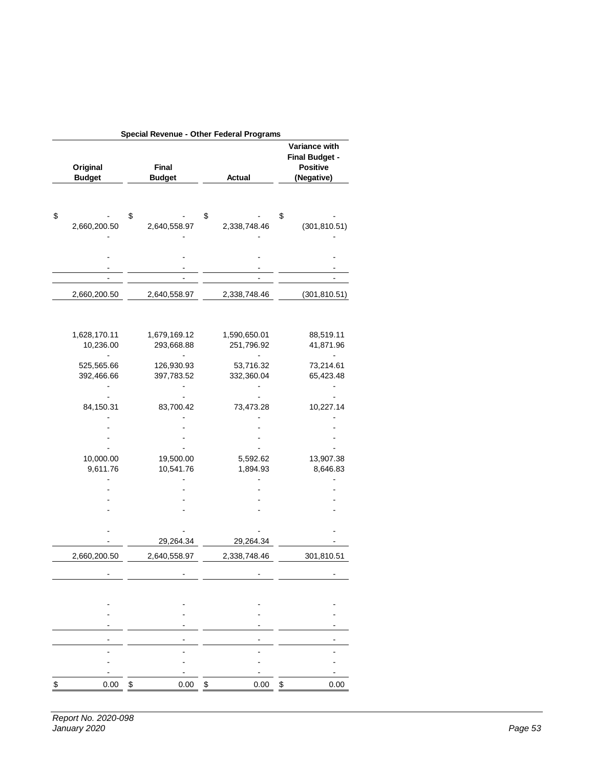| Special Revenue - Other Federal Programs | | | |
|---|---|---|---|
| **Original Budget** | **Final Budget** | **Actual** | **Variance with Final Budget - Positive (Negative)** |
| | | | |
| $ - | $ - | $ - | $ - |
| 2,660,200.50 | 2,640,558.97 | 2,338,748.46 | (301,810.51) |
| - | - | - | - |
| | | | |
| - | - | - | - |
| - | - | - | - |
| - | - | - | - |
| 2,660,200.50 | 2,640,558.97 | 2,338,748.46 | (301,810.51) |
| | | | |
| | | | |
| 1,628,170.11 | 1,679,169.12 | 1,590,650.01 | 88,519.11 |
| 10,236.00 | 293,668.88 | 251,796.92 | 41,871.96 |
| - | - | - | - |
| 525,565.66 | 126,930.93 | 53,716.32 | 73,214.61 |
| 392,466.66 | 397,783.52 | 332,360.04 | 65,423.48 |
| - | - | - | - |
| - | - | - | - |
| 84,150.31 | 83,700.42 | 73,473.28 | 10,227.14 |
| - | - | - | - |
| - | - | - | - |
| - | - | - | - |
| - | - | - | - |
| 10,000.00 | 19,500.00 | 5,592.62 | 13,907.38 |
| 9,611.76 | 10,541.76 | 1,894.93 | 8,646.83 |
| - | - | - | - |
| - | - | - | - |
| - | - | - | - |
| - | - | - | - |
| | | | |
| - | - | - | - |
| - | 29,264.34 | 29,264.34 | - |
| 2,660,200.50 | 2,640,558.97 | 2,338,748.46 | 301,810.51 |
| - | - | - | - |
| | | | |
| | | | |
| - | - | - | - |
| - | - | - | - |
| - | - | - | - |
| - | - | - | - |
| - | - | - | - |
| - | - | - | - |
| - | - | - | - |
| $ 0.00 | $ 0.00 | $ 0.00 | $ 0.00 |

*Report No. 2020-098*
*January 2020*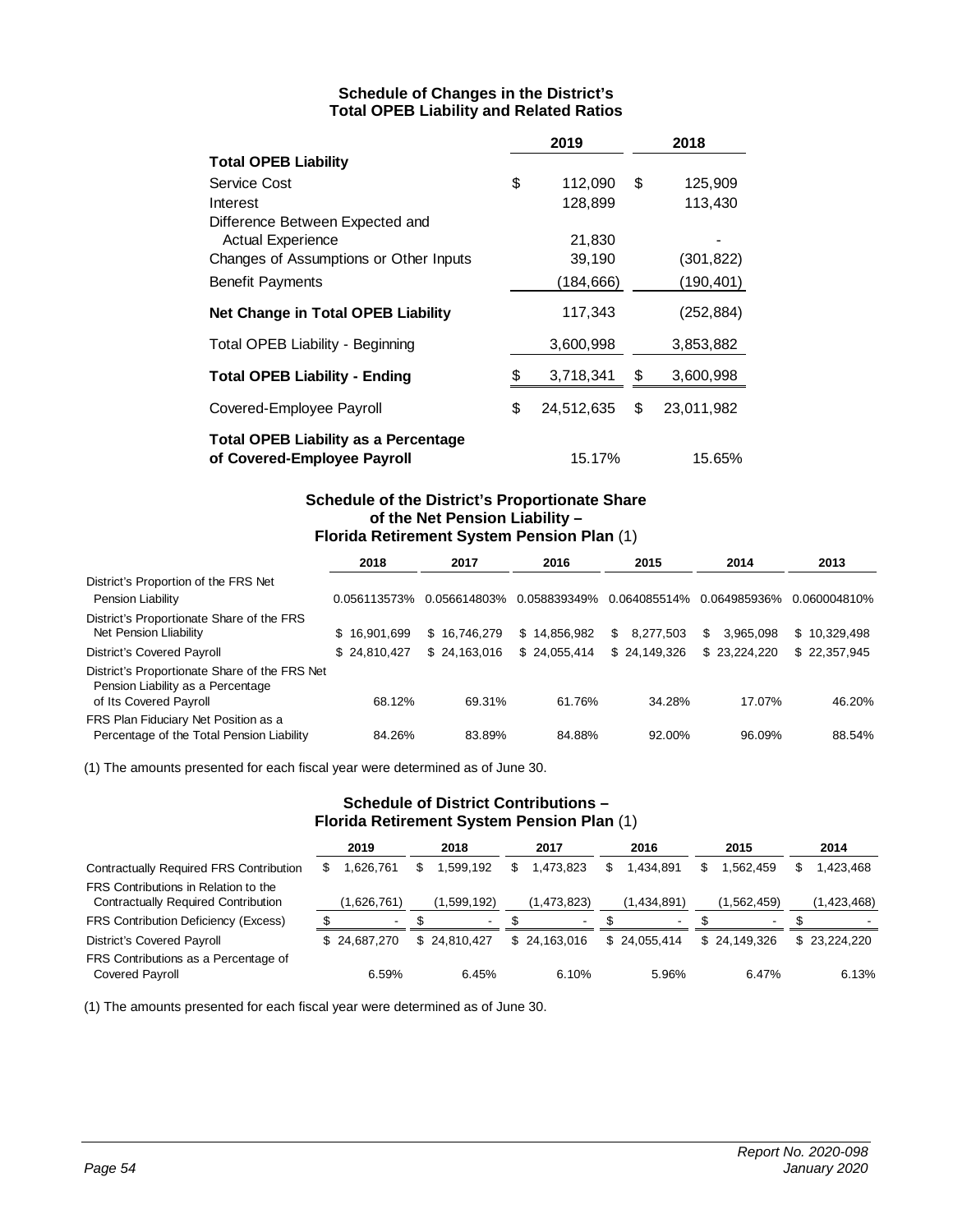### Schedule of Changes in the District's Total OPEB Liability and Related Ratios

| | 2019 | 2018 |
|---|---|---|
| **Total OPEB Liability** | | |
| Service Cost | $ 112,090 | $ 125,909 |
| Interest | 128,899 | 113,430 |
| Difference Between Expected and Actual Experience | 21,830 | - |
| Changes of Assumptions or Other Inputs | 39,190 | (301,822) |
| Benefit Payments | (184,666) | (190,401) |
| **Net Change in Total OPEB Liability** | 117,343 | (252,884) |
| Total OPEB Liability - Beginning | 3,600,998 | 3,853,882 |
| **Total OPEB Liability - Ending** | $ 3,718,341 | $ 3,600,998 |
| Covered-Employee Payroll | $ 24,512,635 | $ 23,011,982 |
| **Total OPEB Liability as a Percentage of Covered-Employee Payroll** | 15.17% | 15.65% |

### Schedule of the District's Proportionate Share of the Net Pension Liability – Florida Retirement System Pension Plan (1)

| | 2018 | 2017 | 2016 | 2015 | 2014 | 2013 |
|---|---|---|---|---|---|---|
| District's Proportion of the FRS Net Pension Liability | 0.056113573% | 0.056614803% | 0.058839349% | 0.064085514% | 0.064985936% | 0.060004810% |
| District's Proportionate Share of the FRS Net Pension Lliability | $ 16,901,699 | $ 16,746,279 | $ 14,856,982 | $ 8,277,503 | $ 3,965,098 | $ 10,329,498 |
| District's Covered Payroll | $ 24,810,427 | $ 24,163,016 | $ 24,055,414 | $ 24,149,326 | $ 23,224,220 | $ 22,357,945 |
| District's Proportionate Share of the FRS Net Pension Liability as a Percentage of Its Covered Payroll | 68.12% | 69.31% | 61.76% | 34.28% | 17.07% | 46.20% |
| FRS Plan Fiduciary Net Position as a Percentage of the Total Pension Liability | 84.26% | 83.89% | 84.88% | 92.00% | 96.09% | 88.54% |

(1) The amounts presented for each fiscal year were determined as of June 30.

### Schedule of District Contributions – Florida Retirement System Pension Plan (1)

| | 2019 | 2018 | 2017 | 2016 | 2015 | 2014 |
|---|---|---|---|---|---|---|
| Contractually Required FRS Contribution | $ 1,626,761 | $ 1,599,192 | $ 1,473,823 | $ 1,434,891 | $ 1,562,459 | $ 1,423,468 |
| FRS Contributions in Relation to the Contractually Required Contribution | (1,626,761) | (1,599,192) | (1,473,823) | (1,434,891) | (1,562,459) | (1,423,468) |
| FRS Contribution Deficiency (Excess) | $ - | $ - | $ - | $ - | $ - | $ - |
| District's Covered Payroll | $ 24,687,270 | $ 24,810,427 | $ 24,163,016 | $ 24,055,414 | $ 24,149,326 | $ 23,224,220 |
| FRS Contributions as a Percentage of Covered Payroll | 6.59% | 6.45% | 6.10% | 5.96% | 6.47% | 6.13% |

(1) The amounts presented for each fiscal year were determined as of June 30.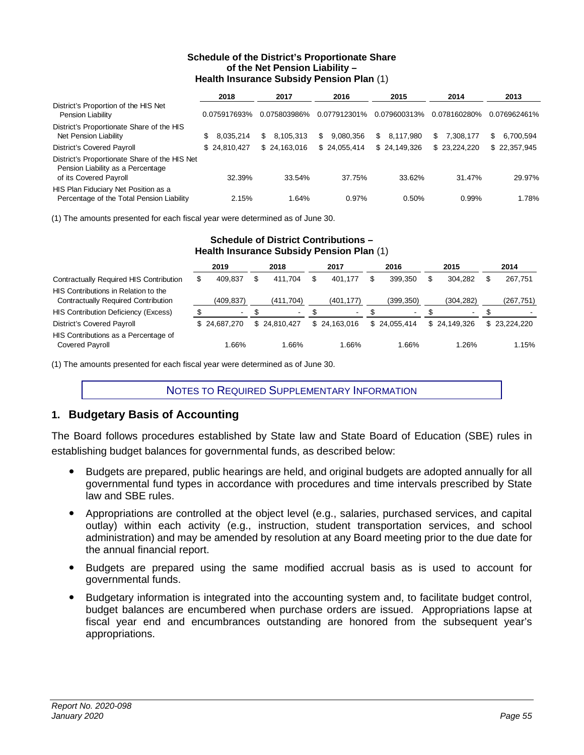**Schedule of the District's Proportionate Share of the Net Pension Liability – Health Insurance Subsidy Pension Plan** (1)

| | 2018 | 2017 | 2016 | 2015 | 2014 | 2013 |
|---|---|---|---|---|---|---|
| District's Proportion of the HIS Net Pension Liability | 0.075917693% | 0.075803986% | 0.077912301% | 0.079600313% | 0.078160280% | 0.076962461% |
| District's Proportionate Share of the HIS Net Pension Liability | $ 8,035,214 | $ 8,105,313 | $ 9,080,356 | $ 8,117,980 | $ 7,308,177 | $ 6,700,594 |
| District's Covered Payroll | $ 24,810,427 | $ 24,163,016 | $ 24,055,414 | $ 24,149,326 | $ 23,224,220 | $ 22,357,945 |
| District's Proportionate Share of the HIS Net Pension Liability as a Percentage of its Covered Payroll | 32.39% | 33.54% | 37.75% | 33.62% | 31.47% | 29.97% |
| HIS Plan Fiduciary Net Position as a Percentage of the Total Pension Liability | 2.15% | 1.64% | 0.97% | 0.50% | 0.99% | 1.78% |

(1) The amounts presented for each fiscal year were determined as of June 30.

**Schedule of District Contributions – Health Insurance Subsidy Pension Plan** (1)

| | 2019 | 2018 | 2017 | 2016 | 2015 | 2014 |
|---|---|---|---|---|---|---|
| Contractually Required HIS Contribution | $ 409,837 | $ 411,704 | $ 401,177 | $ 399,350 | $ 304,282 | $ 267,751 |
| HIS Contributions in Relation to the Contractually Required Contribution | (409,837) | (411,704) | (401,177) | (399,350) | (304,282) | (267,751) |
| HIS Contribution Deficiency (Excess) | $ - | $ - | $ - | $ - | $ - | $ - |
| District's Covered Payroll | $ 24,687,270 | $ 24,810,427 | $ 24,163,016 | $ 24,055,414 | $ 24,149,326 | $ 23,224,220 |
| HIS Contributions as a Percentage of Covered Payroll | 1.66% | 1.66% | 1.66% | 1.66% | 1.26% | 1.15% |

(1) The amounts presented for each fiscal year were determined as of June 30.

## NOTES TO REQUIRED SUPPLEMENTARY INFORMATION

### 1. Budgetary Basis of Accounting

The Board follows procedures established by State law and State Board of Education (SBE) rules in establishing budget balances for governmental funds, as described below:

- Budgets are prepared, public hearings are held, and original budgets are adopted annually for all governmental fund types in accordance with procedures and time intervals prescribed by State law and SBE rules.
- Appropriations are controlled at the object level (e.g., salaries, purchased services, and capital outlay) within each activity (e.g., instruction, student transportation services, and school administration) and may be amended by resolution at any Board meeting prior to the due date for the annual financial report.
- Budgets are prepared using the same modified accrual basis as is used to account for governmental funds.
- Budgetary information is integrated into the accounting system and, to facilitate budget control, budget balances are encumbered when purchase orders are issued. Appropriations lapse at fiscal year end and encumbrances outstanding are honored from the subsequent year's appropriations.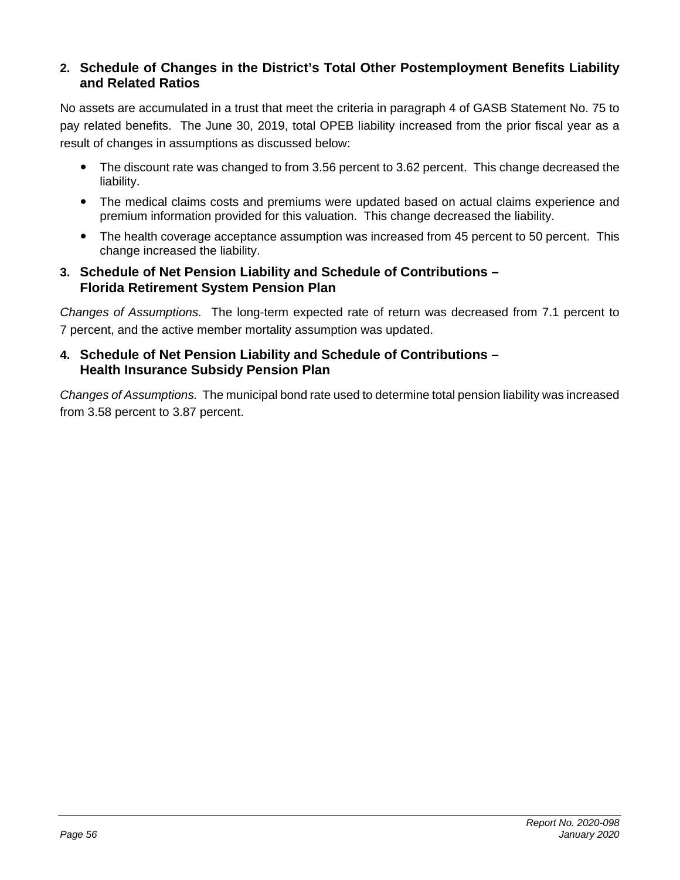### 2. Schedule of Changes in the District's Total Other Postemployment Benefits Liability and Related Ratios

No assets are accumulated in a trust that meet the criteria in paragraph 4 of GASB Statement No. 75 to pay related benefits. The June 30, 2019, total OPEB liability increased from the prior fiscal year as a result of changes in assumptions as discussed below:

- The discount rate was changed to from 3.56 percent to 3.62 percent. This change decreased the liability.
- The medical claims costs and premiums were updated based on actual claims experience and premium information provided for this valuation. This change decreased the liability.
- The health coverage acceptance assumption was increased from 45 percent to 50 percent. This change increased the liability.

### 3. Schedule of Net Pension Liability and Schedule of Contributions – Florida Retirement System Pension Plan

*Changes of Assumptions.* The long-term expected rate of return was decreased from 7.1 percent to 7 percent, and the active member mortality assumption was updated.

### 4. Schedule of Net Pension Liability and Schedule of Contributions – Health Insurance Subsidy Pension Plan

*Changes of Assumptions.* The municipal bond rate used to determine total pension liability was increased from 3.58 percent to 3.87 percent.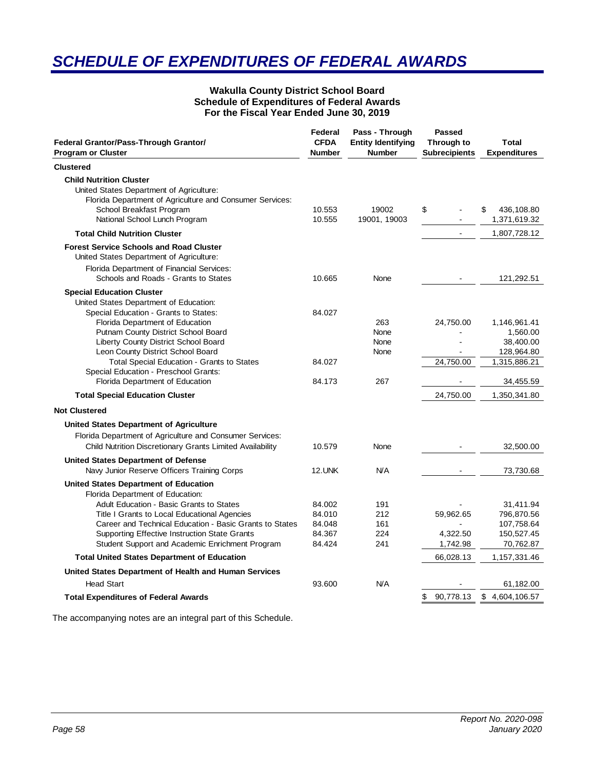# SCHEDULE OF EXPENDITURES OF FEDERAL AWARDS

**Wakulla County District School Board**
**Schedule of Expenditures of Federal Awards**
**For the Fiscal Year Ended June 30, 2019**

| Federal Grantor/Pass-Through Grantor/ Program or Cluster | Federal CFDA Number | Pass - Through Entity Identifying Number | Passed Through to Subrecipients | Total Expenditures |
|---|---|---|---|---|
| **Clustered** | | | | |
| **Child Nutrition Cluster** | | | | |
| United States Department of Agriculture: | | | | |
| Florida Department of Agriculture and Consumer Services: | | | | |
| School Breakfast Program | 10.553 | 19002 | $ - | $ 436,108.80 |
| National School Lunch Program | 10.555 | 19001, 19003 | - | 1,371,619.32 |
| **Total Child Nutrition Cluster** | | | - | 1,807,728.12 |
| **Forest Service Schools and Road Cluster** | | | | |
| United States Department of Agriculture: | | | | |
| Florida Department of Financial Services: | | | | |
| Schools and Roads - Grants to States | 10.665 | None | - | 121,292.51 |
| **Special Education Cluster** | | | | |
| United States Department of Education: | | | | |
| Special Education - Grants to States: | 84.027 | | | |
| Florida Department of Education | | 263 | 24,750.00 | 1,146,961.41 |
| Putnam County District School Board | | None | - | 1,560.00 |
| Liberty County District School Board | | None | - | 38,400.00 |
| Leon County District School Board | | None | - | 128,964.80 |
| Total Special Education - Grants to States | 84.027 | | 24,750.00 | 1,315,886.21 |
| Special Education - Preschool Grants: | | | | |
| Florida Department of Education | 84.173 | 267 | - | 34,455.59 |
| **Total Special Education Cluster** | | | 24,750.00 | 1,350,341.80 |
| **Not Clustered** | | | | |
| **United States Department of Agriculture** | | | | |
| Florida Department of Agriculture and Consumer Services: | | | | |
| Child Nutrition Discretionary Grants Limited Availability | 10.579 | None | - | 32,500.00 |
| **United States Department of Defense** | | | | |
| Navy Junior Reserve Officers Training Corps | 12.UNK | N/A | - | 73,730.68 |
| **United States Department of Education** | | | | |
| Florida Department of Education: | | | | |
| Adult Education - Basic Grants to States | 84.002 | 191 | - | 31,411.94 |
| Title I Grants to Local Educational Agencies | 84.010 | 212 | 59,962.65 | 796,870.56 |
| Career and Technical Education - Basic Grants to States | 84.048 | 161 | - | 107,758.64 |
| Supporting Effective Instruction State Grants | 84.367 | 224 | 4,322.50 | 150,527.45 |
| Student Support and Academic Enrichment Program | 84.424 | 241 | 1,742.98 | 70,762.87 |
| **Total United States Department of Education** | | | 66,028.13 | 1,157,331.46 |
| **United States Department of Health and Human Services** | | | | |
| Head Start | 93.600 | N/A | - | 61,182.00 |
| **Total Expenditures of Federal Awards** | | | $ 90,778.13 | $ 4,604,106.57 |

The accompanying notes are an integral part of this Schedule.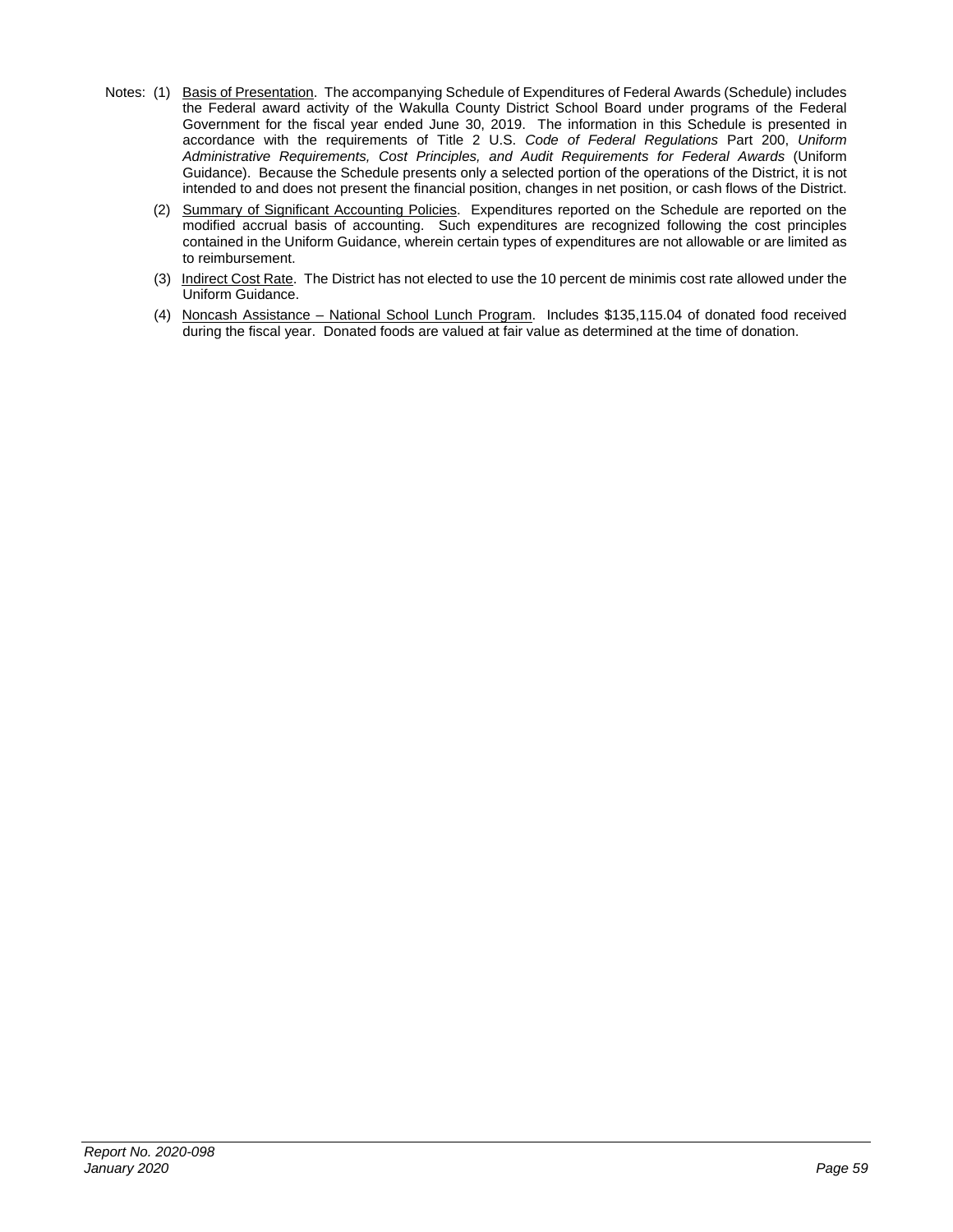Notes: (1) Basis of Presentation. The accompanying Schedule of Expenditures of Federal Awards (Schedule) includes the Federal award activity of the Wakulla County District School Board under programs of the Federal Government for the fiscal year ended June 30, 2019. The information in this Schedule is presented in accordance with the requirements of Title 2 U.S. *Code of Federal Regulations* Part 200, *Uniform Administrative Requirements, Cost Principles, and Audit Requirements for Federal Awards* (Uniform Guidance). Because the Schedule presents only a selected portion of the operations of the District, it is not intended to and does not present the financial position, changes in net position, or cash flows of the District.

(2) Summary of Significant Accounting Policies. Expenditures reported on the Schedule are reported on the modified accrual basis of accounting. Such expenditures are recognized following the cost principles contained in the Uniform Guidance, wherein certain types of expenditures are not allowable or are limited as to reimbursement.

(3) Indirect Cost Rate. The District has not elected to use the 10 percent de minimis cost rate allowed under the Uniform Guidance.

(4) Noncash Assistance – National School Lunch Program. Includes $135,115.04 of donated food received during the fiscal year. Donated foods are valued at fair value as determined at the time of donation.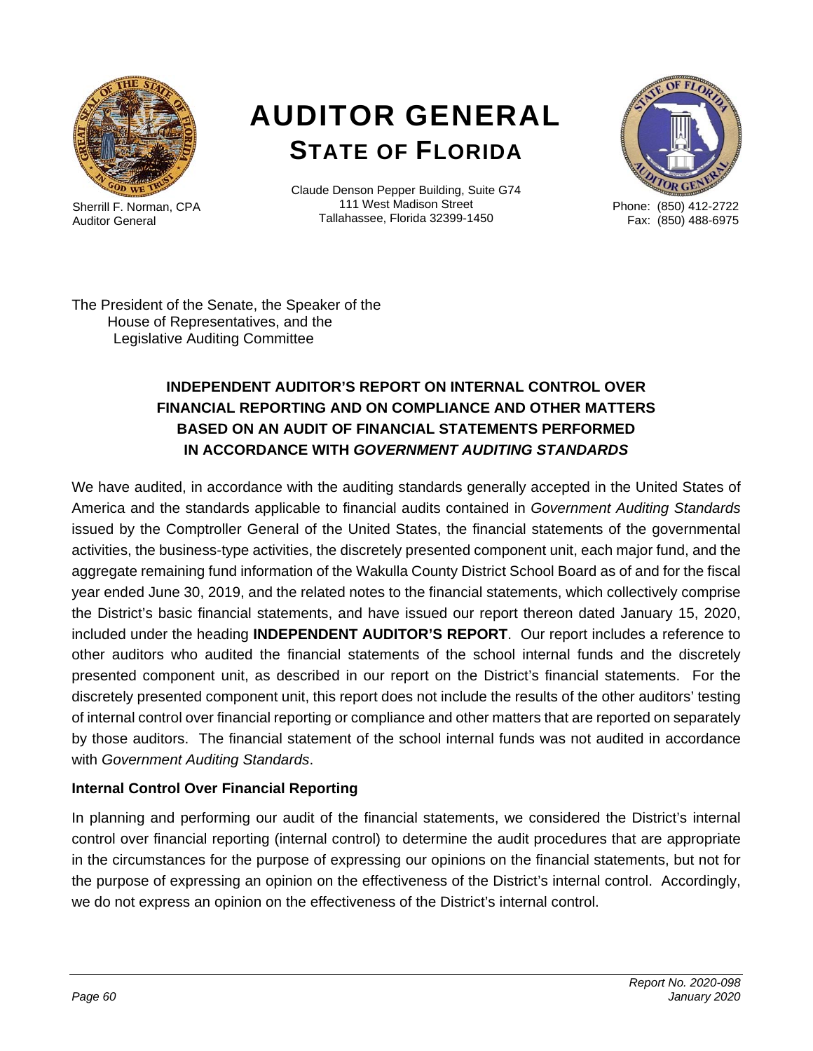# AUDITOR GENERAL
## STATE OF FLORIDA

Sherrill F. Norman, CPA
Auditor General

Claude Denson Pepper Building, Suite G74
111 West Madison Street
Tallahassee, Florida 32399-1450

Phone: (850) 412-2722
Fax: (850) 488-6975

The President of the Senate, the Speaker of the House of Representatives, and the Legislative Auditing Committee

### INDEPENDENT AUDITOR'S REPORT ON INTERNAL CONTROL OVER FINANCIAL REPORTING AND ON COMPLIANCE AND OTHER MATTERS BASED ON AN AUDIT OF FINANCIAL STATEMENTS PERFORMED IN ACCORDANCE WITH *GOVERNMENT AUDITING STANDARDS*

We have audited, in accordance with the auditing standards generally accepted in the United States of America and the standards applicable to financial audits contained in *Government Auditing Standards* issued by the Comptroller General of the United States, the financial statements of the governmental activities, the business-type activities, the discretely presented component unit, each major fund, and the aggregate remaining fund information of the Wakulla County District School Board as of and for the fiscal year ended June 30, 2019, and the related notes to the financial statements, which collectively comprise the District's basic financial statements, and have issued our report thereon dated January 15, 2020, included under the heading **INDEPENDENT AUDITOR'S REPORT**. Our report includes a reference to other auditors who audited the financial statements of the school internal funds and the discretely presented component unit, as described in our report on the District's financial statements. For the discretely presented component unit, this report does not include the results of the other auditors' testing of internal control over financial reporting or compliance and other matters that are reported on separately by those auditors. The financial statement of the school internal funds was not audited in accordance with *Government Auditing Standards*.

**Internal Control Over Financial Reporting**

In planning and performing our audit of the financial statements, we considered the District's internal control over financial reporting (internal control) to determine the audit procedures that are appropriate in the circumstances for the purpose of expressing our opinions on the financial statements, but not for the purpose of expressing an opinion on the effectiveness of the District's internal control. Accordingly, we do not express an opinion on the effectiveness of the District's internal control.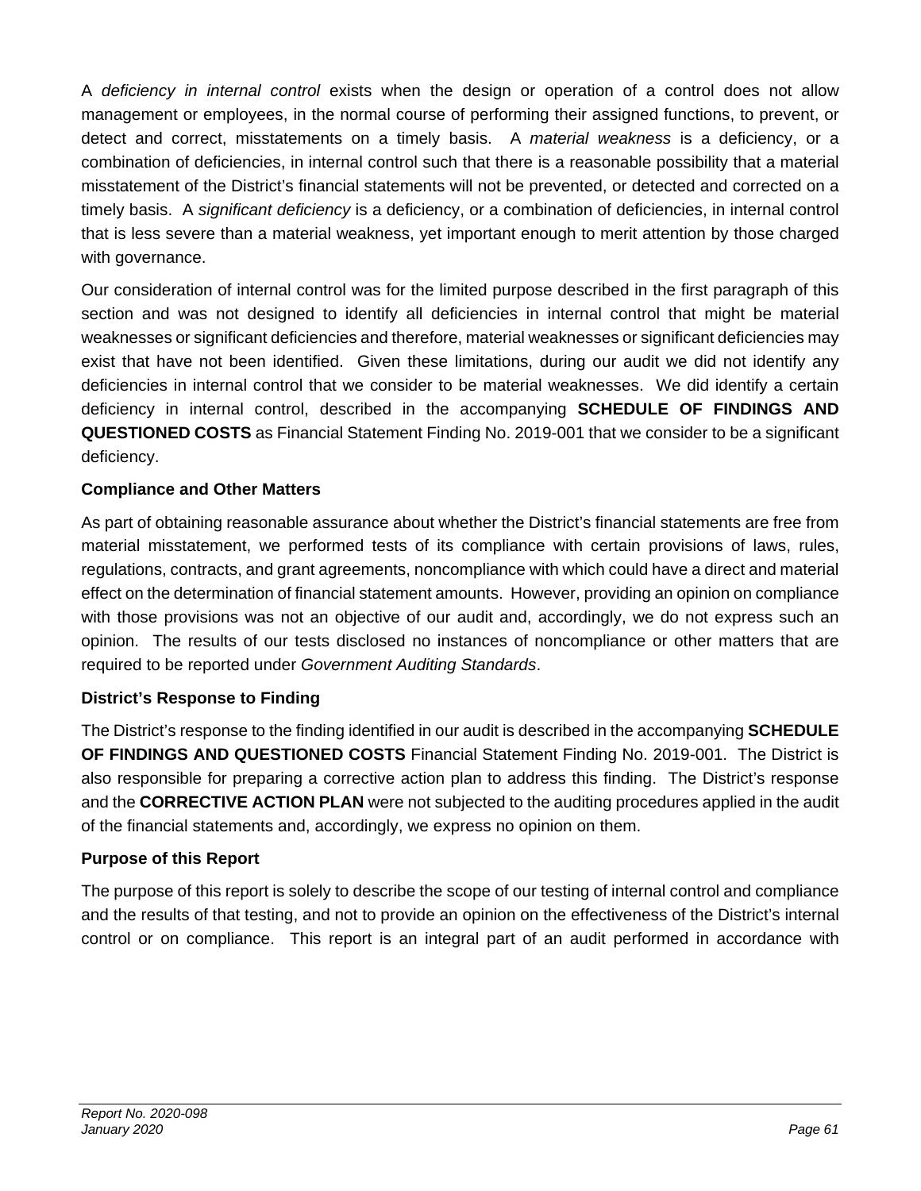A *deficiency in internal control* exists when the design or operation of a control does not allow management or employees, in the normal course of performing their assigned functions, to prevent, or detect and correct, misstatements on a timely basis. A *material weakness* is a deficiency, or a combination of deficiencies, in internal control such that there is a reasonable possibility that a material misstatement of the District's financial statements will not be prevented, or detected and corrected on a timely basis. A *significant deficiency* is a deficiency, or a combination of deficiencies, in internal control that is less severe than a material weakness, yet important enough to merit attention by those charged with governance.

Our consideration of internal control was for the limited purpose described in the first paragraph of this section and was not designed to identify all deficiencies in internal control that might be material weaknesses or significant deficiencies and therefore, material weaknesses or significant deficiencies may exist that have not been identified. Given these limitations, during our audit we did not identify any deficiencies in internal control that we consider to be material weaknesses. We did identify a certain deficiency in internal control, described in the accompanying **SCHEDULE OF FINDINGS AND QUESTIONED COSTS** as Financial Statement Finding No. 2019-001 that we consider to be a significant deficiency.

**Compliance and Other Matters**

As part of obtaining reasonable assurance about whether the District's financial statements are free from material misstatement, we performed tests of its compliance with certain provisions of laws, rules, regulations, contracts, and grant agreements, noncompliance with which could have a direct and material effect on the determination of financial statement amounts. However, providing an opinion on compliance with those provisions was not an objective of our audit and, accordingly, we do not express such an opinion. The results of our tests disclosed no instances of noncompliance or other matters that are required to be reported under *Government Auditing Standards*.

**District's Response to Finding**

The District's response to the finding identified in our audit is described in the accompanying **SCHEDULE OF FINDINGS AND QUESTIONED COSTS** Financial Statement Finding No. 2019-001. The District is also responsible for preparing a corrective action plan to address this finding. The District's response and the **CORRECTIVE ACTION PLAN** were not subjected to the auditing procedures applied in the audit of the financial statements and, accordingly, we express no opinion on them.

**Purpose of this Report**

The purpose of this report is solely to describe the scope of our testing of internal control and compliance and the results of that testing, and not to provide an opinion on the effectiveness of the District's internal control or on compliance. This report is an integral part of an audit performed in accordance with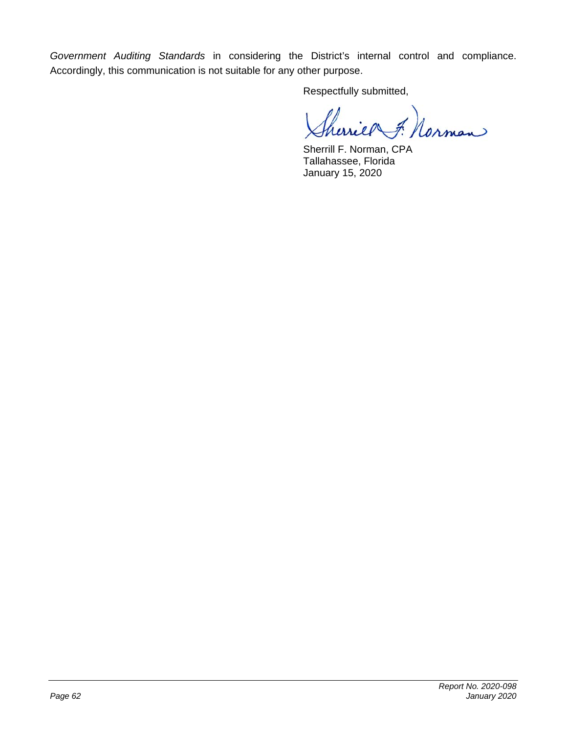*Government Auditing Standards* in considering the District's internal control and compliance. Accordingly, this communication is not suitable for any other purpose.

Respectfully submitted,

Sherrill F. Norman, CPA
Tallahassee, Florida
January 15, 2020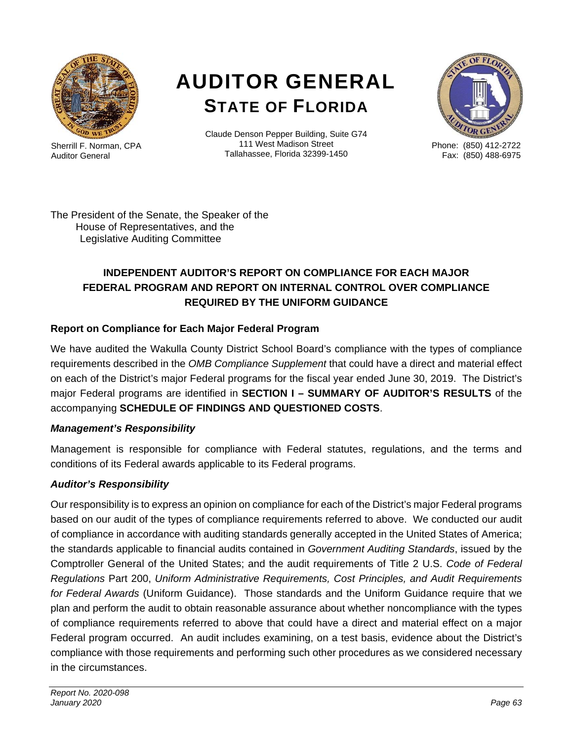# AUDITOR GENERAL

## STATE OF FLORIDA

Sherrill F. Norman, CPA
Auditor General

Claude Denson Pepper Building, Suite G74
111 West Madison Street
Tallahassee, Florida 32399-1450

Phone: (850) 412-2722
Fax: (850) 488-6975

The President of the Senate, the Speaker of the House of Representatives, and the Legislative Auditing Committee

### INDEPENDENT AUDITOR'S REPORT ON COMPLIANCE FOR EACH MAJOR FEDERAL PROGRAM AND REPORT ON INTERNAL CONTROL OVER COMPLIANCE REQUIRED BY THE UNIFORM GUIDANCE

#### Report on Compliance for Each Major Federal Program

We have audited the Wakulla County District School Board's compliance with the types of compliance requirements described in the *OMB Compliance Supplement* that could have a direct and material effect on each of the District's major Federal programs for the fiscal year ended June 30, 2019. The District's major Federal programs are identified in **SECTION I – SUMMARY OF AUDITOR'S RESULTS** of the accompanying **SCHEDULE OF FINDINGS AND QUESTIONED COSTS**.

***Management's Responsibility***

Management is responsible for compliance with Federal statutes, regulations, and the terms and conditions of its Federal awards applicable to its Federal programs.

***Auditor's Responsibility***

Our responsibility is to express an opinion on compliance for each of the District's major Federal programs based on our audit of the types of compliance requirements referred to above. We conducted our audit of compliance in accordance with auditing standards generally accepted in the United States of America; the standards applicable to financial audits contained in *Government Auditing Standards*, issued by the Comptroller General of the United States; and the audit requirements of Title 2 U.S. *Code of Federal Regulations* Part 200, *Uniform Administrative Requirements, Cost Principles, and Audit Requirements for Federal Awards* (Uniform Guidance). Those standards and the Uniform Guidance require that we plan and perform the audit to obtain reasonable assurance about whether noncompliance with the types of compliance requirements referred to above that could have a direct and material effect on a major Federal program occurred. An audit includes examining, on a test basis, evidence about the District's compliance with those requirements and performing such other procedures as we considered necessary in the circumstances.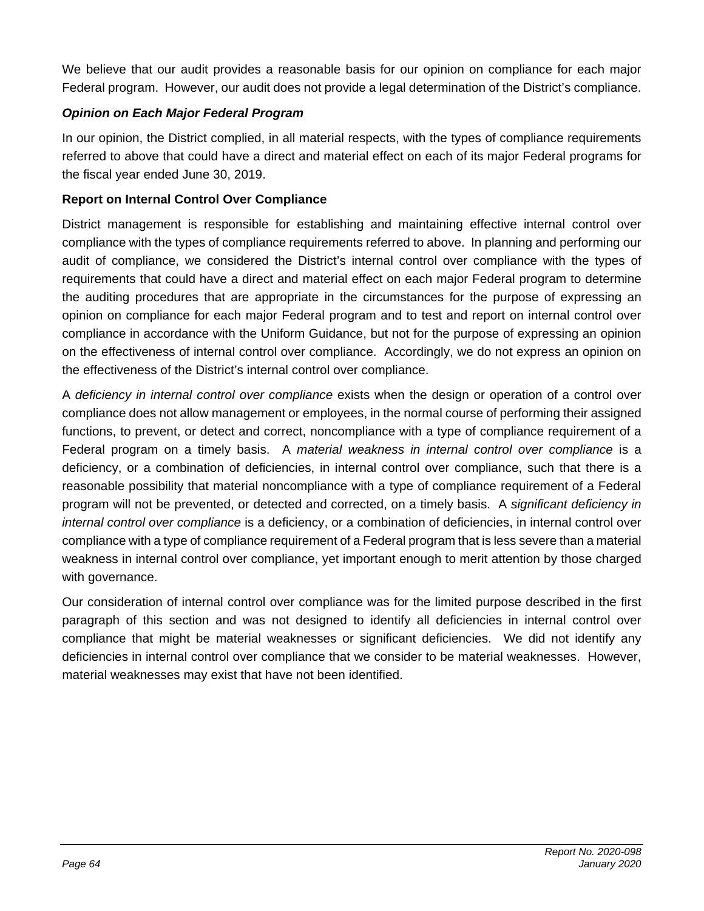We believe that our audit provides a reasonable basis for our opinion on compliance for each major Federal program. However, our audit does not provide a legal determination of the District's compliance.

### *Opinion on Each Major Federal Program*

In our opinion, the District complied, in all material respects, with the types of compliance requirements referred to above that could have a direct and material effect on each of its major Federal programs for the fiscal year ended June 30, 2019.

## Report on Internal Control Over Compliance

District management is responsible for establishing and maintaining effective internal control over compliance with the types of compliance requirements referred to above. In planning and performing our audit of compliance, we considered the District's internal control over compliance with the types of requirements that could have a direct and material effect on each major Federal program to determine the auditing procedures that are appropriate in the circumstances for the purpose of expressing an opinion on compliance for each major Federal program and to test and report on internal control over compliance in accordance with the Uniform Guidance, but not for the purpose of expressing an opinion on the effectiveness of internal control over compliance. Accordingly, we do not express an opinion on the effectiveness of the District's internal control over compliance.

A *deficiency in internal control over compliance* exists when the design or operation of a control over compliance does not allow management or employees, in the normal course of performing their assigned functions, to prevent, or detect and correct, noncompliance with a type of compliance requirement of a Federal program on a timely basis. A *material weakness in internal control over compliance* is a deficiency, or a combination of deficiencies, in internal control over compliance, such that there is a reasonable possibility that material noncompliance with a type of compliance requirement of a Federal program will not be prevented, or detected and corrected, on a timely basis. A *significant deficiency in internal control over compliance* is a deficiency, or a combination of deficiencies, in internal control over compliance with a type of compliance requirement of a Federal program that is less severe than a material weakness in internal control over compliance, yet important enough to merit attention by those charged with governance.

Our consideration of internal control over compliance was for the limited purpose described in the first paragraph of this section and was not designed to identify all deficiencies in internal control over compliance that might be material weaknesses or significant deficiencies. We did not identify any deficiencies in internal control over compliance that we consider to be material weaknesses. However, material weaknesses may exist that have not been identified.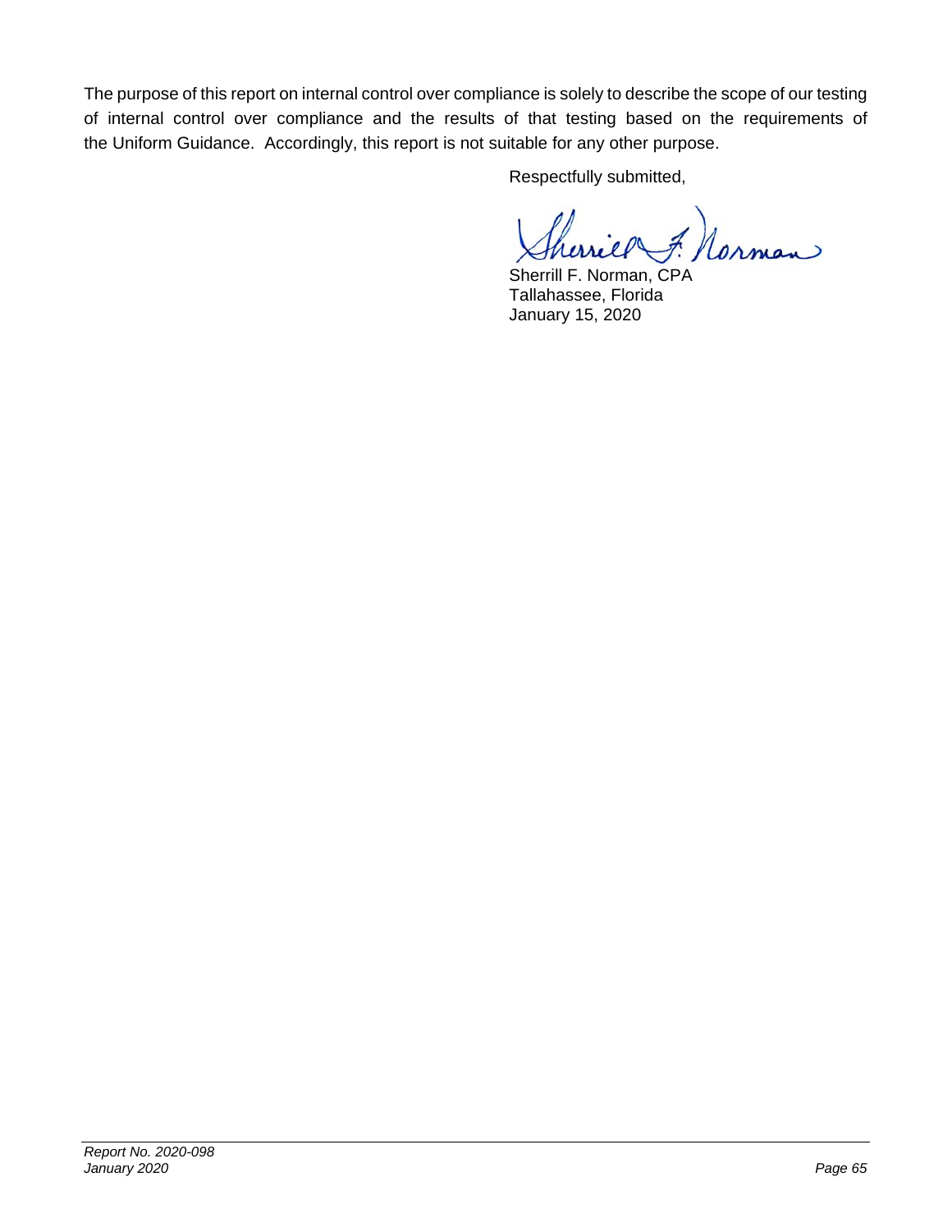The purpose of this report on internal control over compliance is solely to describe the scope of our testing of internal control over compliance and the results of that testing based on the requirements of the Uniform Guidance. Accordingly, this report is not suitable for any other purpose.

Respectfully submitted,

Sherrill F. Norman, CPA
Tallahassee, Florida
January 15, 2020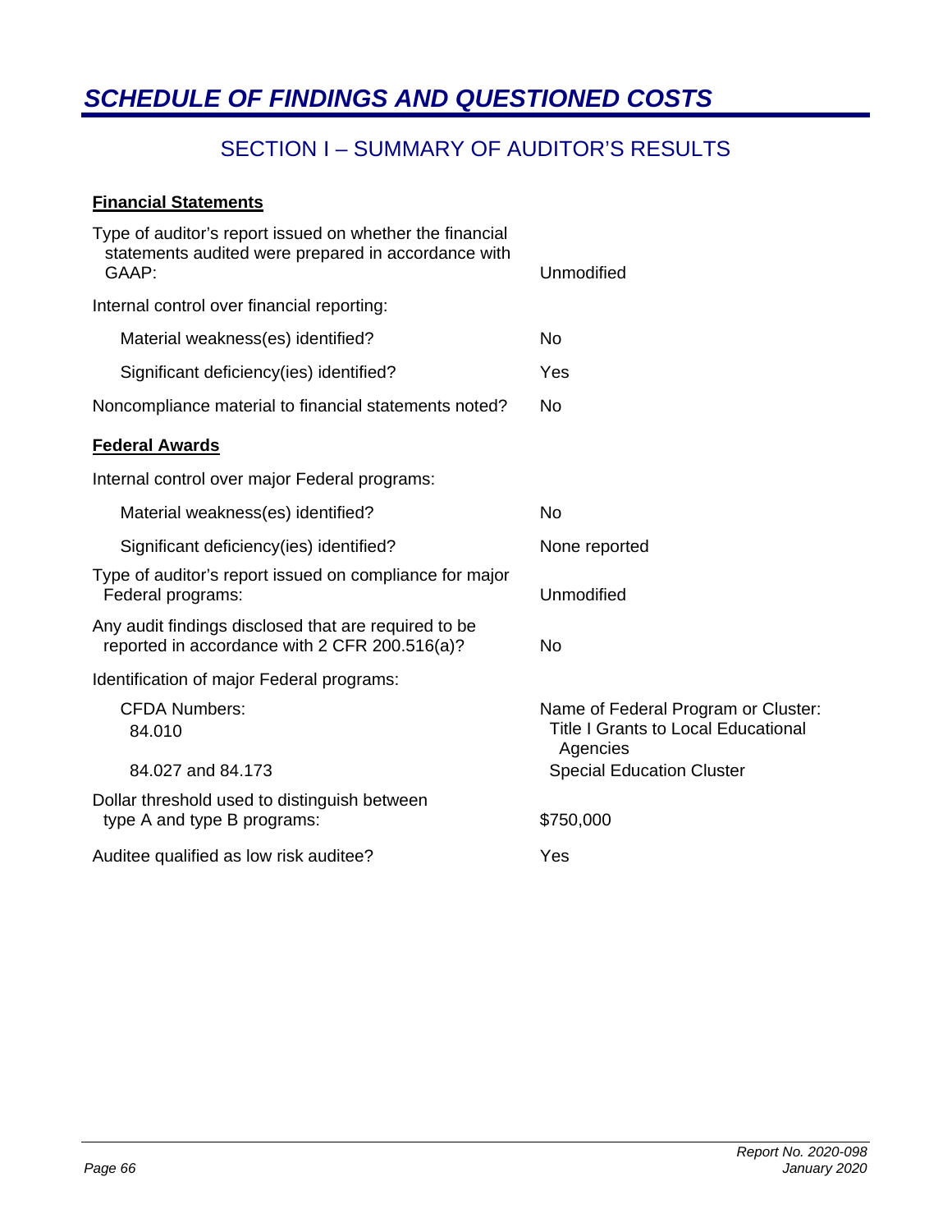# *SCHEDULE OF FINDINGS AND QUESTIONED COSTS*

## SECTION I – SUMMARY OF AUDITOR'S RESULTS

**Financial Statements**

| | |
|---|---|
| Type of auditor's report issued on whether the financial statements audited were prepared in accordance with GAAP: | Unmodified |
| Internal control over financial reporting: | |
| Material weakness(es) identified? | No |
| Significant deficiency(ies) identified? | Yes |
| Noncompliance material to financial statements noted? | No |

**Federal Awards**

| | |
|---|---|
| Internal control over major Federal programs: | |
| Material weakness(es) identified? | No |
| Significant deficiency(ies) identified? | None reported |
| Type of auditor's report issued on compliance for major Federal programs: | Unmodified |
| Any audit findings disclosed that are required to be reported in accordance with 2 CFR 200.516(a)? | No |
| Identification of major Federal programs: | |
| CFDA Numbers: | Name of Federal Program or Cluster: |
| 84.010 | Title I Grants to Local Educational Agencies |
| 84.027 and 84.173 | Special Education Cluster |
| Dollar threshold used to distinguish between type A and type B programs: | $750,000 |
| Auditee qualified as low risk auditee? | Yes |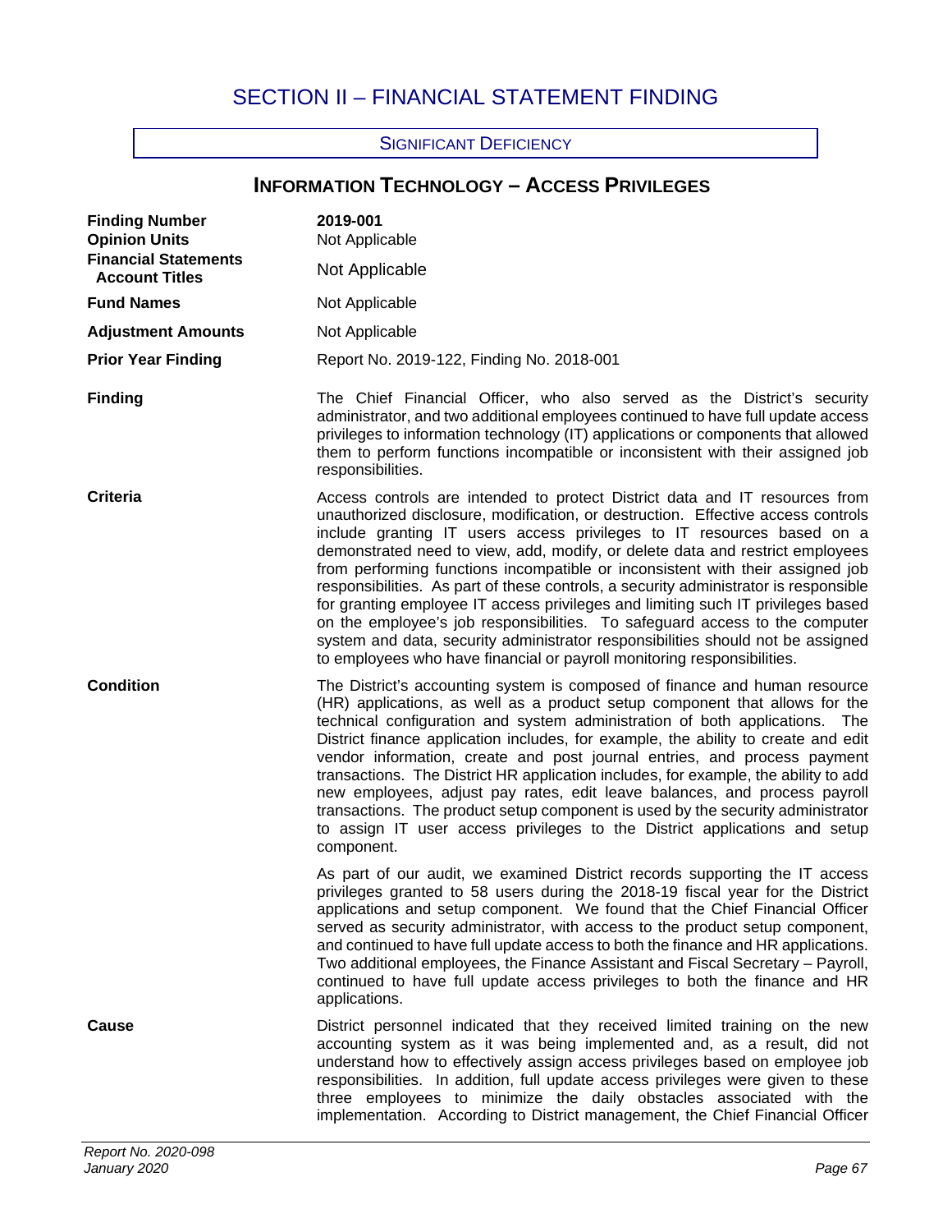# SECTION II – FINANCIAL STATEMENT FINDING

SIGNIFICANT DEFICIENCY

## INFORMATION TECHNOLOGY – ACCESS PRIVILEGES

| | |
|---|---|
| **Finding Number** | **2019-001** |
| **Opinion Units** | Not Applicable |
| **Financial Statements Account Titles** | Not Applicable |
| **Fund Names** | Not Applicable |
| **Adjustment Amounts** | Not Applicable |
| **Prior Year Finding** | Report No. 2019-122, Finding No. 2018-001 |

**Finding**

The Chief Financial Officer, who also served as the District's security administrator, and two additional employees continued to have full update access privileges to information technology (IT) applications or components that allowed them to perform functions incompatible or inconsistent with their assigned job responsibilities.

**Criteria**

Access controls are intended to protect District data and IT resources from unauthorized disclosure, modification, or destruction. Effective access controls include granting IT users access privileges to IT resources based on a demonstrated need to view, add, modify, or delete data and restrict employees from performing functions incompatible or inconsistent with their assigned job responsibilities. As part of these controls, a security administrator is responsible for granting employee IT access privileges and limiting such IT privileges based on the employee's job responsibilities. To safeguard access to the computer system and data, security administrator responsibilities should not be assigned to employees who have financial or payroll monitoring responsibilities.

**Condition**

The District's accounting system is composed of finance and human resource (HR) applications, as well as a product setup component that allows for the technical configuration and system administration of both applications. The District finance application includes, for example, the ability to create and edit vendor information, create and post journal entries, and process payment transactions. The District HR application includes, for example, the ability to add new employees, adjust pay rates, edit leave balances, and process payroll transactions. The product setup component is used by the security administrator to assign IT user access privileges to the District applications and setup component.

As part of our audit, we examined District records supporting the IT access privileges granted to 58 users during the 2018-19 fiscal year for the District applications and setup component. We found that the Chief Financial Officer served as security administrator, with access to the product setup component, and continued to have full update access to both the finance and HR applications. Two additional employees, the Finance Assistant and Fiscal Secretary – Payroll, continued to have full update access privileges to both the finance and HR applications.

**Cause**

District personnel indicated that they received limited training on the new accounting system as it was being implemented and, as a result, did not understand how to effectively assign access privileges based on employee job responsibilities. In addition, full update access privileges were given to these three employees to minimize the daily obstacles associated with the implementation. According to District management, the Chief Financial Officer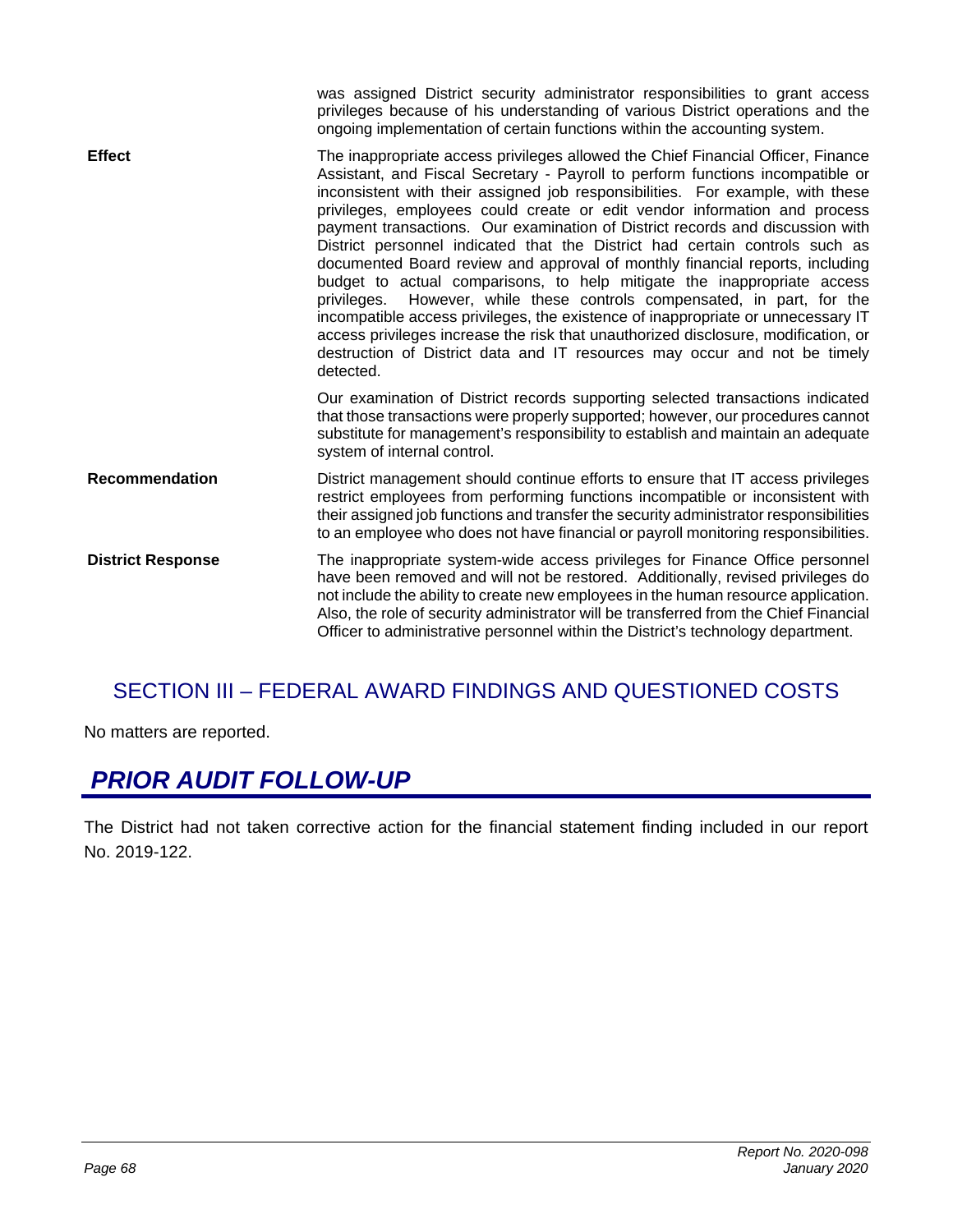was assigned District security administrator responsibilities to grant access privileges because of his understanding of various District operations and the ongoing implementation of certain functions within the accounting system.

**Effect**

The inappropriate access privileges allowed the Chief Financial Officer, Finance Assistant, and Fiscal Secretary - Payroll to perform functions incompatible or inconsistent with their assigned job responsibilities. For example, with these privileges, employees could create or edit vendor information and process payment transactions. Our examination of District records and discussion with District personnel indicated that the District had certain controls such as documented Board review and approval of monthly financial reports, including budget to actual comparisons, to help mitigate the inappropriate access privileges. However, while these controls compensated, in part, for the incompatible access privileges, the existence of inappropriate or unnecessary IT access privileges increase the risk that unauthorized disclosure, modification, or destruction of District data and IT resources may occur and not be timely detected.

Our examination of District records supporting selected transactions indicated that those transactions were properly supported; however, our procedures cannot substitute for management's responsibility to establish and maintain an adequate system of internal control.

**Recommendation**

District management should continue efforts to ensure that IT access privileges restrict employees from performing functions incompatible or inconsistent with their assigned job functions and transfer the security administrator responsibilities to an employee who does not have financial or payroll monitoring responsibilities.

**District Response**

The inappropriate system-wide access privileges for Finance Office personnel have been removed and will not be restored. Additionally, revised privileges do not include the ability to create new employees in the human resource application. Also, the role of security administrator will be transferred from the Chief Financial Officer to administrative personnel within the District's technology department.

## SECTION III – FEDERAL AWARD FINDINGS AND QUESTIONED COSTS

No matters are reported.

# *PRIOR AUDIT FOLLOW-UP*

The District had not taken corrective action for the financial statement finding included in our report No. 2019-122.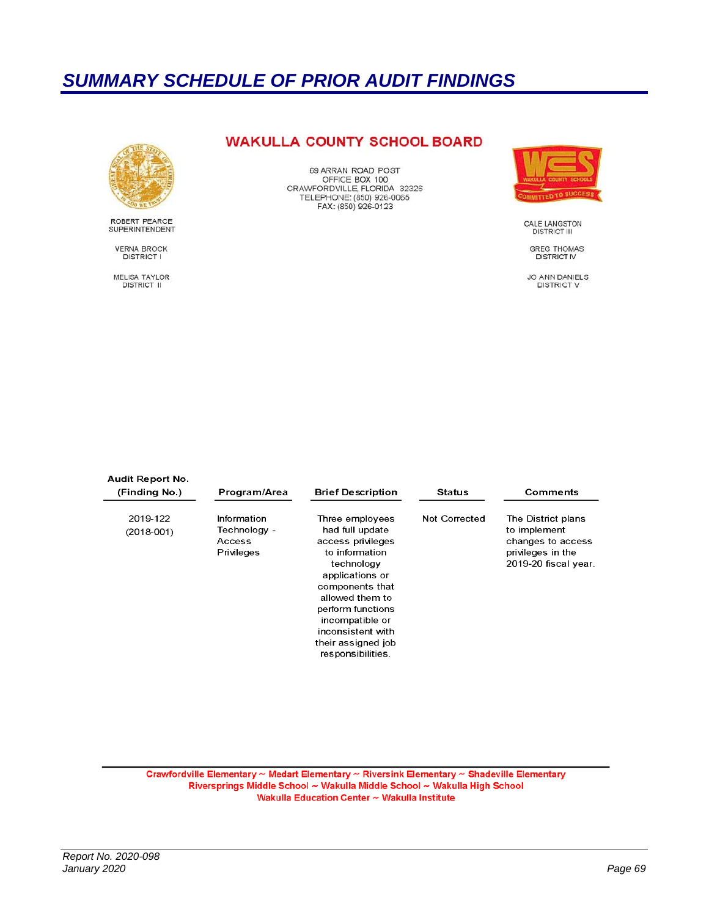# SUMMARY SCHEDULE OF PRIOR AUDIT FINDINGS

## WAKULLA COUNTY SCHOOL BOARD

69 ARRAN ROAD POST OFFICE BOX 100
CRAWFORDVILLE, FLORIDA 32326
TELEPHONE: (850) 926-0065
FAX: (850) 926-0123

ROBERT PEARCE
SUPERINTENDENT

VERNA BROCK
DISTRICT I

MELISA TAYLOR
DISTRICT II

CALE LANGSTON
DISTRICT III

GREG THOMAS
DISTRICT IV

JO ANN DANIELS
DISTRICT V

| Audit Report No. (Finding No.) | Program/Area | Brief Description | Status | Comments |
|---|---|---|---|---|
| 2019-122 (2018-001) | Information Technology - Access Privileges | Three employees had full update access privileges to information technology applications or components that allowed them to perform functions incompatible or inconsistent with their assigned job responsibilities. | Not Corrected | The District plans to implement changes to access privileges in the 2019-20 fiscal year. |

Crawfordville Elementary ~ Medart Elementary ~ Riversink Elementary ~ Shadeville Elementary
Riversprings Middle School ~ Wakulla Middle School ~ Wakulla High School
Wakulla Education Center ~ Wakulla Institute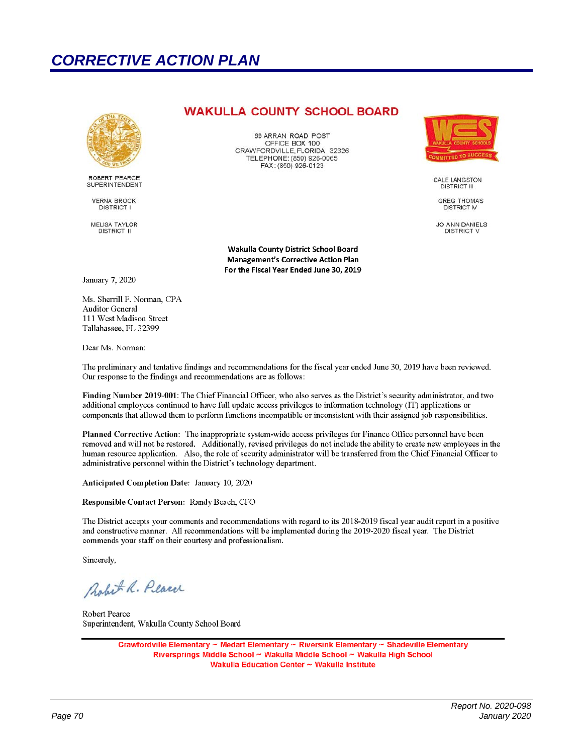# CORRECTIVE ACTION PLAN

## WAKULLA COUNTY SCHOOL BOARD

69 ARRAN ROAD POST OFFICE BOX 100
CRAWFORDVILLE, FLORIDA 32326
TELEPHONE: (850) 926-0065
FAX: (850) 926-0123

ROBERT PEARCE
SUPERINTENDENT

VERNA BROCK
DISTRICT I

MELISA TAYLOR
DISTRICT II

CALE LANGSTON
DISTRICT III

GREG THOMAS
DISTRICT IV

JO ANN DANIELS
DISTRICT V

**Wakulla County District School Board**
**Management's Corrective Action Plan**
**For the Fiscal Year Ended June 30, 2019**

January 7, 2020

Ms. Sherrill F. Norman, CPA
Auditor General
111 West Madison Street
Tallahassee, FL 32399

Dear Ms. Norman:

The preliminary and tentative findings and recommendations for the fiscal year ended June 30, 2019 have been reviewed. Our response to the findings and recommendations are as follows:

**Finding Number 2019-001**: The Chief Financial Officer, who also serves as the District's security administrator, and two additional employees continued to have full update access privileges to information technology (IT) applications or components that allowed them to perform functions incompatible or inconsistent with their assigned job responsibilities.

**Planned Corrective Action**: The inappropriate system-wide access privileges for Finance Office personnel have been removed and will not be restored. Additionally, revised privileges do not include the ability to create new employees in the human resource application. Also, the role of security administrator will be transferred from the Chief Financial Officer to administrative personnel within the District's technology department.

**Anticipated Completion Date:** January 10, 2020

**Responsible Contact Person:** Randy Beach, CFO

The District accepts your comments and recommendations with regard to its 2018-2019 fiscal year audit report in a positive and constructive manner. All recommendations will be implemented during the 2019-2020 fiscal year. The District commends your staff on their courtesy and professionalism.

Sincerely,

Robert Pearce
Superintendent, Wakulla County School Board

Crawfordville Elementary ~ Medart Elementary ~ Riversink Elementary ~ Shadeville Elementary
Riversprings Middle School ~ Wakulla Middle School ~ Wakulla High School
Wakulla Education Center ~ Wakulla Institute